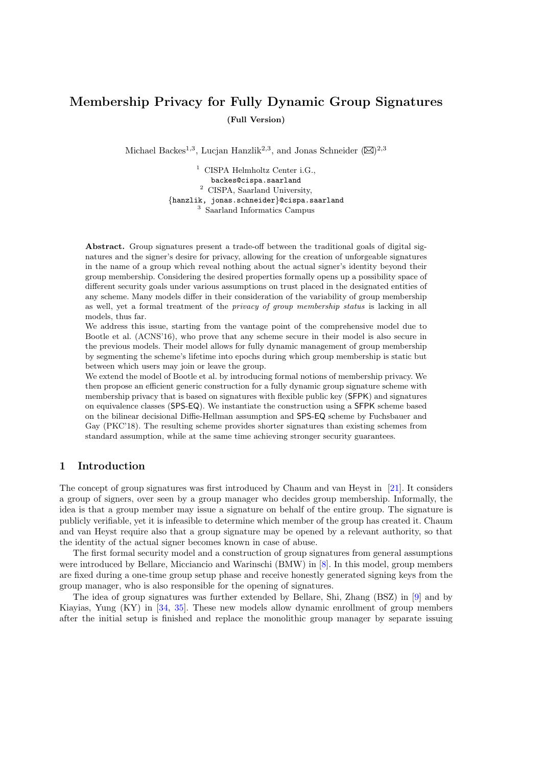# Membership Privacy for Fully Dynamic Group Signatures

**(Full Version)**

Michael Backes[1,3], Lucjan Hanzlik[2,3], and Jonas Schneider (✉)[2,3]

[1] CISPA Helmholtz Center i.G.,
backes@cispa.saarland
[2] CISPA, Saarland University,
{hanzlik, jonas.schneider}@cispa.saarland
[3] Saarland Informatics Campus

**Abstract.** Group signatures present a trade-off between the traditional goals of digital signatures and the signer's desire for privacy, allowing for the creation of unforgeable signatures in the name of a group which reveal nothing about the actual signer's identity beyond their group membership. Considering the desired properties formally opens up a possibility space of different security goals under various assumptions on trust placed in the designated entities of any scheme. Many models differ in their consideration of the variability of group membership as well, yet a formal treatment of the *privacy of group membership status* is lacking in all models, thus far.

We address this issue, starting from the vantage point of the comprehensive model due to Bootle et al. (ACNS'16), who prove that any scheme secure in their model is also secure in the previous models. Their model allows for fully dynamic management of group membership by segmenting the scheme's lifetime into epochs during which group membership is static but between which users may join or leave the group.

We extend the model of Bootle et al. by introducing formal notions of membership privacy. We then propose an efficient generic construction for a fully dynamic group signature scheme with membership privacy that is based on signatures with flexible public key (SFPK) and signatures on equivalence classes (SPS-EQ). We instantiate the construction using a SFPK scheme based on the bilinear decisional Diffie-Hellman assumption and SPS-EQ scheme by Fuchsbauer and Gay (PKC'18). The resulting scheme provides shorter signatures than existing schemes from standard assumption, while at the same time achieving stronger security guarantees.

## 1 Introduction

The concept of group signatures was first introduced by Chaum and van Heyst in [21]. It considers a group of signers, over seen by a group manager who decides group membership. Informally, the idea is that a group member may issue a signature on behalf of the entire group. The signature is publicly verifiable, yet it is infeasible to determine which member of the group has created it. Chaum and van Heyst require also that a group signature may be opened by a relevant authority, so that the identity of the actual signer becomes known in case of abuse.

The first formal security model and a construction of group signatures from general assumptions were introduced by Bellare, Micciancio and Warinschi (BMW) in [8]. In this model, group members are fixed during a one-time group setup phase and receive honestly generated signing keys from the group manager, who is also responsible for the opening of signatures.

The idea of group signatures was further extended by Bellare, Shi, Zhang (BSZ) in [9] and by Kiayias, Yung (KY) in [34, 35]. These new models allow dynamic enrollment of group members after the initial setup is finished and replace the monolithic group manager by separate issuing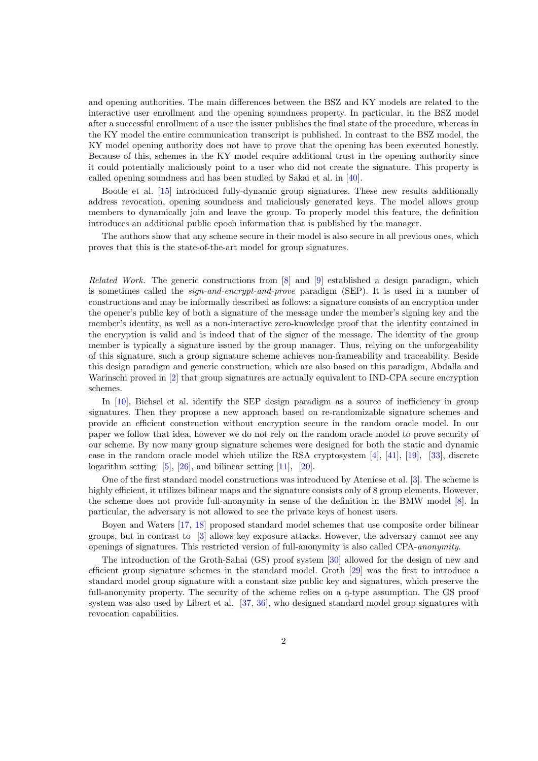and opening authorities. The main differences between the BSZ and KY models are related to the interactive user enrollment and the opening soundness property. In particular, in the BSZ model after a successful enrollment of a user the issuer publishes the final state of the procedure, whereas in the KY model the entire communication transcript is published. In contrast to the BSZ model, the KY model opening authority does not have to prove that the opening has been executed honestly. Because of this, schemes in the KY model require additional trust in the opening authority since it could potentially maliciously point to a user who did not create the signature. This property is called opening soundness and has been studied by Sakai et al. in [40].

Bootle et al. [15] introduced fully-dynamic group signatures. These new results additionally address revocation, opening soundness and maliciously generated keys. The model allows group members to dynamically join and leave the group. To properly model this feature, the definition introduces an additional public epoch information that is published by the manager.

The authors show that any scheme secure in their model is also secure in all previous ones, which proves that this is the state-of-the-art model for group signatures.

*Related Work.* The generic constructions from [8] and [9] established a design paradigm, which is sometimes called the *sign-and-encrypt-and-prove* paradigm (SEP). It is used in a number of constructions and may be informally described as follows: a signature consists of an encryption under the opener's public key of both a signature of the message under the member's signing key and the member's identity, as well as a non-interactive zero-knowledge proof that the identity contained in the encryption is valid and is indeed that of the signer of the message. The identity of the group member is typically a signature issued by the group manager. Thus, relying on the unforgeability of this signature, such a group signature scheme achieves non-frameability and traceability. Beside this design paradigm and generic construction, which are also based on this paradigm, Abdalla and Warinschi proved in [2] that group signatures are actually equivalent to IND-CPA secure encryption schemes.

In [10], Bichsel et al. identify the SEP design paradigm as a source of inefficiency in group signatures. Then they propose a new approach based on re-randomizable signature schemes and provide an efficient construction without encryption secure in the random oracle model. In our paper we follow that idea, however we do not rely on the random oracle model to prove security of our scheme. By now many group signature schemes were designed for both the static and dynamic case in the random oracle model which utilize the RSA cryptosystem [4], [41], [19], [33], discrete logarithm setting [5], [26], and bilinear setting [11], [20].

One of the first standard model constructions was introduced by Ateniese et al. [3]. The scheme is highly efficient, it utilizes bilinear maps and the signature consists only of 8 group elements. However, the scheme does not provide full-anonymity in sense of the definition in the BMW model [8]. In particular, the adversary is not allowed to see the private keys of honest users.

Boyen and Waters [17, 18] proposed standard model schemes that use composite order bilinear groups, but in contrast to [3] allows key exposure attacks. However, the adversary cannot see any openings of signatures. This restricted version of full-anonymity is also called CPA-*anonymity*.

The introduction of the Groth-Sahai (GS) proof system [30] allowed for the design of new and efficient group signature schemes in the standard model. Groth [29] was the first to introduce a standard model group signature with a constant size public key and signatures, which preserve the full-anonymity property. The security of the scheme relies on a q-type assumption. The GS proof system was also used by Libert et al. [37, 36], who designed standard model group signatures with revocation capabilities.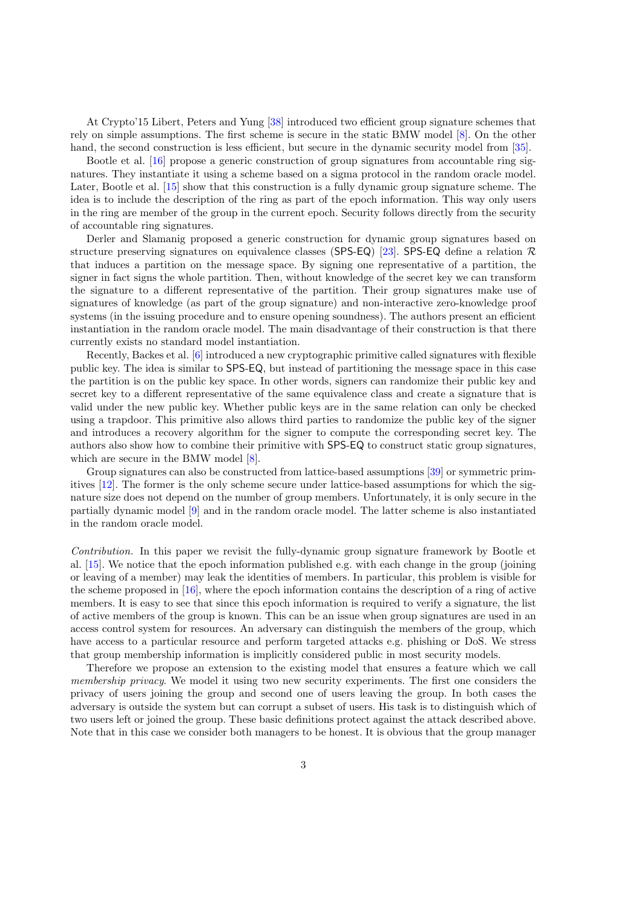At Crypto'15 Libert, Peters and Yung [38] introduced two efficient group signature schemes that rely on simple assumptions. The first scheme is secure in the static BMW model [8]. On the other hand, the second construction is less efficient, but secure in the dynamic security model from [35].

Bootle et al. [16] propose a generic construction of group signatures from accountable ring signatures. They instantiate it using a scheme based on a sigma protocol in the random oracle model. Later, Bootle et al. [15] show that this construction is a fully dynamic group signature scheme. The idea is to include the description of the ring as part of the epoch information. This way only users in the ring are member of the group in the current epoch. Security follows directly from the security of accountable ring signatures.

Derler and Slamanig proposed a generic construction for dynamic group signatures based on structure preserving signatures on equivalence classes (SPS-EQ) [23]. SPS-EQ define a relation $\mathcal{R}$ that induces a partition on the message space. By signing one representative of a partition, the signer in fact signs the whole partition. Then, without knowledge of the secret key we can transform the signature to a different representative of the partition. Their group signatures make use of signatures of knowledge (as part of the group signature) and non-interactive zero-knowledge proof systems (in the issuing procedure and to ensure opening soundness). The authors present an efficient instantiation in the random oracle model. The main disadvantage of their construction is that there currently exists no standard model instantiation.

Recently, Backes et al. [6] introduced a new cryptographic primitive called signatures with flexible public key. The idea is similar to SPS-EQ, but instead of partitioning the message space in this case the partition is on the public key space. In other words, signers can randomize their public key and secret key to a different representative of the same equivalence class and create a signature that is valid under the new public key. Whether public keys are in the same relation can only be checked using a trapdoor. This primitive also allows third parties to randomize the public key of the signer and introduces a recovery algorithm for the signer to compute the corresponding secret key. The authors also show how to combine their primitive with SPS-EQ to construct static group signatures, which are secure in the BMW model [8].

Group signatures can also be constructed from lattice-based assumptions [39] or symmetric primitives [12]. The former is the only scheme secure under lattice-based assumptions for which the signature size does not depend on the number of group members. Unfortunately, it is only secure in the partially dynamic model [9] and in the random oracle model. The latter scheme is also instantiated in the random oracle model.

*Contribution.* In this paper we revisit the fully-dynamic group signature framework by Bootle et al. [15]. We notice that the epoch information published e.g. with each change in the group (joining or leaving of a member) may leak the identities of members. In particular, this problem is visible for the scheme proposed in [16], where the epoch information contains the description of a ring of active members. It is easy to see that since this epoch information is required to verify a signature, the list of active members of the group is known. This can be an issue when group signatures are used in an access control system for resources. An adversary can distinguish the members of the group, which have access to a particular resource and perform targeted attacks e.g. phishing or DoS. We stress that group membership information is implicitly considered public in most security models.

Therefore we propose an extension to the existing model that ensures a feature which we call *membership privacy*. We model it using two new security experiments. The first one considers the privacy of users joining the group and second one of users leaving the group. In both cases the adversary is outside the system but can corrupt a subset of users. His task is to distinguish which of two users left or joined the group. These basic definitions protect against the attack described above. Note that in this case we consider both managers to be honest. It is obvious that the group manager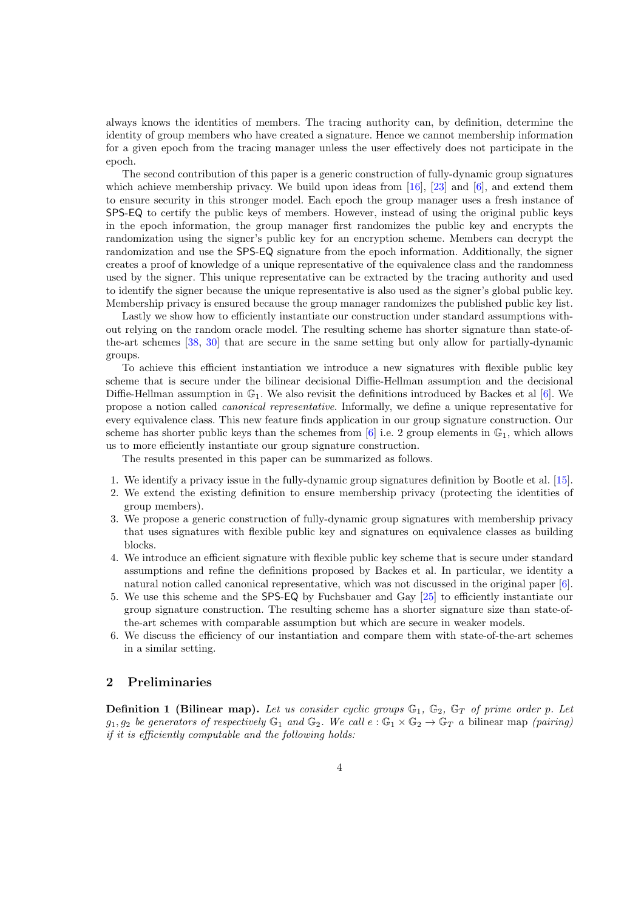always knows the identities of members. The tracing authority can, by definition, determine the identity of group members who have created a signature. Hence we cannot membership information for a given epoch from the tracing manager unless the user effectively does not participate in the epoch.

The second contribution of this paper is a generic construction of fully-dynamic group signatures which achieve membership privacy. We build upon ideas from [16], [23] and [6], and extend them to ensure security in this stronger model. Each epoch the group manager uses a fresh instance of SPS-EQ to certify the public keys of members. However, instead of using the original public keys in the epoch information, the group manager first randomizes the public key and encrypts the randomization using the signer's public key for an encryption scheme. Members can decrypt the randomization and use the SPS-EQ signature from the epoch information. Additionally, the signer creates a proof of knowledge of a unique representative of the equivalence class and the randomness used by the signer. This unique representative can be extracted by the tracing authority and used to identify the signer because the unique representative is also used as the signer's global public key. Membership privacy is ensured because the group manager randomizes the published public key list.

Lastly we show how to efficiently instantiate our construction under standard assumptions without relying on the random oracle model. The resulting scheme has shorter signature than state-of-the-art schemes [38, 30] that are secure in the same setting but only allow for partially-dynamic groups.

To achieve this efficient instantiation we introduce a new signatures with flexible public key scheme that is secure under the bilinear decisional Diffie-Hellman assumption and the decisional Diffie-Hellman assumption in $\mathbb{G}_1$. We also revisit the definitions introduced by Backes et al [6]. We propose a notion called *canonical representative*. Informally, we define a unique representative for every equivalence class. This new feature finds application in our group signature construction. Our scheme has shorter public keys than the schemes from [6] i.e. 2 group elements in $\mathbb{G}_1$, which allows us to more efficiently instantiate our group signature construction.

The results presented in this paper can be summarized as follows.

1. We identify a privacy issue in the fully-dynamic group signatures definition by Bootle et al. [15].
2. We extend the existing definition to ensure membership privacy (protecting the identities of group members).
3. We propose a generic construction of fully-dynamic group signatures with membership privacy that uses signatures with flexible public key and signatures on equivalence classes as building blocks.
4. We introduce an efficient signature with flexible public key scheme that is secure under standard assumptions and refine the definitions proposed by Backes et al. In particular, we identity a natural notion called canonical representative, which was not discussed in the original paper [6].
5. We use this scheme and the SPS-EQ by Fuchsbauer and Gay [25] to efficiently instantiate our group signature construction. The resulting scheme has a shorter signature size than state-of-the-art schemes with comparable assumption but which are secure in weaker models.
6. We discuss the efficiency of our instantiation and compare them with state-of-the-art schemes in a similar setting.

## 2 Preliminaries

**Definition 1 (Bilinear map).** *Let us consider cyclic groups $\mathbb{G}_1$, $\mathbb{G}_2$, $\mathbb{G}_T$ of prime order $p$. Let $g_1, g_2$ be generators of respectively $\mathbb{G}_1$ and $\mathbb{G}_2$. We call $e : \mathbb{G}_1 \times \mathbb{G}_2 \rightarrow \mathbb{G}_T$ a* bilinear map *(pairing) if it is efficiently computable and the following holds:*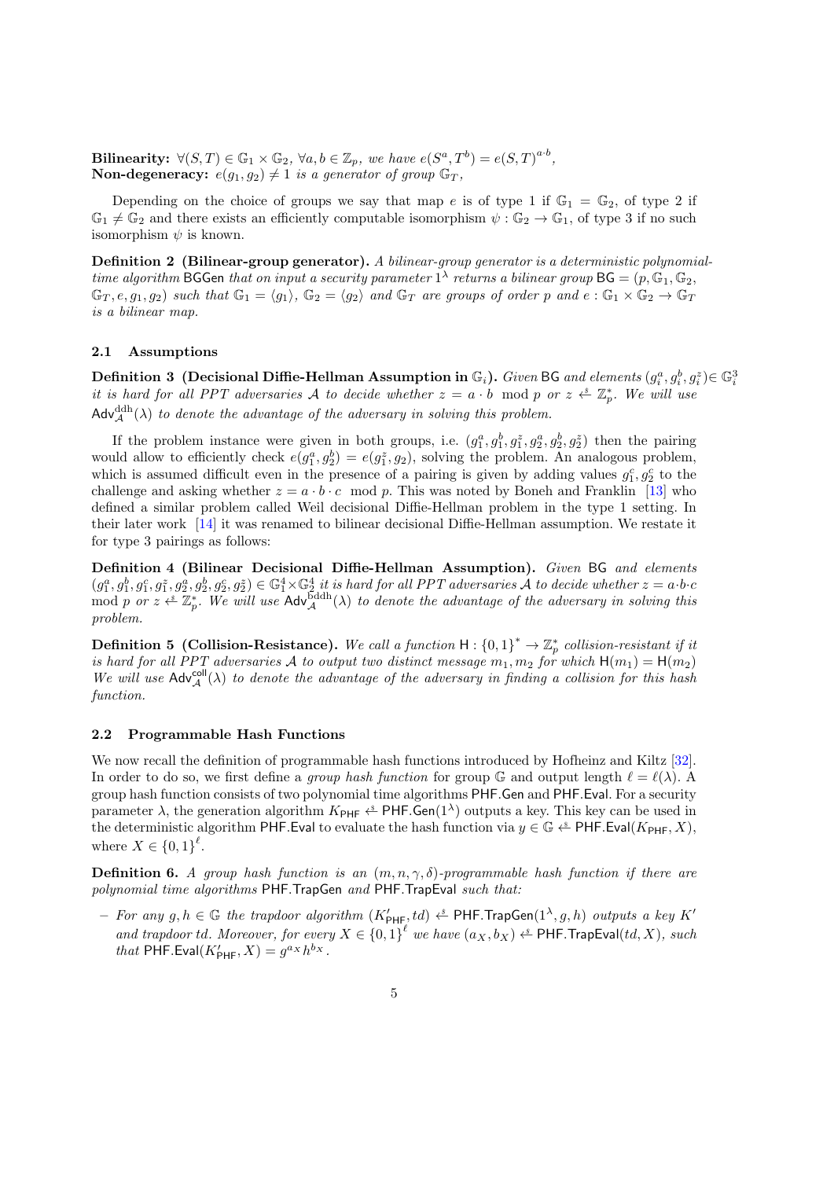**Bilinearity:** $\forall (S,T) \in \mathbb{G}_1 \times \mathbb{G}_2$, $\forall a, b \in \mathbb{Z}_p$, *we have* $e(S^a, T^b) = e(S,T)^{a \cdot b}$,
**Non-degeneracy:** $e(g_1, g_2) \neq 1$ *is a generator of group* $\mathbb{G}_T$,

Depending on the choice of groups we say that map $e$ is of type 1 if $\mathbb{G}_1 = \mathbb{G}_2$, of type 2 if $\mathbb{G}_1 \neq \mathbb{G}_2$ and there exists an efficiently computable isomorphism $\psi : \mathbb{G}_2 \to \mathbb{G}_1$, of type 3 if no such isomorphism $\psi$ is known.

**Definition 2 (Bilinear-group generator).** *A bilinear-group generator is a deterministic polynomial-time algorithm* $\mathsf{BGGen}$ *that on input a security parameter* $1^\lambda$ *returns a bilinear group* $\mathsf{BG} = (p, \mathbb{G}_1, \mathbb{G}_2, \mathbb{G}_T, e, g_1, g_2)$ *such that* $\mathbb{G}_1 = \langle g_1 \rangle$, $\mathbb{G}_2 = \langle g_2 \rangle$ *and* $\mathbb{G}_T$ *are groups of order* $p$ *and* $e : \mathbb{G}_1 \times \mathbb{G}_2 \to \mathbb{G}_T$ *is a bilinear map.*

### 2.1 Assumptions

**Definition 3 (Decisional Diffie-Hellman Assumption in $\mathbb{G}_i$).** *Given* $\mathsf{BG}$ *and elements* $(g_i^a, g_i^b, g_i^z) \in \mathbb{G}_i^3$ *it is hard for all PPT adversaries* $\mathcal{A}$ *to decide whether* $z = a \cdot b \mod p$ *or* $z \xleftarrow{\$} \mathbb{Z}_p^*$. *We will use* $\mathsf{Adv}_{\mathcal{A}}^{\mathrm{ddh}}(\lambda)$ *to denote the advantage of the adversary in solving this problem.*

If the problem instance were given in both groups, i.e. $(g_1^a, g_1^b, g_1^z, g_2^a, g_2^b, g_2^z)$ then the pairing would allow to efficiently check $e(g_1^a, g_2^b) = e(g_1^z, g_2)$, solving the problem. An analogous problem, which is assumed difficult even in the presence of a pairing is given by adding values $g_1^c, g_2^c$ to the challenge and asking whether $z = a \cdot b \cdot c \mod p$. This was noted by Boneh and Franklin [13] who defined a similar problem called Weil decisional Diffie-Hellman problem in the type 1 setting. In their later work [14] it was renamed to bilinear decisional Diffie-Hellman assumption. We restate it for type 3 pairings as follows:

**Definition 4 (Bilinear Decisional Diffie-Hellman Assumption).** *Given* $\mathsf{BG}$ *and elements* $(g_1^a, g_1^b, g_1^c, g_1^z, g_2^a, g_2^b, g_2^c, g_2^z) \in \mathbb{G}_1^4 \times \mathbb{G}_2^4$ *it is hard for all PPT adversaries* $\mathcal{A}$ *to decide whether* $z = a \cdot b \cdot c \mod p$ *or* $z \xleftarrow{\$} \mathbb{Z}_p^*$. *We will use* $\mathsf{Adv}_{\mathcal{A}}^{\mathrm{bddh}}(\lambda)$ *to denote the advantage of the adversary in solving this problem.*

**Definition 5 (Collision-Resistance).** *We call a function* $\mathsf{H} : \{0,1\}^* \to \mathbb{Z}_p^*$ *collision-resistant if it is hard for all PPT adversaries* $\mathcal{A}$ *to output two distinct message* $m_1, m_2$ *for which* $\mathsf{H}(m_1) = \mathsf{H}(m_2)$ *We will use* $\mathsf{Adv}_{\mathcal{A}}^{\mathsf{coll}}(\lambda)$ *to denote the advantage of the adversary in finding a collision for this hash function.*

### 2.2 Programmable Hash Functions

We now recall the definition of programmable hash functions introduced by Hofheinz and Kiltz [32]. In order to do so, we first define a *group hash function* for group $\mathbb{G}$ and output length $\ell = \ell(\lambda)$. A group hash function consists of two polynomial time algorithms $\mathsf{PHF.Gen}$ and $\mathsf{PHF.Eval}$. For a security parameter $\lambda$, the generation algorithm $K_{\mathsf{PHF}} \xleftarrow{\$} \mathsf{PHF.Gen}(1^\lambda)$ outputs a key. This key can be used in the deterministic algorithm $\mathsf{PHF.Eval}$ to evaluate the hash function via $y \in \mathbb{G} \xleftarrow{\$} \mathsf{PHF.Eval}(K_{\mathsf{PHF}}, X)$, where $X \in \{0,1\}^\ell$.

**Definition 6.** *A group hash function is an* $(m, n, \gamma, \delta)$*-programmable hash function if there are polynomial time algorithms* $\mathsf{PHF.TrapGen}$ *and* $\mathsf{PHF.TrapEval}$ *such that:*

- *For any* $g, h \in \mathbb{G}$ *the trapdoor algorithm* $(K'_{\mathsf{PHF}}, td) \xleftarrow{\$} \mathsf{PHF.TrapGen}(1^\lambda, g, h)$ *outputs a key* $K'$ *and trapdoor* $td$. *Moreover, for every* $X \in \{0,1\}^\ell$ *we have* $(a_X, b_X) \xleftarrow{\$} \mathsf{PHF.TrapEval}(td, X)$, *such that* $\mathsf{PHF.Eval}(K'_{\mathsf{PHF}}, X) = g^{a_X} h^{b_X}$.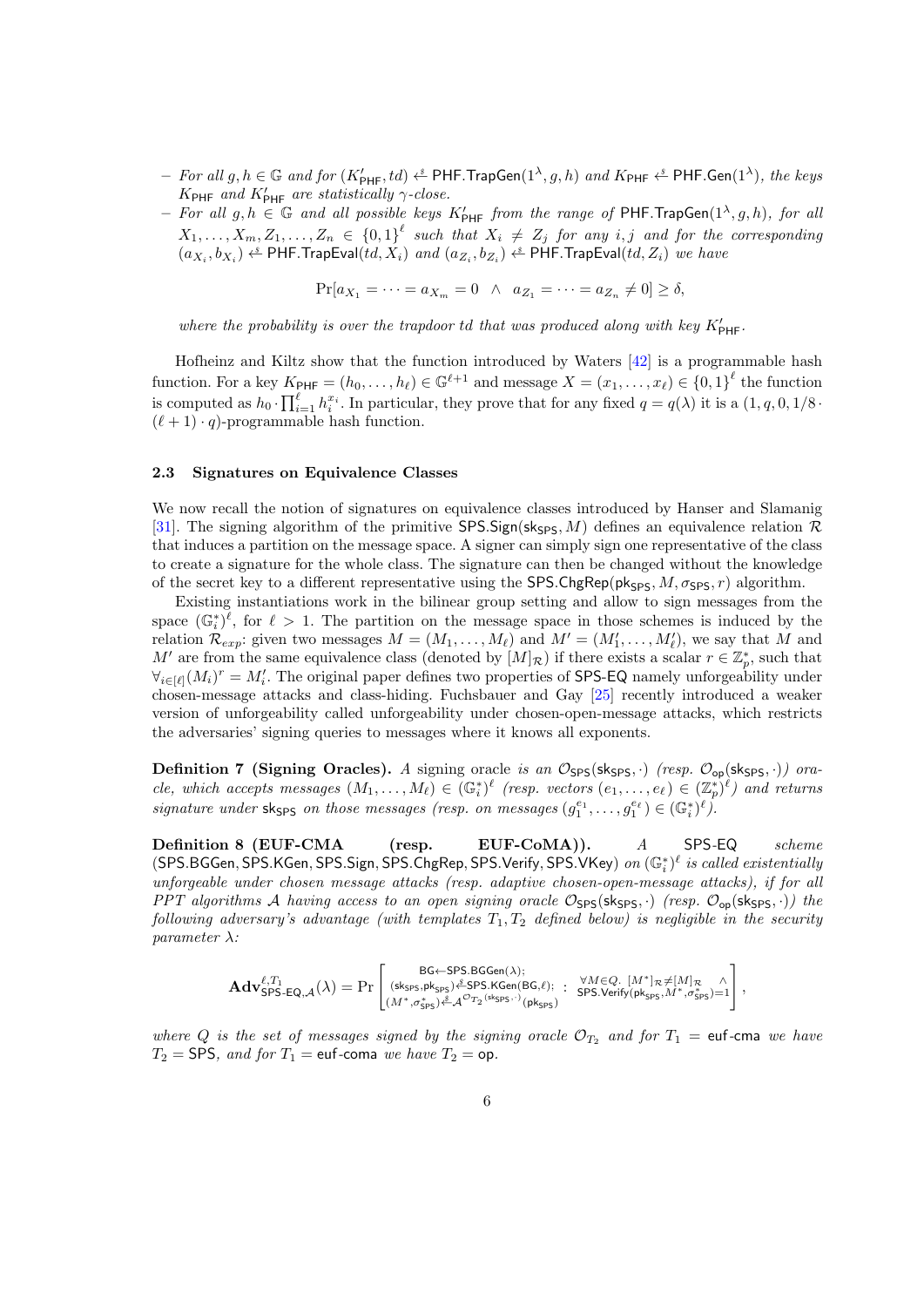- *For all $g, h \in \mathbb{G}$ and for $(K'_{\mathsf{PHF}}, td) \xleftarrow{\$} \mathsf{PHF.TrapGen}(1^\lambda, g, h)$ and $K_{\mathsf{PHF}} \xleftarrow{\$} \mathsf{PHF.Gen}(1^\lambda)$, the keys $K_{\mathsf{PHF}}$ and $K'_{\mathsf{PHF}}$ are statistically $\gamma$-close.*
- *For all $g, h \in \mathbb{G}$ and all possible keys $K'_{\mathsf{PHF}}$ from the range of $\mathsf{PHF.TrapGen}(1^\lambda, g, h)$, for all $X_1, \ldots, X_m, Z_1, \ldots, Z_n \in \{0,1\}^\ell$ such that $X_i \neq Z_j$ for any $i, j$ and for the corresponding $(a_{X_i}, b_{X_i}) \xleftarrow{\$} \mathsf{PHF.TrapEval}(td, X_i)$ and $(a_{Z_i}, b_{Z_i}) \xleftarrow{\$} \mathsf{PHF.TrapEval}(td, Z_i)$ we have*

$$\Pr[a_{X_1} = \cdots = a_{X_m} = 0 \;\; \wedge \;\; a_{Z_1} = \cdots = a_{Z_n} \neq 0] \geq \delta,$$

*where the probability is over the trapdoor $td$ that was produced along with key $K'_{\mathsf{PHF}}$.*

Hofheinz and Kiltz show that the function introduced by Waters [42] is a programmable hash function. For a key $K_{\mathsf{PHF}} = (h_0, \ldots, h_\ell) \in \mathbb{G}^{\ell+1}$ and message $X = (x_1, \ldots, x_\ell) \in \{0,1\}^\ell$ the function is computed as $h_0 \cdot \prod_{i=1}^{\ell} h_i^{x_i}$. In particular, they prove that for any fixed $q = q(\lambda)$ it is a $(1, q, 0, 1/8 \cdot (\ell+1) \cdot q)$-programmable hash function.

### 2.3 Signatures on Equivalence Classes

We now recall the notion of signatures on equivalence classes introduced by Hanser and Slamanig [31]. The signing algorithm of the primitive $\mathsf{SPS.Sign}(\mathsf{sk}_{\mathsf{SPS}}, M)$ defines an equivalence relation $\mathcal{R}$ that induces a partition on the message space. A signer can simply sign one representative of the class to create a signature for the whole class. The signature can then be changed without the knowledge of the secret key to a different representative using the $\mathsf{SPS.ChgRep}(\mathsf{pk}_{\mathsf{SPS}}, M, \sigma_{\mathsf{SPS}}, r)$ algorithm.

Existing instantiations work in the bilinear group setting and allow to sign messages from the space $(\mathbb{G}_i^*)^\ell$, for $\ell > 1$. The partition on the message space in those schemes is induced by the relation $\mathcal{R}_{exp}$: given two messages $M = (M_1, \ldots, M_\ell)$ and $M' = (M'_1, \ldots, M'_\ell)$, we say that $M$ and $M'$ are from the same equivalence class (denoted by $[M]_\mathcal{R}$) if there exists a scalar $r \in \mathbb{Z}_p^*$, such that $\forall_{i \in [\ell]} (M_i)^r = M'_i$. The original paper defines two properties of $\mathsf{SPS\text{-}EQ}$ namely unforgeability under chosen-message attacks and class-hiding. Fuchsbauer and Gay [25] recently introduced a weaker version of unforgeability called unforgeability under chosen-open-message attacks, which restricts the adversaries' signing queries to messages where it knows all exponents.

**Definition 7 (Signing Oracles).** *A signing oracle is an $\mathcal{O}_{\mathsf{SPS}}(\mathsf{sk}_{\mathsf{SPS}}, \cdot)$ (resp. $\mathcal{O}_{\mathsf{op}}(\mathsf{sk}_{\mathsf{SPS}}, \cdot)$) oracle, which accepts messages $(M_1, \ldots, M_\ell) \in (\mathbb{G}_i^*)^\ell$ (resp. vectors $(e_1, \ldots, e_\ell) \in (\mathbb{Z}_p^*)^\ell$) and returns signature under $\mathsf{sk}_{\mathsf{SPS}}$ on those messages (resp. on messages $(g_1^{e_1}, \ldots, g_1^{e_\ell}) \in (\mathbb{G}_i^*)^\ell$).*

**Definition 8 (EUF-CMA (resp. EUF-CoMA)).** *A $\mathsf{SPS\text{-}EQ}$ scheme $(\mathsf{SPS.BGGen}, \mathsf{SPS.KGen}, \mathsf{SPS.Sign}, \mathsf{SPS.ChgRep}, \mathsf{SPS.Verify}, \mathsf{SPS.VKey})$ on $(\mathbb{G}_i^*)^\ell$ is called existentially unforgeable under chosen message attacks (resp. adaptive chosen-open-message attacks), if for all PPT algorithms $\mathcal{A}$ having access to an open signing oracle $\mathcal{O}_{\mathsf{SPS}}(\mathsf{sk}_{\mathsf{SPS}}, \cdot)$ (resp. $\mathcal{O}_{\mathsf{op}}(\mathsf{sk}_{\mathsf{SPS}}, \cdot)$) the following adversary's advantage (with templates $T_1, T_2$ defined below) is negligible in the security parameter $\lambda$:*

$$\mathbf{Adv}^{\ell, T_1}_{\mathsf{SPS\text{-}EQ}, \mathcal{A}}(\lambda) = \Pr\left[\begin{array}{l} \mathsf{BG} \leftarrow \mathsf{SPS.BGGen}(\lambda); \\ (\mathsf{sk}_{\mathsf{SPS}}, \mathsf{pk}_{\mathsf{SPS}}) \xleftarrow{\$} \mathsf{SPS.KGen}(\mathsf{BG}, \ell); \\ (M^*, \sigma^*_{\mathsf{SPS}}) \xleftarrow{\$} \mathcal{A}^{\mathcal{O}_{T_2}(\mathsf{sk}_{\mathsf{SPS}}, \cdot)}(\mathsf{pk}_{\mathsf{SPS}}) \end{array} : \begin{array}{c} \forall M \in Q.\ [M^*]_\mathcal{R} \neq [M]_\mathcal{R} \quad \wedge \\ \mathsf{SPS.Verify}(\mathsf{pk}_{\mathsf{SPS}}, M^*, \sigma^*_{\mathsf{SPS}}) = 1 \end{array}\right],$$

*where $Q$ is the set of messages signed by the signing oracle $\mathcal{O}_{T_2}$ and for $T_1 = \mathsf{euf\text{-}cma}$ we have $T_2 = \mathsf{SPS}$, and for $T_1 = \mathsf{euf\text{-}coma}$ we have $T_2 = \mathsf{op}$.*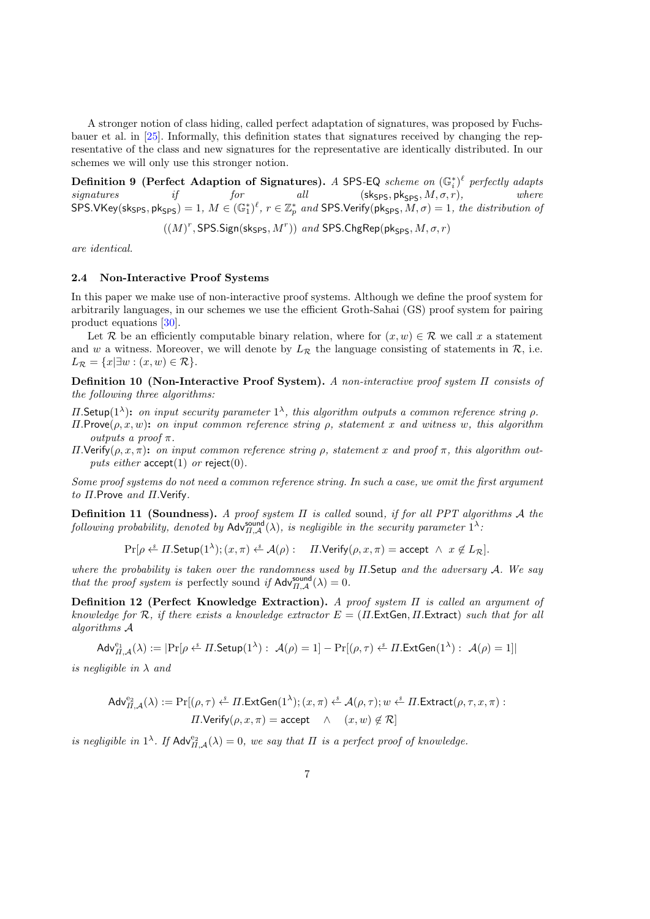A stronger notion of class hiding, called perfect adaptation of signatures, was proposed by Fuchsbauer et al. in [25]. Informally, this definition states that signatures received by changing the representative of the class and new signatures for the representative are identically distributed. In our schemes we will only use this stronger notion.

**Definition 9 (Perfect Adaption of Signatures).** *A* SPS-EQ *scheme on* $(\mathbb{G}_i^*)^\ell$ *perfectly adapts signatures if for all* $(\mathsf{sk}_{\mathsf{SPS}}, \mathsf{pk}_{\mathsf{SPS}}, M, \sigma, r)$, *where* $\mathsf{SPS.VKey}(\mathsf{sk}_{\mathsf{SPS}}, \mathsf{pk}_{\mathsf{SPS}}) = 1$, $M \in (\mathbb{G}_1^*)^\ell$, $r \in \mathbb{Z}_p^*$ *and* $\mathsf{SPS.Verify}(\mathsf{pk}_{\mathsf{SPS}}, M, \sigma) = 1$, *the distribution of*

$$((M)^r, \mathsf{SPS.Sign}(\mathsf{sk}_{\mathsf{SPS}}, M^r)) \text{ and } \mathsf{SPS.ChgRep}(\mathsf{pk}_{\mathsf{SPS}}, M, \sigma, r)$$

*are identical.*

### 2.4 Non-Interactive Proof Systems

In this paper we make use of non-interactive proof systems. Although we define the proof system for arbitrarily languages, in our schemes we use the efficient Groth-Sahai (GS) proof system for pairing product equations [30].

Let $\mathcal{R}$ be an efficiently computable binary relation, where for $(x, w) \in \mathcal{R}$ we call $x$ a statement and $w$ a witness. Moreover, we will denote by $L_\mathcal{R}$ the language consisting of statements in $\mathcal{R}$, i.e. $L_\mathcal{R} = \{x | \exists w : (x, w) \in \mathcal{R}\}$.

**Definition 10 (Non-Interactive Proof System).** *A non-interactive proof system $\Pi$ consists of the following three algorithms:*

- $\Pi.\mathsf{Setup}(1^\lambda)$**:** *on input security parameter $1^\lambda$, this algorithm outputs a common reference string $\rho$.*
- $\Pi.\mathsf{Prove}(\rho, x, w)$**:** *on input common reference string $\rho$, statement $x$ and witness $w$, this algorithm outputs a proof $\pi$.*
- $\Pi.\mathsf{Verify}(\rho, x, \pi)$**:** *on input common reference string $\rho$, statement $x$ and proof $\pi$, this algorithm outputs either* accept(1) *or* reject(0).

*Some proof systems do not need a common reference string. In such a case, we omit the first argument to $\Pi$.*Prove *and $\Pi$.*Verify.

**Definition 11 (Soundness).** *A proof system $\Pi$ is called* sound*, if for all PPT algorithms $\mathcal{A}$ the following probability, denoted by $\mathsf{Adv}^{\mathsf{sound}}_{\Pi,\mathcal{A}}(\lambda)$, is negligible in the security parameter $1^\lambda$:*

$$\Pr[\rho \overset{\$}{\leftarrow} \Pi.\mathsf{Setup}(1^\lambda); (x, \pi) \overset{\$}{\leftarrow} \mathcal{A}(\rho) : \quad \Pi.\mathsf{Verify}(\rho, x, \pi) = \mathsf{accept} \ \wedge \ x \notin L_\mathcal{R}].$$

*where the probability is taken over the randomness used by $\Pi$.*Setup *and the adversary $\mathcal{A}$. We say that the proof system is* perfectly sound *if $\mathsf{Adv}^{\mathsf{sound}}_{\Pi,\mathcal{A}}(\lambda) = 0$.*

**Definition 12 (Perfect Knowledge Extraction).** *A proof system $\Pi$ is called an argument of knowledge for $\mathcal{R}$, if there exists a knowledge extractor $E = (\Pi.\mathsf{ExtGen}, \Pi.\mathsf{Extract})$ such that for all algorithms $\mathcal{A}$*

$$\mathsf{Adv}^{e_1}_{\Pi,\mathcal{A}}(\lambda) := |\Pr[\rho \overset{\$}{\leftarrow} \Pi.\mathsf{Setup}(1^\lambda) : \ \mathcal{A}(\rho) = 1] - \Pr[(\rho, \tau) \overset{\$}{\leftarrow} \Pi.\mathsf{ExtGen}(1^\lambda) : \ \mathcal{A}(\rho) = 1]|$$

*is negligible in $\lambda$ and*

$$\mathsf{Adv}^{e_2}_{\Pi,\mathcal{A}}(\lambda) := \Pr[(\rho, \tau) \overset{\$}{\leftarrow} \Pi.\mathsf{ExtGen}(1^\lambda); (x, \pi) \overset{\$}{\leftarrow} \mathcal{A}(\rho, \tau); w \overset{\$}{\leftarrow} \Pi.\mathsf{Extract}(\rho, \tau, x, \pi) : \\ \Pi.\mathsf{Verify}(\rho, x, \pi) = \mathsf{accept} \quad \wedge \quad (x, w) \notin \mathcal{R}]$$

*is negligible in $1^\lambda$. If $\mathsf{Adv}^{e_2}_{\Pi,\mathcal{A}}(\lambda) = 0$, we say that $\Pi$ is a perfect proof of knowledge.*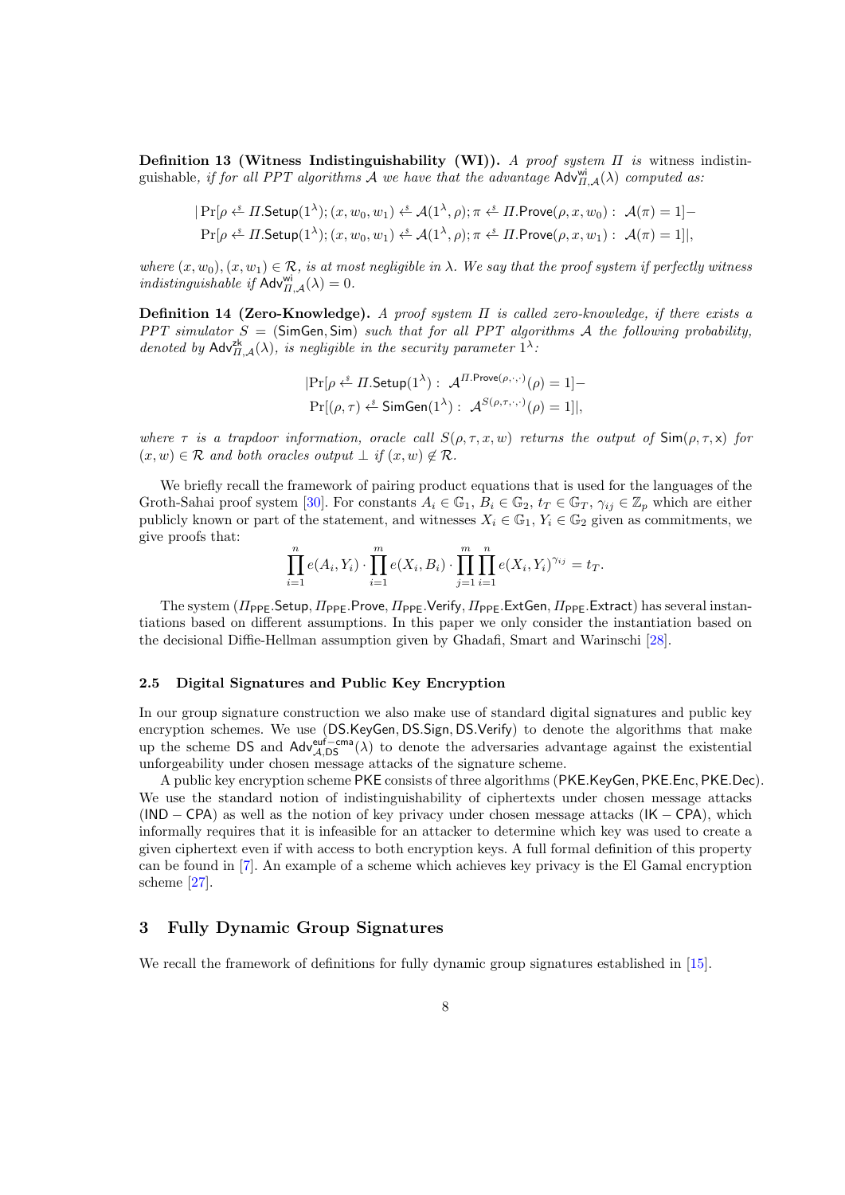**Definition 13 (Witness Indistinguishability (WI)).** *A proof system $\Pi$ is* witness indistinguishable*, if for all PPT algorithms $\mathcal{A}$ we have that the advantage $\mathsf{Adv}^{\mathsf{wi}}_{\Pi,\mathcal{A}}(\lambda)$ computed as:*

$$|\Pr[\rho \xleftarrow{\$} \Pi.\mathsf{Setup}(1^\lambda); (x, w_0, w_1) \xleftarrow{\$} \mathcal{A}(1^\lambda, \rho); \pi \xleftarrow{\$} \Pi.\mathsf{Prove}(\rho, x, w_0) : \ \mathcal{A}(\pi) = 1] -$$
$$\Pr[\rho \xleftarrow{\$} \Pi.\mathsf{Setup}(1^\lambda); (x, w_0, w_1) \xleftarrow{\$} \mathcal{A}(1^\lambda, \rho); \pi \xleftarrow{\$} \Pi.\mathsf{Prove}(\rho, x, w_1) : \ \mathcal{A}(\pi) = 1]|,$$

*where $(x, w_0), (x, w_1) \in \mathcal{R}$, is at most negligible in $\lambda$. We say that the proof system if perfectly witness indistinguishable if $\mathsf{Adv}^{\mathsf{wi}}_{\Pi,\mathcal{A}}(\lambda) = 0$.*

**Definition 14 (Zero-Knowledge).** *A proof system $\Pi$ is called zero-knowledge, if there exists a PPT simulator $S = (\mathsf{SimGen}, \mathsf{Sim})$ such that for all PPT algorithms $\mathcal{A}$ the following probability, denoted by $\mathsf{Adv}^{\mathsf{zk}}_{\Pi,\mathcal{A}}(\lambda)$, is negligible in the security parameter $1^\lambda$:*

$$|\Pr[\rho \xleftarrow{\$} \Pi.\mathsf{Setup}(1^\lambda) : \ \mathcal{A}^{\Pi.\mathsf{Prove}(\rho,\cdot,\cdot)}(\rho) = 1] -$$
$$\Pr[(\rho, \tau) \xleftarrow{\$} \mathsf{SimGen}(1^\lambda) : \ \mathcal{A}^{S(\rho,\tau,\cdot,\cdot)}(\rho) = 1]|,$$

*where $\tau$ is a trapdoor information, oracle call $S(\rho, \tau, x, w)$ returns the output of $\mathsf{Sim}(\rho, \tau, \mathsf{x})$ for $(x, w) \in \mathcal{R}$ and both oracles output $\perp$ if $(x, w) \notin \mathcal{R}$.*

We briefly recall the framework of pairing product equations that is used for the languages of the Groth-Sahai proof system [30]. For constants $A_i \in \mathbb{G}_1$, $B_i \in \mathbb{G}_2$, $t_T \in \mathbb{G}_T$, $\gamma_{ij} \in \mathbb{Z}_p$ which are either publicly known or part of the statement, and witnesses $X_i \in \mathbb{G}_1$, $Y_i \in \mathbb{G}_2$ given as commitments, we give proofs that:

$$\prod_{i=1}^{n} e(A_i, Y_i) \cdot \prod_{i=1}^{m} e(X_i, B_i) \cdot \prod_{j=1}^{m} \prod_{i=1}^{n} e(X_i, Y_i)^{\gamma_{ij}} = t_T.$$

The system ($\Pi_{\mathsf{PPE}}.\mathsf{Setup}, \Pi_{\mathsf{PPE}}.\mathsf{Prove}, \Pi_{\mathsf{PPE}}.\mathsf{Verify}, \Pi_{\mathsf{PPE}}.\mathsf{ExtGen}, \Pi_{\mathsf{PPE}}.\mathsf{Extract}$) has several instantiations based on different assumptions. In this paper we only consider the instantiation based on the decisional Diffie-Hellman assumption given by Ghadafi, Smart and Warinschi [28].

### 2.5 Digital Signatures and Public Key Encryption

In our group signature construction we also make use of standard digital signatures and public key encryption schemes. We use ($\mathsf{DS.KeyGen}, \mathsf{DS.Sign}, \mathsf{DS.Verify}$) to denote the algorithms that make up the scheme $\mathsf{DS}$ and $\mathsf{Adv}^{\mathsf{euf-cma}}_{\mathcal{A},\mathsf{DS}}(\lambda)$ to denote the adversaries advantage against the existential unforgeability under chosen message attacks of the signature scheme.

A public key encryption scheme $\mathsf{PKE}$ consists of three algorithms ($\mathsf{PKE.KeyGen}, \mathsf{PKE.Enc}, \mathsf{PKE.Dec}$). We use the standard notion of indistinguishability of ciphertexts under chosen message attacks ($\mathsf{IND-CPA}$) as well as the notion of key privacy under chosen message attacks ($\mathsf{IK-CPA}$), which informally requires that it is infeasible for an attacker to determine which key was used to create a given ciphertext even if with access to both encryption keys. A full formal definition of this property can be found in [7]. An example of a scheme which achieves key privacy is the El Gamal encryption scheme [27].

## 3 Fully Dynamic Group Signatures

We recall the framework of definitions for fully dynamic group signatures established in [15].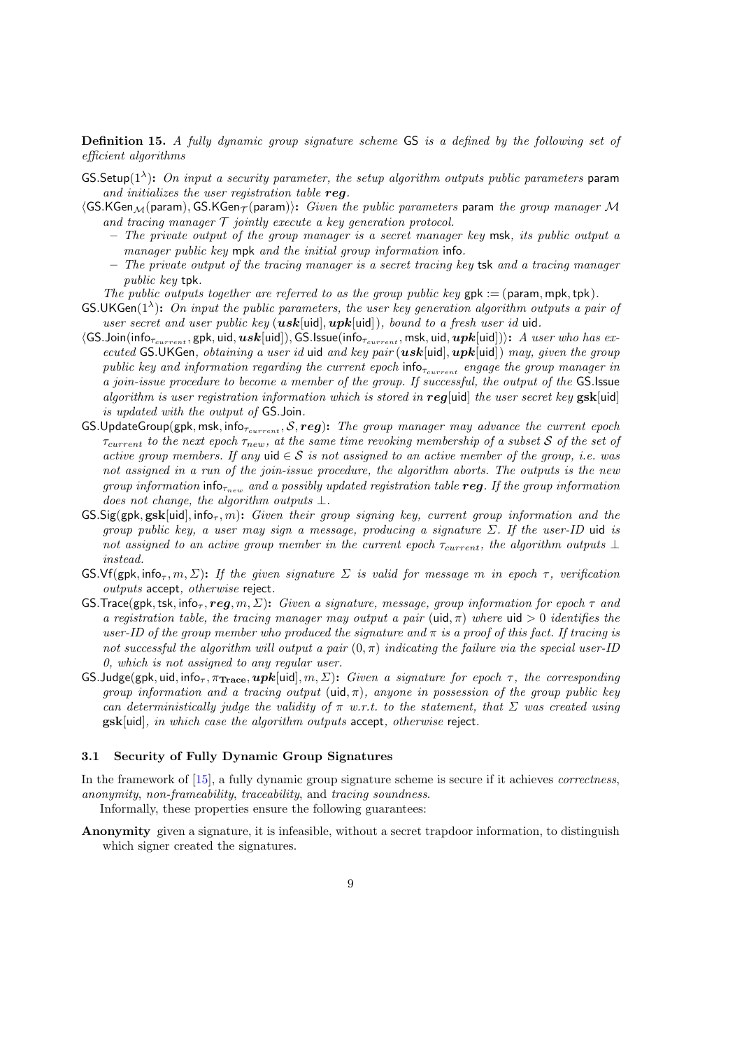**Definition 15.** *A fully dynamic group signature scheme* GS *is a defined by the following set of efficient algorithms*

$\mathsf{GS.Setup}(1^\lambda)$**:** *On input a security parameter, the setup algorithm outputs public parameters* $\mathsf{param}$ *and initializes the user registration table* $\boldsymbol{reg}$*.*

$\langle\mathsf{GS.KGen}_{\mathcal{M}}(\mathsf{param}), \mathsf{GS.KGen}_{\mathcal{T}}(\mathsf{param})\rangle$**:** *Given the public parameters* $\mathsf{param}$ *the group manager* $\mathcal{M}$ *and tracing manager* $\mathcal{T}$ *jointly execute a key generation protocol.*

- *The private output of the group manager is a secret manager key* $\mathsf{msk}$*, its public output a manager public key* $\mathsf{mpk}$ *and the initial group information* $\mathsf{info}$*.*
- *The private output of the tracing manager is a secret tracing key* $\mathsf{tsk}$ *and a tracing manager public key* $\mathsf{tpk}$*.*

*The public outputs together are referred to as the group public key* $\mathsf{gpk} := (\mathsf{param}, \mathsf{mpk}, \mathsf{tpk})$*.*

$\mathsf{GS.UKGen}(1^\lambda)$**:** *On input the public parameters, the user key generation algorithm outputs a pair of user secret and user public key* $(\boldsymbol{usk}[\mathsf{uid}], \boldsymbol{upk}[\mathsf{uid}])$*, bound to a fresh user id* $\mathsf{uid}$*.*

$\langle\mathsf{GS.Join}(\mathsf{info}_{\tau_{current}}, \mathsf{gpk}, \mathsf{uid}, \boldsymbol{usk}[\mathsf{uid}]), \mathsf{GS.Issue}(\mathsf{info}_{\tau_{current}}, \mathsf{msk}, \mathsf{uid}, \boldsymbol{upk}[\mathsf{uid}])\rangle$**:** *A user who has executed* $\mathsf{GS.UKGen}$*, obtaining a user id* $\mathsf{uid}$ *and key pair* $(\boldsymbol{usk}[\mathsf{uid}], \boldsymbol{upk}[\mathsf{uid}])$ *may, given the group public key and information regarding the current epoch* $\mathsf{info}_{\tau_{current}}$ *engage the group manager in a join-issue procedure to become a member of the group. If successful, the output of the* $\mathsf{GS.Issue}$ *algorithm is user registration information which is stored in* $\boldsymbol{reg}[\mathsf{uid}]$ *the user secret key* $\mathbf{gsk}[\mathsf{uid}]$ *is updated with the output of* $\mathsf{GS.Join}$*.*

$\mathsf{GS.UpdateGroup}(\mathsf{gpk}, \mathsf{msk}, \mathsf{info}_{\tau_{current}}, \mathcal{S}, \boldsymbol{reg})$**:** *The group manager may advance the current epoch* $\tau_{current}$ *to the next epoch* $\tau_{new}$*, at the same time revoking membership of a subset* $\mathcal{S}$ *of the set of active group members. If any* $\mathsf{uid} \in \mathcal{S}$ *is not assigned to an active member of the group, i.e. was not assigned in a run of the join-issue procedure, the algorithm aborts. The outputs is the new group information* $\mathsf{info}_{\tau_{new}}$ *and a possibly updated registration table* $\boldsymbol{reg}$*. If the group information does not change, the algorithm outputs* $\perp$*.*

$\mathsf{GS.Sig}(\mathsf{gpk}, \mathbf{gsk}[\mathsf{uid}], \mathsf{info}_\tau, m)$**:** *Given their group signing key, current group information and the group public key, a user may sign a message, producing a signature* $\Sigma$*. If the user-ID* $\mathsf{uid}$ *is not assigned to an active group member in the current epoch* $\tau_{current}$*, the algorithm outputs* $\perp$ *instead.*

$\mathsf{GS.Vf}(\mathsf{gpk}, \mathsf{info}_\tau, m, \Sigma)$**:** *If the given signature* $\Sigma$ *is valid for message* $m$ *in epoch* $\tau$*, verification outputs* $\mathsf{accept}$*, otherwise* $\mathsf{reject}$*.*

$\mathsf{GS.Trace}(\mathsf{gpk}, \mathsf{tsk}, \mathsf{info}_\tau, \boldsymbol{reg}, m, \Sigma)$**:** *Given a signature, message, group information for epoch* $\tau$ *and a registration table, the tracing manager may output a pair* $(\mathsf{uid}, \pi)$ *where* $\mathsf{uid} > 0$ *identifies the user-ID of the group member who produced the signature and* $\pi$ *is a proof of this fact. If tracing is not successful the algorithm will output a pair* $(0, \pi)$ *indicating the failure via the special user-ID 0, which is not assigned to any regular user.*

$\mathsf{GS.Judge}(\mathsf{gpk}, \mathsf{uid}, \mathsf{info}_\tau, \pi_{\mathbf{Trace}}, \boldsymbol{upk}[\mathsf{uid}], m, \Sigma)$**:** *Given a signature for epoch* $\tau$*, the corresponding group information and a tracing output* $(\mathsf{uid}, \pi)$*, anyone in possession of the group public key can deterministically judge the validity of* $\pi$ *w.r.t. to the statement, that* $\Sigma$ *was created using* $\mathbf{gsk}[\mathsf{uid}]$*, in which case the algorithm outputs* $\mathsf{accept}$*, otherwise* $\mathsf{reject}$*.*

### 3.1 Security of Fully Dynamic Group Signatures

In the framework of [15], a fully dynamic group signature scheme is secure if it achieves *correctness*, *anonymity*, *non-frameability*, *traceability*, and *tracing soundness*.

Informally, these properties ensure the following guarantees:

**Anonymity** given a signature, it is infeasible, without a secret trapdoor information, to distinguish which signer created the signatures.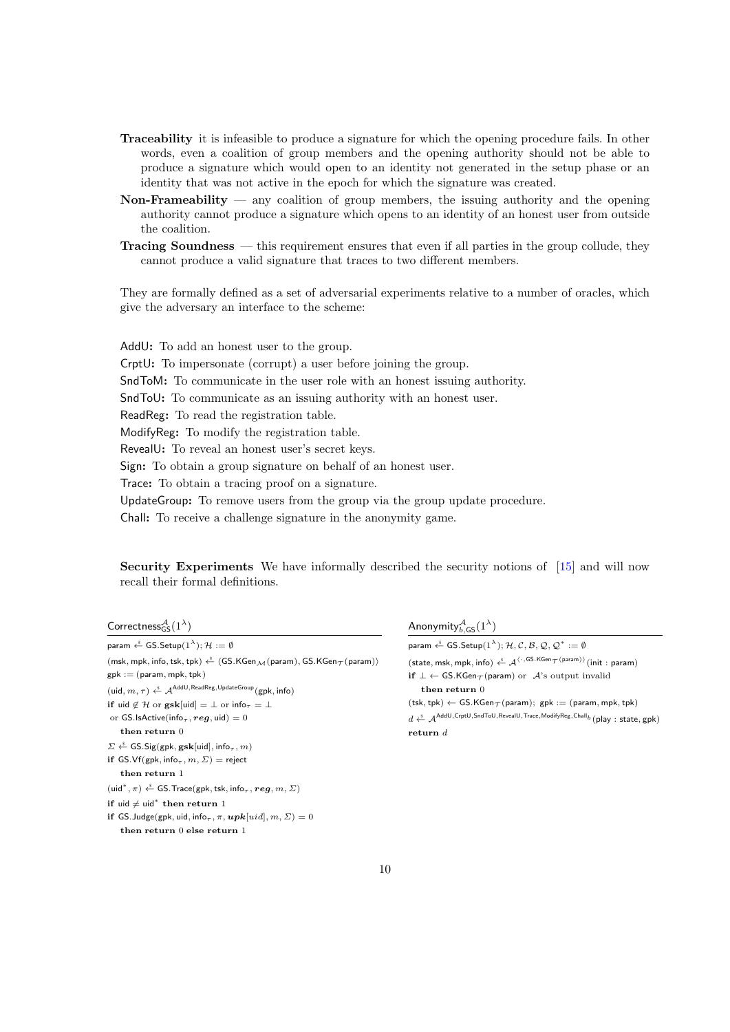**Traceability** it is infeasible to produce a signature for which the opening procedure fails. In other words, even a coalition of group members and the opening authority should not be able to produce a signature which would open to an identity not generated in the setup phase or an identity that was not active in the epoch for which the signature was created.

**Non-Frameability** — any coalition of group members, the issuing authority and the opening authority cannot produce a signature which opens to an identity of an honest user from outside the coalition.

**Tracing Soundness** — this requirement ensures that even if all parties in the group collude, they cannot produce a valid signature that traces to two different members.

They are formally defined as a set of adversarial experiments relative to a number of oracles, which give the adversary an interface to the scheme:

AddU**:** To add an honest user to the group.
CrptU**:** To impersonate (corrupt) a user before joining the group.
SndToM**:** To communicate in the user role with an honest issuing authority.
SndToU**:** To communicate as an issuing authority with an honest user.
ReadReg**:** To read the registration table.
ModifyReg**:** To modify the registration table.
RevealU**:** To reveal an honest user's secret keys.
Sign**:** To obtain a group signature on behalf of an honest user.
Trace**:** To obtain a tracing proof on a signature.
UpdateGroup**:** To remove users from the group via the group update procedure.
Chall**:** To receive a challenge signature in the anonymity game.

**Security Experiments** We have informally described the security notions of [15] and will now recall their formal definitions.

$\mathsf{Correctness}^{\mathcal{A}}_{\mathsf{GS}}(1^\lambda)$

---

$\mathsf{param} \xleftarrow{\$} \mathsf{GS.Setup}(1^\lambda); \mathcal{H} := \emptyset$
$(\mathsf{msk}, \mathsf{mpk}, \mathsf{info}, \mathsf{tsk}, \mathsf{tpk}) \xleftarrow{\$} \langle \mathsf{GS.KGen}_{\mathcal{M}}(\mathsf{param}), \mathsf{GS.KGen}_{\mathcal{T}}(\mathsf{param})\rangle$
$\mathsf{gpk} := (\mathsf{param}, \mathsf{mpk}, \mathsf{tpk})$
$(\mathsf{uid}, m, \tau) \xleftarrow{\$} \mathcal{A}^{\mathsf{AddU}, \mathsf{ReadReg}, \mathsf{UpdateGroup}}(\mathsf{gpk}, \mathsf{info})$
**if** $\mathsf{uid} \notin \mathcal{H}$ or $\mathbf{gsk}[\mathsf{uid}] = \bot$ or $\mathsf{info}_\tau = \bot$
 or $\mathsf{GS.IsActive}(\mathsf{info}_\tau, \boldsymbol{reg}, \mathsf{uid}) = 0$
  **then return** 0
$\Sigma \xleftarrow{\$} \mathsf{GS.Sig}(\mathsf{gpk}, \mathbf{gsk}[\mathsf{uid}], \mathsf{info}_\tau, m)$
**if** $\mathsf{GS.Vf}(\mathsf{gpk}, \mathsf{info}_\tau, m, \Sigma) = \mathsf{reject}$
  **then return** 1
$(\mathsf{uid}^*, \pi) \xleftarrow{\$} \mathsf{GS.Trace}(\mathsf{gpk}, \mathsf{tsk}, \mathsf{info}_\tau, \boldsymbol{reg}, m, \Sigma)$
**if** $\mathsf{uid} \neq \mathsf{uid}^*$ **then return** 1
**if** $\mathsf{GS.Judge}(\mathsf{gpk}, \mathsf{uid}, \mathsf{info}_\tau, \pi, \boldsymbol{upk}[uid], m, \Sigma) = 0$
  **then return** 0 **else return** 1

$\mathsf{Anonymity}^{\mathcal{A}}_{b,\mathsf{GS}}(1^\lambda)$

---

$\mathsf{param} \xleftarrow{\$} \mathsf{GS.Setup}(1^\lambda); \mathcal{H}, \mathcal{C}, \mathcal{B}, \mathcal{Q}, \mathcal{Q}^* := \emptyset$
$(\mathsf{state}, \mathsf{msk}, \mathsf{mpk}, \mathsf{info}) \xleftarrow{\$} \mathcal{A}^{\langle \cdot, \mathsf{GS.KGen}_{\mathcal{T}}(\mathsf{param})\rangle}(\mathsf{init} : \mathsf{param})$
**if** $\bot \leftarrow \mathsf{GS.KGen}_{\mathcal{T}}(\mathsf{param})$ or $\mathcal{A}$'s output invalid
  **then return** 0
$(\mathsf{tsk}, \mathsf{tpk}) \leftarrow \mathsf{GS.KGen}_{\mathcal{T}}(\mathsf{param})$; $\mathsf{gpk} := (\mathsf{param}, \mathsf{mpk}, \mathsf{tpk})$
$d \xleftarrow{\$} \mathcal{A}^{\mathsf{AddU}, \mathsf{CrptU}, \mathsf{SndToU}, \mathsf{RevealU}, \mathsf{Trace}, \mathsf{ModifyReg}, \mathsf{Chall}_b}(\mathsf{play} : \mathsf{state}, \mathsf{gpk})$
**return** $d$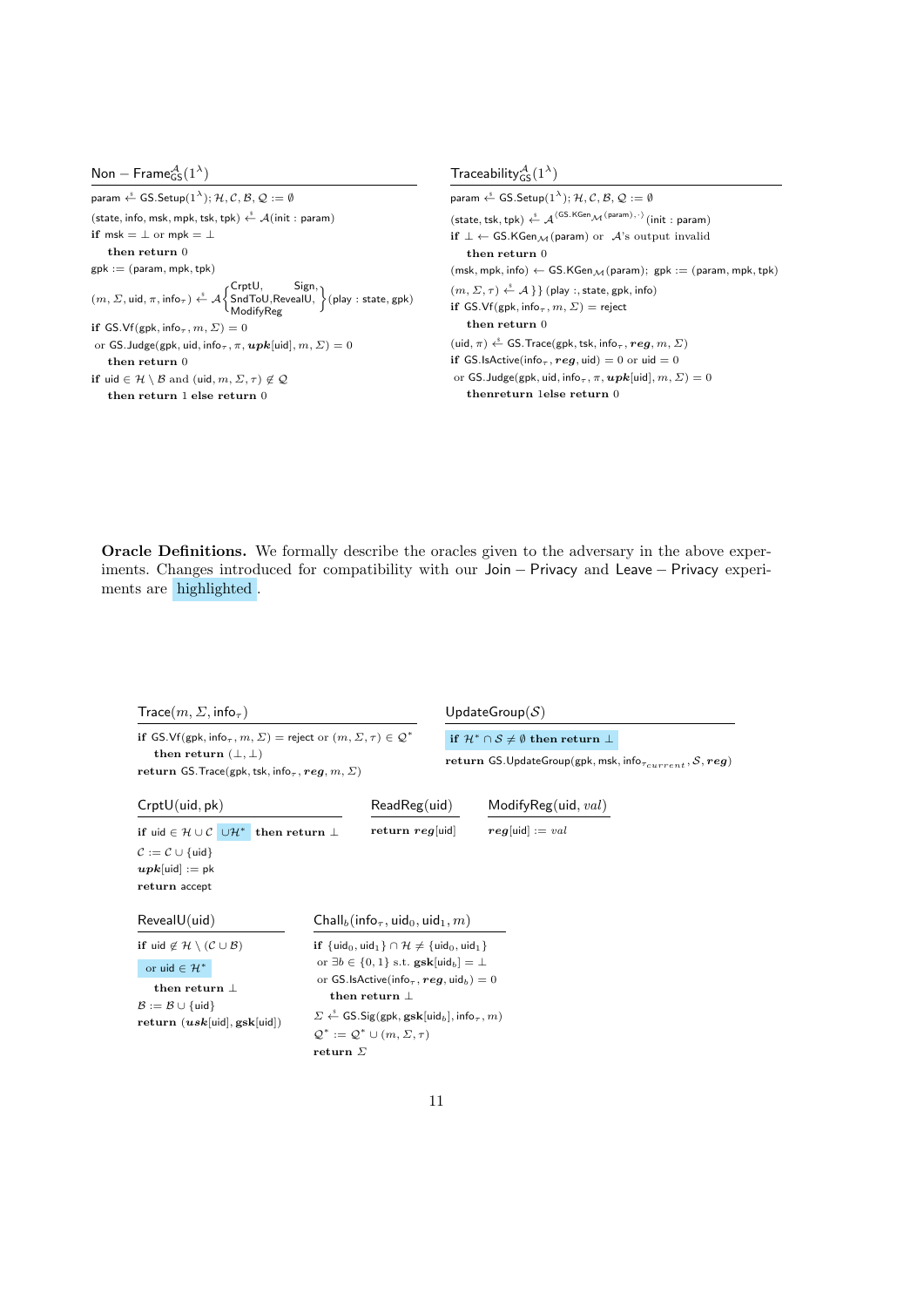**$\mathsf{Non-Frame}^{\mathcal{A}}_{\mathsf{GS}}(1^\lambda)$**

$\mathsf{param} \xleftarrow{\$} \mathsf{GS.Setup}(1^\lambda)$; $\mathcal{H}, \mathcal{C}, \mathcal{B}, \mathcal{Q} := \emptyset$

$(\mathsf{state}, \mathsf{info}, \mathsf{msk}, \mathsf{mpk}, \mathsf{tsk}, \mathsf{tpk}) \xleftarrow{\$} \mathcal{A}(\mathsf{init} : \mathsf{param})$

**if** $\mathsf{msk} = \bot$ or $\mathsf{mpk} = \bot$

  **then return** 0

$\mathsf{gpk} := (\mathsf{param}, \mathsf{mpk}, \mathsf{tpk})$

$(m, \Sigma, \mathsf{uid}, \pi, \mathsf{info}_\tau) \xleftarrow{\$} \mathcal{A}\left\{\begin{matrix}\mathsf{CrptU}, & \mathsf{Sign}, \\ \mathsf{SndToU}, \mathsf{RevealU}, \\ \mathsf{ModifyReg}\end{matrix}\right\}(\mathsf{play} : \mathsf{state}, \mathsf{gpk})$

**if** $\mathsf{GS.Vf}(\mathsf{gpk}, \mathsf{info}_\tau, m, \Sigma) = 0$

 or $\mathsf{GS.Judge}(\mathsf{gpk}, \mathsf{uid}, \mathsf{info}_\tau, \pi, \boldsymbol{upk}[\mathsf{uid}], m, \Sigma) = 0$

  **then return** 0

**if** $\mathsf{uid} \in \mathcal{H} \setminus \mathcal{B}$ and $(\mathsf{uid}, m, \Sigma, \tau) \notin \mathcal{Q}$

  **then return** 1 **else return** 0

**$\mathsf{Traceability}^{\mathcal{A}}_{\mathsf{GS}}(1^\lambda)$**

$\mathsf{param} \xleftarrow{\$} \mathsf{GS.Setup}(1^\lambda)$; $\mathcal{H}, \mathcal{C}, \mathcal{B}, \mathcal{Q} := \emptyset$

$(\mathsf{state}, \mathsf{tsk}, \mathsf{tpk}) \xleftarrow{\$} \mathcal{A}^{\langle \mathsf{GS.KGen}_{\mathcal{M}}(\mathsf{param}), \cdot \rangle}(\mathsf{init} : \mathsf{param})$

**if** $\bot \leftarrow \mathsf{GS.KGen}_{\mathcal{M}}(\mathsf{param})$ or $\mathcal{A}$'s output invalid

  **then return** 0

$(\mathsf{msk}, \mathsf{mpk}, \mathsf{info}) \leftarrow \mathsf{GS.KGen}_{\mathcal{M}}(\mathsf{param})$; $\mathsf{gpk} := (\mathsf{param}, \mathsf{mpk}, \mathsf{tpk})$

$(m, \Sigma, \tau) \xleftarrow{\$} \mathcal{A}\}\}(\mathsf{play} : , \mathsf{state}, \mathsf{gpk}, \mathsf{info})$

**if** $\mathsf{GS.Vf}(\mathsf{gpk}, \mathsf{info}_\tau, m, \Sigma) = \mathsf{reject}$

  **then return** 0

$(\mathsf{uid}, \pi) \xleftarrow{\$} \mathsf{GS.Trace}(\mathsf{gpk}, \mathsf{tsk}, \mathsf{info}_\tau, \boldsymbol{reg}, m, \Sigma)$

**if** $\mathsf{GS.IsActive}(\mathsf{info}_\tau, \boldsymbol{reg}, \mathsf{uid}) = 0$ or $\mathsf{uid} = 0$

 or $\mathsf{GS.Judge}(\mathsf{gpk}, \mathsf{uid}, \mathsf{info}_\tau, \pi, \boldsymbol{upk}[\mathsf{uid}], m, \Sigma) = 0$

  **thenreturn** 1**else return** 0

**Oracle Definitions.** We formally describe the oracles given to the adversary in the above experiments. Changes introduced for compatibility with our $\mathsf{Join-Privacy}$ and $\mathsf{Leave-Privacy}$ experiments are highlighted.

**$\mathsf{Trace}(m, \Sigma, \mathsf{info}_\tau)$**

**if** $\mathsf{GS.Vf}(\mathsf{gpk}, \mathsf{info}_\tau, m, \Sigma) = \mathsf{reject}$ or $(m, \Sigma, \tau) \in \mathcal{Q}^*$

  **then return** $(\bot, \bot)$

**return** $\mathsf{GS.Trace}(\mathsf{gpk}, \mathsf{tsk}, \mathsf{info}_\tau, \boldsymbol{reg}, m, \Sigma)$

**$\mathsf{UpdateGroup}(\mathcal{S})$**

**if** $\mathcal{H}^* \cap \mathcal{S} \neq \emptyset$ **then return** $\bot$ (highlighted)

**return** $\mathsf{GS.UpdateGroup}(\mathsf{gpk}, \mathsf{msk}, \mathsf{info}_{\tau_{current}}, \mathcal{S}, \boldsymbol{reg})$

**$\mathsf{CrptU}(\mathsf{uid}, \mathsf{pk})$**

**if** $\mathsf{uid} \in \mathcal{H} \cup \mathcal{C}$ $\cup \mathcal{H}^*$ (highlighted) **then return** $\bot$

$\mathcal{C} := \mathcal{C} \cup \{\mathsf{uid}\}$

$\boldsymbol{upk}[\mathsf{uid}] := \mathsf{pk}$

**return** $\mathsf{accept}$

**$\mathsf{ReadReg}(\mathsf{uid})$**

**return** $\boldsymbol{reg}[\mathsf{uid}]$

**$\mathsf{ModifyReg}(\mathsf{uid}, val)$**

$\boldsymbol{reg}[\mathsf{uid}] := val$

**$\mathsf{RevealU}(\mathsf{uid})$**

**if** $\mathsf{uid} \notin \mathcal{H} \setminus (\mathcal{C} \cup \mathcal{B})$

 or $\mathsf{uid} \in \mathcal{H}^*$ (highlighted)

  **then return** $\bot$

$\mathcal{B} := \mathcal{B} \cup \{\mathsf{uid}\}$

**return** $(\boldsymbol{usk}[\mathsf{uid}], \mathbf{gsk}[\mathsf{uid}])$

**$\mathsf{Chall}_b(\mathsf{info}_\tau, \mathsf{uid}_0, \mathsf{uid}_1, m)$**

**if** $\{\mathsf{uid}_0, \mathsf{uid}_1\} \cap \mathcal{H} \neq \{\mathsf{uid}_0, \mathsf{uid}_1\}$

 or $\exists b \in \{0, 1\}$ s.t. $\mathbf{gsk}[\mathsf{uid}_b] = \bot$

 or $\mathsf{GS.IsActive}(\mathsf{info}_\tau, \boldsymbol{reg}, \mathsf{uid}_b) = 0$

  **then return** $\bot$

$\Sigma \xleftarrow{\$} \mathsf{GS.Sig}(\mathsf{gpk}, \mathbf{gsk}[\mathsf{uid}_b], \mathsf{info}_\tau, m)$

$\mathcal{Q}^* := \mathcal{Q}^* \cup (m, \Sigma, \tau)$

**return** $\Sigma$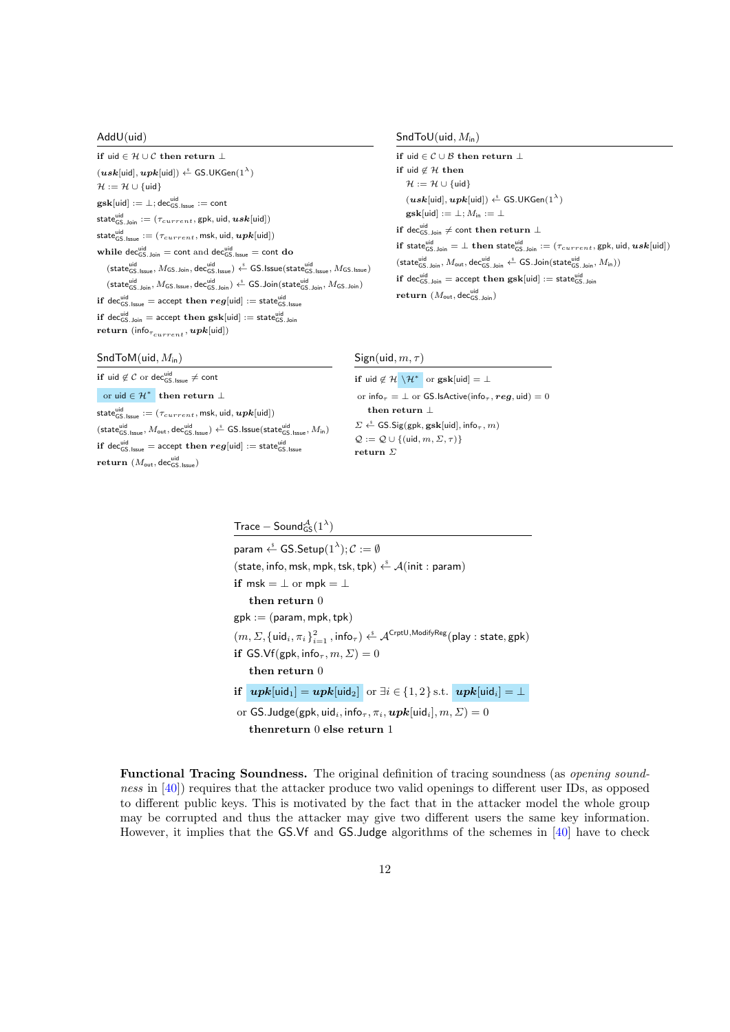**AddU(uid)**

```
if uid ∈ H ∪ C then return ⊥
(usk[uid], upk[uid]) ←$ GS.UKGen(1^λ)
H := H ∪ {uid}
gsk[uid] := ⊥; dec^uid_GS.Issue := cont
state^uid_GS.Join := (τ_current, gpk, uid, usk[uid])
state^uid_GS.Issue := (τ_current, msk, uid, upk[uid])
while dec^uid_GS.Join = cont and dec^uid_GS.Issue = cont do
    (state^uid_GS.Issue, M_GS.Join, dec^uid_GS.Issue) ←$ GS.Issue(state^uid_GS.Issue, M_GS.Issue)
    (state^uid_GS.Join, M_GS.Issue, dec^uid_GS.Join) ←$ GS.Join(state^uid_GS.Join, M_GS.Join)
if dec^uid_GS.Issue = accept then reg[uid] := state^uid_GS.Issue
if dec^uid_GS.Join = accept then gsk[uid] := state^uid_GS.Join
return (info_τcurrent, upk[uid])
```

**SndToU(uid, $M_{\text{in}}$)**

```
if uid ∈ C ∪ B then return ⊥
if uid ∉ H then
    H := H ∪ {uid}
    (usk[uid], upk[uid]) ←$ GS.UKGen(1^λ)
    gsk[uid] := ⊥; M_in := ⊥
if dec^uid_GS.Join ≠ cont then return ⊥
if state^uid_GS.Join = ⊥ then state^uid_GS.Join := (τ_current, gpk, uid, usk[uid])
(state^uid_GS.Join, M_out, dec^uid_GS.Join) ←$ GS.Join(state^uid_GS.Join, M_in))
if dec^uid_GS.Join = accept then gsk[uid] := state^uid_GS.Join
return (M_out, dec^uid_GS.Join)
```

**SndToM(uid, $M_{\text{in}}$)**

```
if uid ∉ C or dec^uid_GS.Issue ≠ cont
  or uid ∈ H* then return ⊥
state^uid_GS.Issue := (τ_current, msk, uid, upk[uid])
(state^uid_GS.Issue, M_out, dec^uid_GS.Issue) ←$ GS.Issue(state^uid_GS.Issue, M_in)
if dec^uid_GS.Issue = accept then reg[uid] := state^uid_GS.Issue
return (M_out, dec^uid_GS.Issue)
```

**Sign(uid, $m$, $\tau$)**

```
if uid ∉ H \H* or gsk[uid] = ⊥
  or info_τ = ⊥ or GS.IsActive(info_τ, reg, uid) = 0
    then return ⊥
Σ ←$ GS.Sig(gpk, gsk[uid], info_τ, m)
Q := Q ∪ {(uid, m, Σ, τ)}
return Σ
```

**Trace − Sound$^{\mathcal{A}}_{\text{GS}}(1^\lambda)$**

```
param ←$ GS.Setup(1^λ); C := ∅
(state, info, msk, mpk, tsk, tpk) ←$ A(init : param)
if msk = ⊥ or mpk = ⊥
    then return 0
gpk := (param, mpk, tpk)
(m, Σ, {uid_i, π_i}_{i=1}^2, info_τ) ←$ A^{CrptU,ModifyReg}(play : state, gpk)
if GS.Vf(gpk, info_τ, m, Σ) = 0
    then return 0
if upk[uid_1] = upk[uid_2] or ∃i ∈ {1, 2} s.t. upk[uid_i] = ⊥
 or GS.Judge(gpk, uid_i, info_τ, π_i, upk[uid_i], m, Σ) = 0
    thenreturn 0 else return 1
```

**Functional Tracing Soundness.** The original definition of tracing soundness (as *opening soundness* in [40]) requires that the attacker produce two valid openings to different user IDs, as opposed to different public keys. This is motivated by the fact that in the attacker model the whole group may be corrupted and thus the attacker may give two different users the same key information. However, it implies that the GS.Vf and GS.Judge algorithms of the schemes in [40] have to check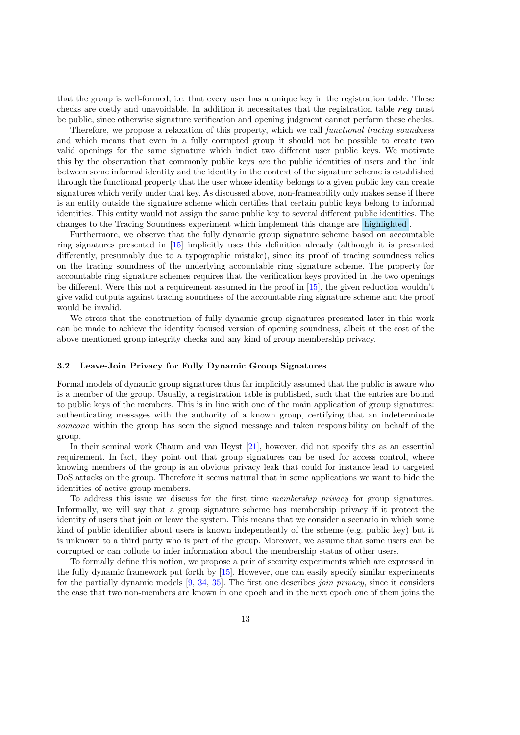that the group is well-formed, i.e. that every user has a unique key in the registration table. These checks are costly and unavoidable. In addition it necessitates that the registration table ***reg*** must be public, since otherwise signature verification and opening judgment cannot perform these checks.

Therefore, we propose a relaxation of this property, which we call *functional tracing soundness* and which means that even in a fully corrupted group it should not be possible to create two valid openings for the same signature which indict two different user public keys. We motivate this by the observation that commonly public keys *are* the public identities of users and the link between some informal identity and the identity in the context of the signature scheme is established through the functional property that the user whose identity belongs to a given public key can create signatures which verify under that key. As discussed above, non-frameability only makes sense if there is an entity outside the signature scheme which certifies that certain public keys belong to informal identities. This entity would not assign the same public key to several different public identities. The changes to the Tracing Soundness experiment which implement this change are highlighted.

Furthermore, we observe that the fully dynamic group signature scheme based on accountable ring signatures presented in [15] implicitly uses this definition already (although it is presented differently, presumably due to a typographic mistake), since its proof of tracing soundness relies on the tracing soundness of the underlying accountable ring signature scheme. The property for accountable ring signature schemes requires that the verification keys provided in the two openings be different. Were this not a requirement assumed in the proof in [15], the given reduction wouldn't give valid outputs against tracing soundness of the accountable ring signature scheme and the proof would be invalid.

We stress that the construction of fully dynamic group signatures presented later in this work can be made to achieve the identity focused version of opening soundness, albeit at the cost of the above mentioned group integrity checks and any kind of group membership privacy.

### 3.2 Leave-Join Privacy for Fully Dynamic Group Signatures

Formal models of dynamic group signatures thus far implicitly assumed that the public is aware who is a member of the group. Usually, a registration table is published, such that the entries are bound to public keys of the members. This is in line with one of the main application of group signatures: authenticating messages with the authority of a known group, certifying that an indeterminate *someone* within the group has seen the signed message and taken responsibility on behalf of the group.

In their seminal work Chaum and van Heyst [21], however, did not specify this as an essential requirement. In fact, they point out that group signatures can be used for access control, where knowing members of the group is an obvious privacy leak that could for instance lead to targeted DoS attacks on the group. Therefore it seems natural that in some applications we want to hide the identities of active group members.

To address this issue we discuss for the first time *membership privacy* for group signatures. Informally, we will say that a group signature scheme has membership privacy if it protect the identity of users that join or leave the system. This means that we consider a scenario in which some kind of public identifier about users is known independently of the scheme (e.g. public key) but it is unknown to a third party who is part of the group. Moreover, we assume that some users can be corrupted or can collude to infer information about the membership status of other users.

To formally define this notion, we propose a pair of security experiments which are expressed in the fully dynamic framework put forth by [15]. However, one can easily specify similar experiments for the partially dynamic models [9, 34, 35]. The first one describes *join privacy*, since it considers the case that two non-members are known in one epoch and in the next epoch one of them joins the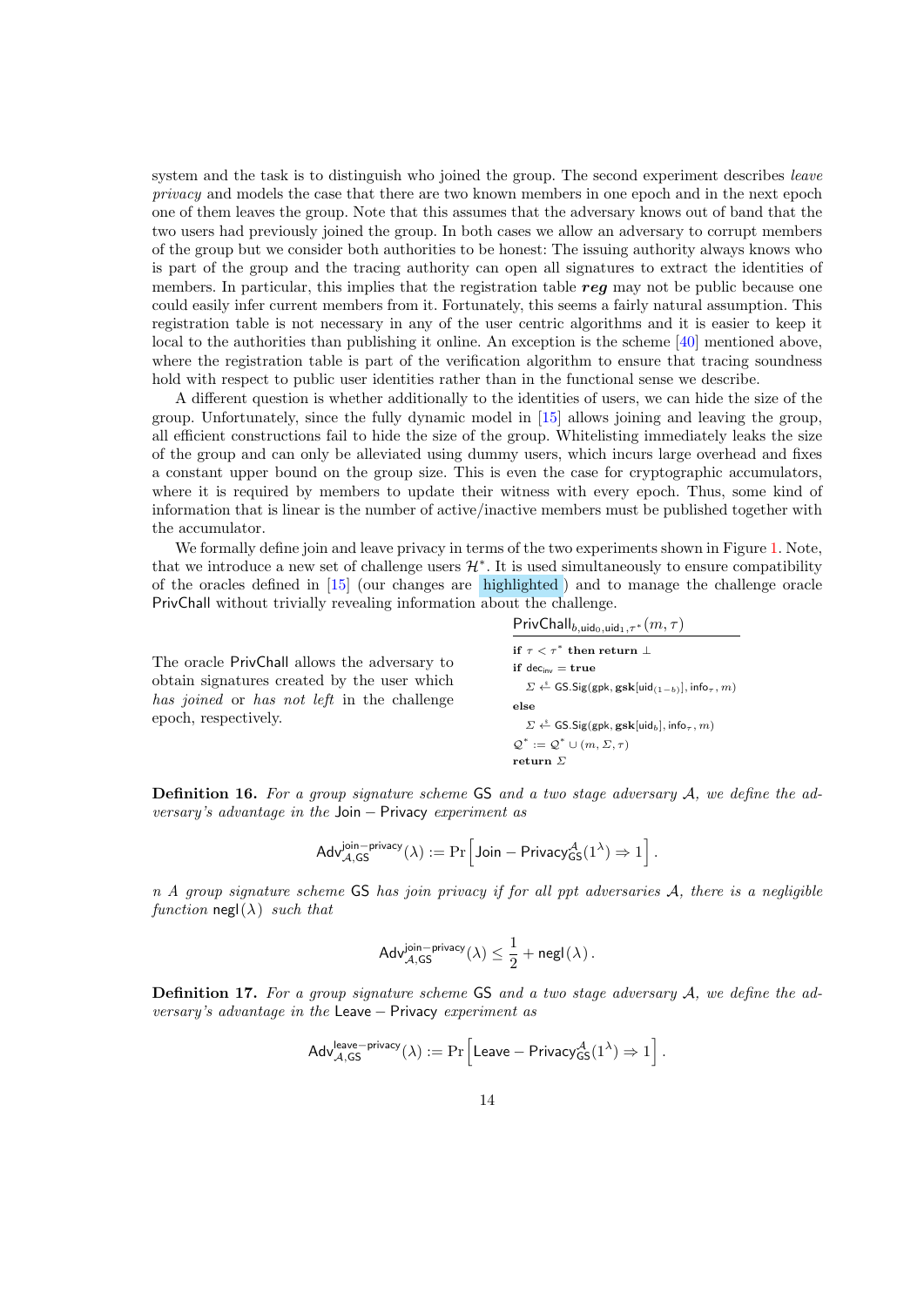system and the task is to distinguish who joined the group. The second experiment describes *leave privacy* and models the case that there are two known members in one epoch and in the next epoch one of them leaves the group. Note that this assumes that the adversary knows out of band that the two users had previously joined the group. In both cases we allow an adversary to corrupt members of the group but we consider both authorities to be honest: The issuing authority always knows who is part of the group and the tracing authority can open all signatures to extract the identities of members. In particular, this implies that the registration table $\boldsymbol{reg}$ may not be public because one could easily infer current members from it. Fortunately, this seems a fairly natural assumption. This registration table is not necessary in any of the user centric algorithms and it is easier to keep it local to the authorities than publishing it online. An exception is the scheme [40] mentioned above, where the registration table is part of the verification algorithm to ensure that tracing soundness hold with respect to public user identities rather than in the functional sense we describe.

A different question is whether additionally to the identities of users, we can hide the size of the group. Unfortunately, since the fully dynamic model in [15] allows joining and leaving the group, all efficient constructions fail to hide the size of the group. Whitelisting immediately leaks the size of the group and can only be alleviated using dummy users, which incurs large overhead and fixes a constant upper bound on the group size. This is even the case for cryptographic accumulators, where it is required by members to update their witness with every epoch. Thus, some kind of information that is linear is the number of active/inactive members must be published together with the accumulator.

We formally define join and leave privacy in terms of the two experiments shown in Figure 1. Note, that we introduce a new set of challenge users $\mathcal{H}^*$. It is used simultaneously to ensure compatibility of the oracles defined in [15] (our changes are highlighted ) and to manage the challenge oracle PrivChall without trivially revealing information about the challenge.

The oracle PrivChall allows the adversary to obtain signatures created by the user which *has joined* or *has not left* in the challenge epoch, respectively.

$\mathsf{PrivChall}_{b,\mathsf{uid}_0,\mathsf{uid}_1,\tau^*}(m, \tau)$

$\textbf{if } \tau < \tau^* \textbf{ then return } \bot$
$\textbf{if } \mathsf{dec}_{\mathsf{inv}} = \textbf{true}$
$\quad \Sigma \xleftarrow{\$} \mathsf{GS.Sig}(\mathsf{gpk}, \mathbf{gsk}[\mathsf{uid}_{(1-b)}], \mathsf{info}_\tau, m)$
$\textbf{else}$
$\quad \Sigma \xleftarrow{\$} \mathsf{GS.Sig}(\mathsf{gpk}, \mathbf{gsk}[\mathsf{uid}_b], \mathsf{info}_\tau, m)$
$\mathcal{Q}^* := \mathcal{Q}^* \cup (m, \Sigma, \tau)$
$\textbf{return } \Sigma$

**Definition 16.** *For a group signature scheme* GS *and a two stage adversary* $\mathcal{A}$*, we define the adversary's advantage in the* Join − Privacy *experiment as*

$$\mathsf{Adv}^{\mathsf{join-privacy}}_{\mathcal{A},\mathsf{GS}}(\lambda) := \Pr\left[\mathsf{Join-Privacy}^{\mathcal{A}}_{\mathsf{GS}}(1^\lambda) \Rightarrow 1\right].$$

*n A group signature scheme* GS *has join privacy if for all ppt adversaries* $\mathcal{A}$*, there is a negligible function* $\mathsf{negl}(\lambda)$ *such that*

$$\mathsf{Adv}^{\mathsf{join-privacy}}_{\mathcal{A},\mathsf{GS}}(\lambda) \leq \frac{1}{2} + \mathsf{negl}(\lambda).$$

**Definition 17.** *For a group signature scheme* GS *and a two stage adversary* $\mathcal{A}$*, we define the adversary's advantage in the* Leave − Privacy *experiment as*

$$\mathsf{Adv}^{\mathsf{leave-privacy}}_{\mathcal{A},\mathsf{GS}}(\lambda) := \Pr\left[\mathsf{Leave-Privacy}^{\mathcal{A}}_{\mathsf{GS}}(1^\lambda) \Rightarrow 1\right].$$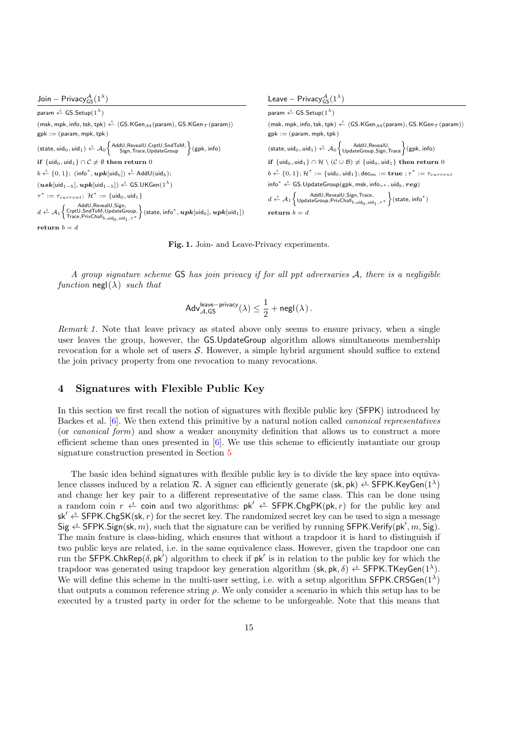**Join − Privacy$^{\mathcal{A}}_{\mathsf{GS}}(1^\lambda)$**

$\mathsf{param} \xleftarrow{\$} \mathsf{GS.Setup}(1^\lambda)$

$(\mathsf{msk}, \mathsf{mpk}, \mathsf{info}, \mathsf{tsk}, \mathsf{tpk}) \xleftarrow{\$} \langle \mathsf{GS.KGen}_{\mathcal{M}}(\mathsf{param}), \mathsf{GS.KGen}_{\mathcal{T}}(\mathsf{param})\rangle$

$\mathsf{gpk} := (\mathsf{param}, \mathsf{mpk}, \mathsf{tpk})$

$(\mathsf{state}, \mathsf{uid}_0, \mathsf{uid}_1) \xleftarrow{\$} \mathcal{A}_0\left\{ \begin{smallmatrix} \mathsf{AddU}, \mathsf{RevealU}, \mathsf{CrptU}, \mathsf{SndToM}, \\ \mathsf{Sign}, \mathsf{Trace}, \mathsf{UpdateGroup} \end{smallmatrix} \right\}(\mathsf{gpk}, \mathsf{info})$

**if** $\{\mathsf{uid}_0, \mathsf{uid}_1\} \cap \mathcal{C} \neq \emptyset$ **then return** 0

$b \xleftarrow{\$} \{0, 1\}$; $(\mathsf{info}^*, \boldsymbol{upk}[\mathsf{uid}_b]) \xleftarrow{\$} \mathsf{AddU}(\mathsf{uid}_b)$;

$(\boldsymbol{usk}[\mathsf{uid}_{1-b}], \boldsymbol{upk}[\mathsf{uid}_{1-b}]) \xleftarrow{\$} \mathsf{GS.UKGen}(1^\lambda)$

$\tau^* := \tau_{current}$; $\mathcal{H}^* := \{\mathsf{uid}_0, \mathsf{uid}_1\}$

$d \xleftarrow{\$} \mathcal{A}_1\left\{ \begin{smallmatrix} \mathsf{AddU}, \mathsf{RevealU}, \mathsf{Sign}, \\ \mathsf{CrptU}, \mathsf{SndToM}, \mathsf{UpdateGroup}, \\ \mathsf{Trace}, \mathsf{PrivChall}_{b, \mathsf{uid}_0, \mathsf{uid}_1, \tau^*} \end{smallmatrix} \right\}(\mathsf{state}, \mathsf{info}^*, \boldsymbol{upk}[\mathsf{uid}_0], \boldsymbol{upk}[\mathsf{uid}_1])$

**return** $b = d$

**Leave − Privacy$^{\mathcal{A}}_{\mathsf{GS}}(1^\lambda)$**

$\mathsf{param} \xleftarrow{\$} \mathsf{GS.Setup}(1^\lambda)$

$(\mathsf{msk}, \mathsf{mpk}, \mathsf{info}, \mathsf{tsk}, \mathsf{tpk}) \xleftarrow{\$} \langle \mathsf{GS.KGen}_{\mathcal{M}}(\mathsf{param}), \mathsf{GS.KGen}_{\mathcal{T}}(\mathsf{param})\rangle$

$\mathsf{gpk} := (\mathsf{param}, \mathsf{mpk}, \mathsf{tpk})$

$(\mathsf{state}, \mathsf{uid}_0, \mathsf{uid}_1) \xleftarrow{\$} \mathcal{A}_0\left\{ \begin{smallmatrix} \mathsf{AddU}, \mathsf{RevealU}, \\ \mathsf{UpdateGroup}, \mathsf{Sign}, \mathsf{Trace} \end{smallmatrix} \right\}(\mathsf{gpk}, \mathsf{info})$

**if** $\{\mathsf{uid}_0, \mathsf{uid}_1\} \cap \mathcal{H} \setminus (\mathcal{C} \cup \mathcal{B}) \neq \{\mathsf{uid}_0, \mathsf{uid}_1\}$ **then return** 0

$b \xleftarrow{\$} \{0, 1\}$; $\mathcal{H}^* := \{\mathsf{uid}_0, \mathsf{uid}_1\}$; $\mathsf{dec}_{\mathsf{inv}} := \mathbf{true}$ ; $\tau^* := \tau_{current}$

$\mathsf{info}^* \xleftarrow{\$} \mathsf{GS.UpdateGroup}(\mathsf{gpk}, \mathsf{msk}, \mathsf{info}_{\tau^*}, \mathsf{uid}_b, \boldsymbol{reg})$

$d \xleftarrow{\$} \mathcal{A}_1\left\{ \begin{smallmatrix} \mathsf{AddU}, \mathsf{RevealU}, \mathsf{Sign}, \mathsf{Trace}, \\ \mathsf{UpdateGroup}, \mathsf{PrivChall}_{b, \mathsf{uid}_0, \mathsf{uid}_1, \tau^*} \end{smallmatrix} \right\}(\mathsf{state}, \mathsf{info}^*)$

**return** $b = d$

**Fig. 1.** Join- and Leave-Privacy experiments.

*A group signature scheme* GS *has join privacy if for all ppt adversaries $\mathcal{A}$, there is a negligible function* $\mathsf{negl}(\lambda)$ *such that*

$$\mathsf{Adv}^{\mathsf{leave-privacy}}_{\mathcal{A},\mathsf{GS}}(\lambda) \leq \frac{1}{2} + \mathsf{negl}(\lambda)\,.$$

*Remark 1.* Note that leave privacy as stated above only seems to ensure privacy, when a single user leaves the group, however, the GS.UpdateGroup algorithm allows simultaneous membership revocation for a whole set of users $\mathcal{S}$. However, a simple hybrid argument should suffice to extend the join privacy property from one revocation to many revocations.

## 4 Signatures with Flexible Public Key

In this section we first recall the notion of signatures with flexible public key (SFPK) introduced by Backes et al. [6]. We then extend this primitive by a natural notion called *canonical representatives* (or *canonical form*) and show a weaker anonymity definition that allows us to construct a more efficient scheme than ones presented in [6]. We use this scheme to efficiently instantiate our group signature construction presented in Section 5

The basic idea behind signatures with flexible public key is to divide the key space into equivalence classes induced by a relation $\mathcal{R}$. A signer can efficiently generate $(\mathsf{sk}, \mathsf{pk}) \xleftarrow{\$} \mathsf{SFPK.KeyGen}(1^\lambda)$ and change her key pair to a different representative of the same class. This can be done using a random coin $r \xleftarrow{\$}$ coin and two algorithms: $\mathsf{pk}' \xleftarrow{\$} \mathsf{SFPK.ChgPK}(\mathsf{pk}, r)$ for the public key and $\mathsf{sk}' \xleftarrow{\$} \mathsf{SFPK.ChgSK}(\mathsf{sk}, r)$ for the secret key. The randomized secret key can be used to sign a message $\mathsf{Sig} \xleftarrow{\$} \mathsf{SFPK.Sign}(\mathsf{sk}, m)$, such that the signature can be verified by running $\mathsf{SFPK.Verify}(\mathsf{pk}', m, \mathsf{Sig})$. The main feature is class-hiding, which ensures that without a trapdoor it is hard to distinguish if two public keys are related, i.e. in the same equivalence class. However, given the trapdoor one can run the $\mathsf{SFPK.ChkRep}(\delta, \mathsf{pk}')$ algorithm to check if $\mathsf{pk}'$ is in relation to the public key for which the trapdoor was generated using trapdoor key generation algorithm $(\mathsf{sk}, \mathsf{pk}, \delta) \xleftarrow{\$} \mathsf{SFPK.TKeyGen}(1^\lambda)$. We will define this scheme in the multi-user setting, i.e. with a setup algorithm $\mathsf{SFPK.CRSGen}(1^\lambda)$ that outputs a common reference string $\rho$. We only consider a scenario in which this setup has to be executed by a trusted party in order for the scheme to be unforgeable. Note that this means that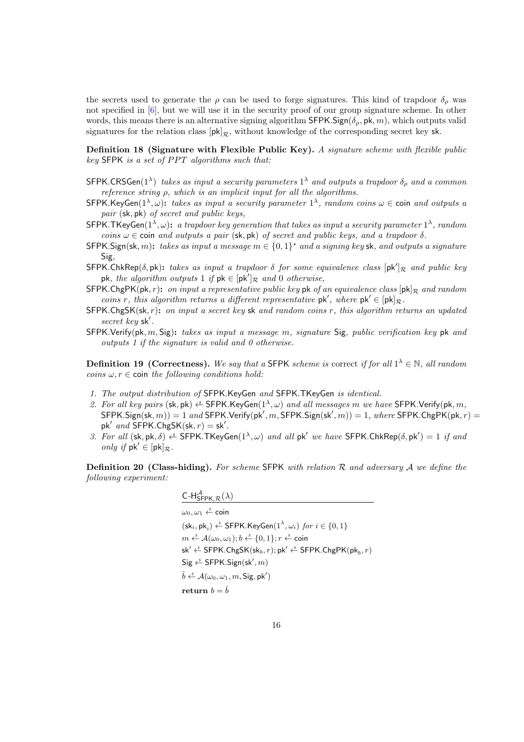the secrets used to generate the $\rho$ can be used to forge signatures. This kind of trapdoor $\delta_\rho$ was not specified in [6], but we will use it in the security proof of our group signature scheme. In other words, this means there is an alternative signing algorithm $\mathsf{SFPK.Sign}(\delta_\rho, \mathsf{pk}, m)$, which outputs valid signatures for the relation class $[\mathsf{pk}]_\mathcal{R}$, without knowledge of the corresponding secret key $\mathsf{sk}$.

**Definition 18 (Signature with Flexible Public Key).** *A signature scheme with flexible public key* $\mathsf{SFPK}$ *is a set of* $PPT$ *algorithms such that:*

- $\mathsf{SFPK.CRSGen}(1^\lambda)$ *takes as input a security parameters* $1^\lambda$ *and outputs a trapdoor* $\delta_\rho$ *and a common reference string* $\rho$*, which is an implicit input for all the algorithms.*
- $\mathsf{SFPK.KeyGen}(1^\lambda, \omega)$**:** *takes as input a security parameter* $1^\lambda$*, random coins* $\omega \in \mathsf{coin}$ *and outputs a pair* $(\mathsf{sk}, \mathsf{pk})$ *of secret and public keys,*
- $\mathsf{SFPK.TKeyGen}(1^\lambda, \omega)$**:** *a trapdoor key generation that takes as input a security parameter* $1^\lambda$*, random coins* $\omega \in \mathsf{coin}$ *and outputs a pair* $(\mathsf{sk}, \mathsf{pk})$ *of secret and public keys, and a trapdoor* $\delta$*.*
- $\mathsf{SFPK.Sign}(\mathsf{sk}, m)$**:** *takes as input a message* $m \in \{0,1\}^*$ *and a signing key* $\mathsf{sk}$*, and outputs a signature* $\mathsf{Sig}$*,*
- $\mathsf{SFPK.ChkRep}(\delta, \mathsf{pk})$**:** *takes as input a trapdoor* $\delta$ *for some equivalence class* $[\mathsf{pk}']_\mathcal{R}$ *and public key* $\mathsf{pk}$*, the algorithm outputs* $1$ *if* $\mathsf{pk} \in [\mathsf{pk}']_\mathcal{R}$ *and* $0$ *otherwise,*
- $\mathsf{SFPK.ChgPK}(\mathsf{pk}, r)$**:** *on input a representative public key* $\mathsf{pk}$ *of an equivalence class* $[\mathsf{pk}]_\mathcal{R}$ *and random coins* $r$*, this algorithm returns a different representative* $\mathsf{pk}'$*, where* $\mathsf{pk}' \in [\mathsf{pk}]_\mathcal{R}$*.*
- $\mathsf{SFPK.ChgSK}(\mathsf{sk}, r)$**:** *on input a secret key* $\mathsf{sk}$ *and random coins* $r$*, this algorithm returns an updated secret key* $\mathsf{sk}'$*.*
- $\mathsf{SFPK.Verify}(\mathsf{pk}, m, \mathsf{Sig})$**:** *takes as input a message* $m$*, signature* $\mathsf{Sig}$*, public verification key* $\mathsf{pk}$ *and outputs 1 if the signature is valid and 0 otherwise.*

**Definition 19 (Correctness).** *We say that a* $\mathsf{SFPK}$ *scheme is* correct *if for all* $1^\lambda \in \mathbb{N}$*, all random coins* $\omega, r \in \mathsf{coin}$ *the following conditions hold:*

1. *The output distribution of* $\mathsf{SFPK.KeyGen}$ *and* $\mathsf{SFPK.TKeyGen}$ *is identical.*
2. *For all key pairs* $(\mathsf{sk}, \mathsf{pk}) \xleftarrow{\$} \mathsf{SFPK.KeyGen}(1^\lambda, \omega)$ *and all messages* $m$ *we have* $\mathsf{SFPK.Verify}(\mathsf{pk}, m, \mathsf{SFPK.Sign}(\mathsf{sk}, m)) = 1$ *and* $\mathsf{SFPK.Verify}(\mathsf{pk}', m, \mathsf{SFPK.Sign}(\mathsf{sk}', m)) = 1$*, where* $\mathsf{SFPK.ChgPK}(\mathsf{pk}, r) = \mathsf{pk}'$ *and* $\mathsf{SFPK.ChgSK}(\mathsf{sk}, r) = \mathsf{sk}'$*.*
3. *For all* $(\mathsf{sk}, \mathsf{pk}, \delta) \xleftarrow{\$} \mathsf{SFPK.TKeyGen}(1^\lambda, \omega)$ *and all* $\mathsf{pk}'$ *we have* $\mathsf{SFPK.ChkRep}(\delta, \mathsf{pk}') = 1$ *if and only if* $\mathsf{pk}' \in [\mathsf{pk}]_\mathcal{R}$*.*

**Definition 20 (Class-hiding).** *For scheme* $\mathsf{SFPK}$ *with relation* $\mathcal{R}$ *and adversary* $\mathcal{A}$ *we define the following experiment:*

$\mathsf{C\text{-}H}^{\mathcal{A}}_{\mathsf{SFPK},\mathcal{R}}(\lambda)$

$\omega_0, \omega_1 \xleftarrow{\$} \mathsf{coin}$

$(\mathsf{sk}_i, \mathsf{pk}_i) \xleftarrow{\$} \mathsf{SFPK.KeyGen}(1^\lambda, \omega_i)$ *for* $i \in \{0,1\}$

$m \xleftarrow{\$} \mathcal{A}(\omega_0, \omega_1); b \xleftarrow{\$} \{0,1\}; r \xleftarrow{\$} \mathsf{coin}$

$\mathsf{sk}' \xleftarrow{\$} \mathsf{SFPK.ChgSK}(\mathsf{sk}_b, r); \mathsf{pk}' \xleftarrow{\$} \mathsf{SFPK.ChgPK}(\mathsf{pk}_b, r)$

$\mathsf{Sig} \xleftarrow{\$} \mathsf{SFPK.Sign}(\mathsf{sk}', m)$

$\hat{b} \xleftarrow{\$} \mathcal{A}(\omega_0, \omega_1, m, \mathsf{Sig}, \mathsf{pk}')$

**return** $b = \hat{b}$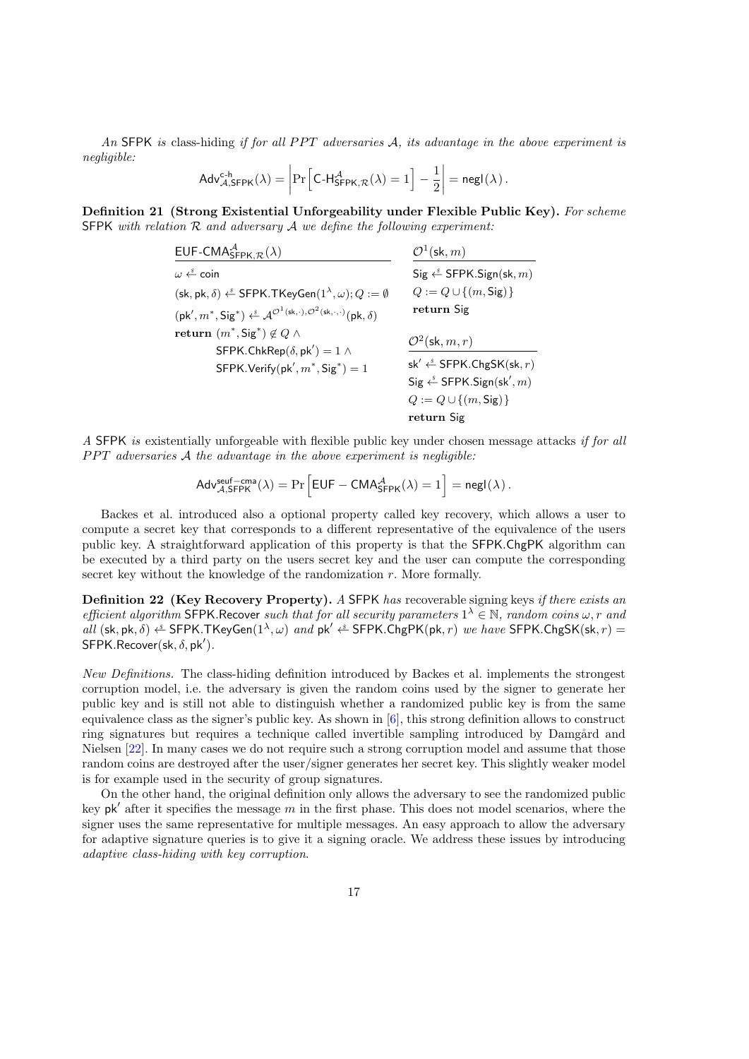*An* SFPK *is* class-hiding *if for all PPT adversaries $\mathcal{A}$, its advantage in the above experiment is negligible:*

$$\mathsf{Adv}^{\mathsf{c\text{-}h}}_{\mathcal{A},\mathsf{SFPK}}(\lambda) = \left|\Pr\left[\mathsf{C\text{-}H}^{\mathcal{A}}_{\mathsf{SFPK},\mathcal{R}}(\lambda) = 1\right] - \frac{1}{2}\right| = \mathsf{negl}(\lambda)\,.$$

**Definition 21 (Strong Existential Unforgeability under Flexible Public Key).** *For scheme* SFPK *with relation $\mathcal{R}$ and adversary $\mathcal{A}$ we define the following experiment:*

$\mathsf{EUF\text{-}CMA}^{\mathcal{A}}_{\mathsf{SFPK},\mathcal{R}}(\lambda)$

- $\omega \xleftarrow{\$} \mathsf{coin}$
- $(\mathsf{sk}, \mathsf{pk}, \delta) \xleftarrow{\$} \mathsf{SFPK.TKeyGen}(1^\lambda, \omega); Q := \emptyset$
- $(\mathsf{pk}', m^*, \mathsf{Sig}^*) \xleftarrow{\$} \mathcal{A}^{\mathcal{O}^1(\mathsf{sk},\cdot),\mathcal{O}^2(\mathsf{sk},\cdot,\cdot)}(\mathsf{pk}, \delta)$
- **return** $(m^*, \mathsf{Sig}^*) \notin Q \wedge$ $\mathsf{SFPK.ChkRep}(\delta, \mathsf{pk}') = 1 \wedge$ $\mathsf{SFPK.Verify}(\mathsf{pk}', m^*, \mathsf{Sig}^*) = 1$

$\mathcal{O}^1(\mathsf{sk}, m)$

- $\mathsf{Sig} \xleftarrow{\$} \mathsf{SFPK.Sign}(\mathsf{sk}, m)$
- $Q := Q \cup \{(m, \mathsf{Sig})\}$
- **return** Sig

$\mathcal{O}^2(\mathsf{sk}, m, r)$

- $\mathsf{sk}' \xleftarrow{\$} \mathsf{SFPK.ChgSK}(\mathsf{sk}, r)$
- $\mathsf{Sig} \xleftarrow{\$} \mathsf{SFPK.Sign}(\mathsf{sk}', m)$
- $Q := Q \cup \{(m, \mathsf{Sig})\}$
- **return** Sig

*A* SFPK *is* existentially unforgeable with flexible public key under chosen message attacks *if for all PPT adversaries $\mathcal{A}$ the advantage in the above experiment is negligible:*

$$\mathsf{Adv}^{\mathsf{seuf-cma}}_{\mathcal{A},\mathsf{SFPK}}(\lambda) = \Pr\left[\mathsf{EUF-CMA}^{\mathcal{A}}_{\mathsf{SFPK}}(\lambda) = 1\right] = \mathsf{negl}(\lambda)\,.$$

Backes et al. introduced also a optional property called key recovery, which allows a user to compute a secret key that corresponds to a different representative of the equivalence of the users public key. A straightforward application of this property is that the SFPK.ChgPK algorithm can be executed by a third party on the users secret key and the user can compute the corresponding secret key without the knowledge of the randomization $r$. More formally.

**Definition 22 (Key Recovery Property).** *A* SFPK *has* recoverable signing keys *if there exists an efficient algorithm* SFPK.Recover *such that for all security parameters $1^\lambda \in \mathbb{N}$, random coins $\omega, r$ and all $(\mathsf{sk}, \mathsf{pk}, \delta) \xleftarrow{\$} \mathsf{SFPK.TKeyGen}(1^\lambda, \omega)$ and $\mathsf{pk}' \xleftarrow{\$} \mathsf{SFPK.ChgPK}(\mathsf{pk}, r)$ we have $\mathsf{SFPK.ChgSK}(\mathsf{sk}, r) = \mathsf{SFPK.Recover}(\mathsf{sk}, \delta, \mathsf{pk}')$.*

*New Definitions.* The class-hiding definition introduced by Backes et al. implements the strongest corruption model, i.e. the adversary is given the random coins used by the signer to generate her public key and is still not able to distinguish whether a randomized public key is from the same equivalence class as the signer's public key. As shown in [6], this strong definition allows to construct ring signatures but requires a technique called invertible sampling introduced by Damgård and Nielsen [22]. In many cases we do not require such a strong corruption model and assume that those random coins are destroyed after the user/signer generates her secret key. This slightly weaker model is for example used in the security of group signatures.

On the other hand, the original definition only allows the adversary to see the randomized public key $\mathsf{pk}'$ after it specifies the message $m$ in the first phase. This does not model scenarios, where the signer uses the same representative for multiple messages. An easy approach to allow the adversary for adaptive signature queries is to give it a signing oracle. We address these issues by introducing *adaptive class-hiding with key corruption*.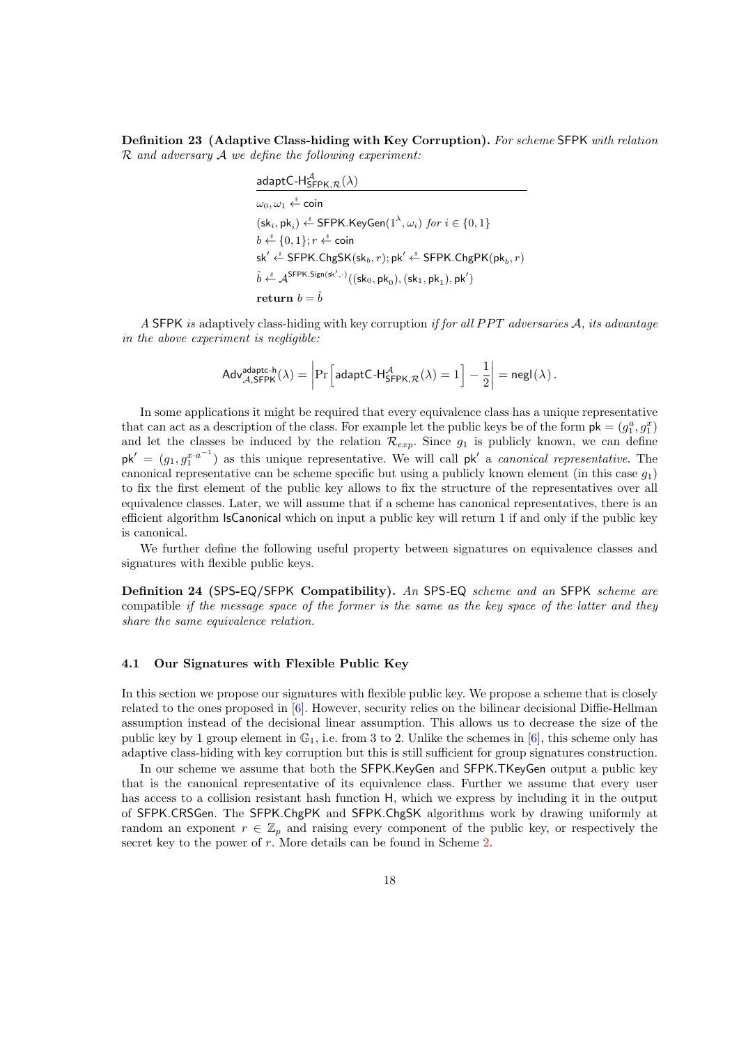**Definition 23 (Adaptive Class-hiding with Key Corruption).** *For scheme* SFPK *with relation* $\mathcal{R}$ *and adversary* $\mathcal{A}$ *we define the following experiment:*

$\underline{\mathsf{adaptC\text{-}H}^{\mathcal{A}}_{\mathsf{SFPK},\mathcal{R}}(\lambda)}$

$\omega_0, \omega_1 \xleftarrow{\$} \mathsf{coin}$

$(\mathsf{sk}_i, \mathsf{pk}_i) \xleftarrow{\$} \mathsf{SFPK.KeyGen}(1^\lambda, \omega_i)$ *for* $i \in \{0,1\}$

$b \xleftarrow{\$} \{0,1\}; r \xleftarrow{\$} \mathsf{coin}$

$\mathsf{sk}' \xleftarrow{\$} \mathsf{SFPK.ChgSK}(\mathsf{sk}_b, r); \mathsf{pk}' \xleftarrow{\$} \mathsf{SFPK.ChgPK}(\mathsf{pk}_b, r)$

$\hat{b} \xleftarrow{\$} \mathcal{A}^{\mathsf{SFPK.Sign}(\mathsf{sk}',\cdot)}((\mathsf{sk}_0, \mathsf{pk}_0), (\mathsf{sk}_1, \mathsf{pk}_1), \mathsf{pk}')$

**return** $b = \hat{b}$

*A* SFPK *is* adaptively class-hiding with key corruption *if for all PPT adversaries* $\mathcal{A}$*, its advantage in the above experiment is negligible:*

$$\mathsf{Adv}^{\mathsf{adaptc\text{-}h}}_{\mathcal{A},\mathsf{SFPK}}(\lambda) = \left|\Pr\left[\mathsf{adaptC\text{-}H}^{\mathcal{A}}_{\mathsf{SFPK},\mathcal{R}}(\lambda) = 1\right] - \frac{1}{2}\right| = \mathsf{negl}(\lambda)\,.$$

In some applications it might be required that every equivalence class has a unique representative that can act as a description of the class. For example let the public keys be of the form $\mathsf{pk} = (g_1^a, g_1^x)$ and let the classes be induced by the relation $\mathcal{R}_{exp}$. Since $g_1$ is publicly known, we can define $\mathsf{pk}' = (g_1, g_1^{x \cdot a^{-1}})$ as this unique representative. We will call $\mathsf{pk}'$ a *canonical representative*. The canonical representative can be scheme specific but using a publicly known element (in this case $g_1$) to fix the first element of the public key allows to fix the structure of the representatives over all equivalence classes. Later, we will assume that if a scheme has canonical representatives, there is an efficient algorithm IsCanonical which on input a public key will return 1 if and only if the public key is canonical.

We further define the following useful property between signatures on equivalence classes and signatures with flexible public keys.

**Definition 24 (SPS-EQ/SFPK Compatibility).** *An* SPS-EQ *scheme and an* SFPK *scheme are* compatible *if the message space of the former is the same as the key space of the latter and they share the same equivalence relation.*

### 4.1 Our Signatures with Flexible Public Key

In this section we propose our signatures with flexible public key. We propose a scheme that is closely related to the ones proposed in [6]. However, security relies on the bilinear decisional Diffie-Hellman assumption instead of the decisional linear assumption. This allows us to decrease the size of the public key by 1 group element in $\mathbb{G}_1$, i.e. from 3 to 2. Unlike the schemes in [6], this scheme only has adaptive class-hiding with key corruption but this is still sufficient for group signatures construction.

In our scheme we assume that both the SFPK.KeyGen and SFPK.TKeyGen output a public key that is the canonical representative of its equivalence class. Further we assume that every user has access to a collision resistant hash function H, which we express by including it in the output of SFPK.CRSGen. The SFPK.ChgPK and SFPK.ChgSK algorithms work by drawing uniformly at random an exponent $r \in \mathbb{Z}_p$ and raising every component of the public key, or respectively the secret key to the power of $r$. More details can be found in Scheme 2.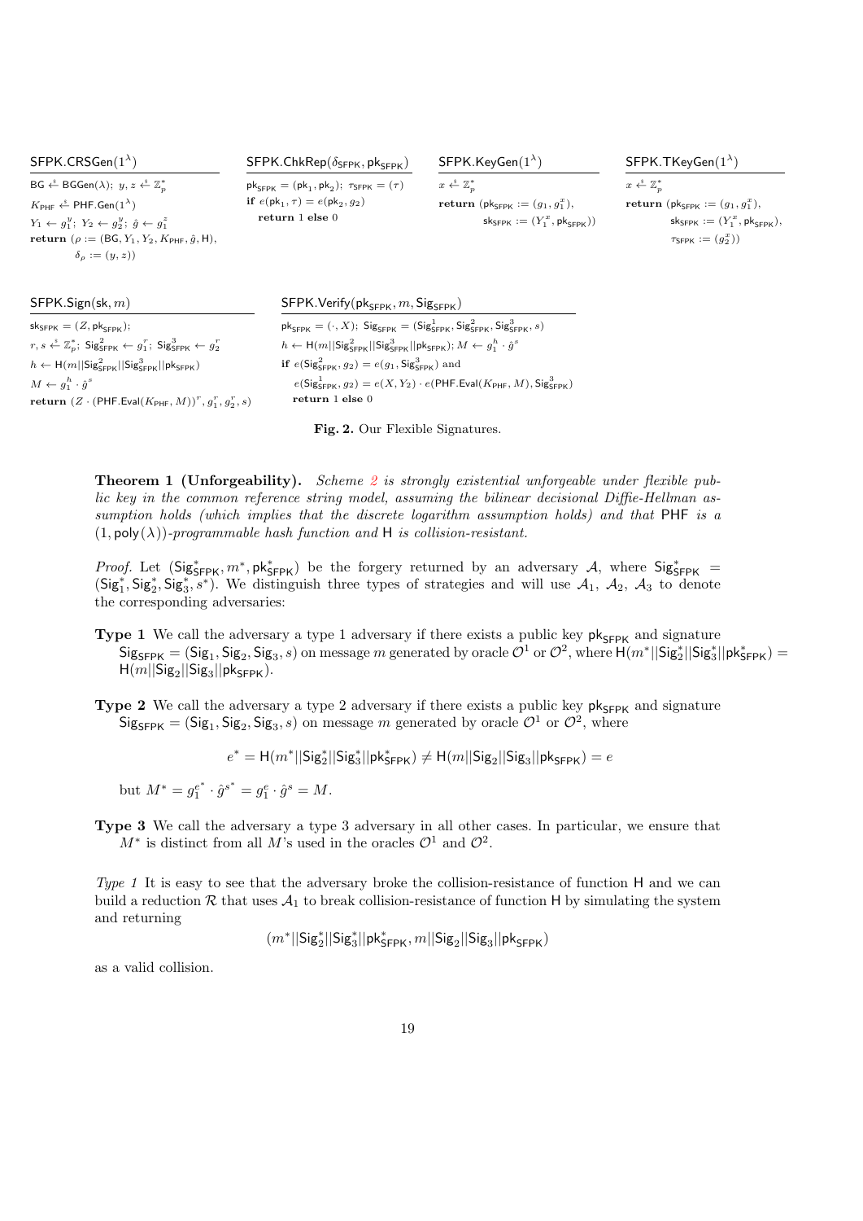**$\mathsf{SFPK.CRSGen}(1^\lambda)$**

$\mathsf{BG} \xleftarrow{\$} \mathsf{BGGen}(\lambda)$; $y, z \xleftarrow{\$} \mathbb{Z}_p^*$
$K_{\mathsf{PHF}} \xleftarrow{\$} \mathsf{PHF.Gen}(1^\lambda)$
$Y_1 \leftarrow g_1^y$; $Y_2 \leftarrow g_2^y$; $\hat{g} \leftarrow g_1^z$
**return** $(\rho := (\mathsf{BG}, Y_1, Y_2, K_{\mathsf{PHF}}, \hat{g}, \mathsf{H}),$
$\quad \delta_\rho := (y, z))$

**$\mathsf{SFPK.ChkRep}(\delta_{\mathsf{SFPK}}, \mathsf{pk}_{\mathsf{SFPK}})$**

$\mathsf{pk}_{\mathsf{SFPK}} = (\mathsf{pk}_1, \mathsf{pk}_2)$; $\tau_{\mathsf{SFPK}} = (\tau)$
**if** $e(\mathsf{pk}_1, \tau) = e(\mathsf{pk}_2, g_2)$
$\quad$ **return** 1 **else** 0

**$\mathsf{SFPK.KeyGen}(1^\lambda)$**

$x \xleftarrow{\$} \mathbb{Z}_p^*$
**return** $(\mathsf{pk}_{\mathsf{SFPK}} := (g_1, g_1^x),$
$\quad \mathsf{sk}_{\mathsf{SFPK}} := (Y_1^x, \mathsf{pk}_{\mathsf{SFPK}}))$

**$\mathsf{SFPK.TKeyGen}(1^\lambda)$**

$x \xleftarrow{\$} \mathbb{Z}_p^*$
**return** $(\mathsf{pk}_{\mathsf{SFPK}} := (g_1, g_1^x),$
$\quad \mathsf{sk}_{\mathsf{SFPK}} := (Y_1^x, \mathsf{pk}_{\mathsf{SFPK}}),$
$\quad \tau_{\mathsf{SFPK}} := (g_2^x))$

**$\mathsf{SFPK.Sign}(\mathsf{sk}, m)$**

$\mathsf{sk}_{\mathsf{SFPK}} = (Z, \mathsf{pk}_{\mathsf{SFPK}})$;
$r, s \xleftarrow{\$} \mathbb{Z}_p^*$; $\mathsf{Sig}^2_{\mathsf{SFPK}} \leftarrow g_1^r$; $\mathsf{Sig}^3_{\mathsf{SFPK}} \leftarrow g_2^r$
$h \leftarrow \mathsf{H}(m||\mathsf{Sig}^2_{\mathsf{SFPK}}||\mathsf{Sig}^3_{\mathsf{SFPK}}||\mathsf{pk}_{\mathsf{SFPK}})$
$M \leftarrow g_1^h \cdot \hat{g}^s$
**return** $(Z \cdot (\mathsf{PHF.Eval}(K_{\mathsf{PHF}}, M))^r, g_1^r, g_2^r, s)$

**$\mathsf{SFPK.Verify}(\mathsf{pk}_{\mathsf{SFPK}}, m, \mathsf{Sig}_{\mathsf{SFPK}})$**

$\mathsf{pk}_{\mathsf{SFPK}} = (\cdot, X)$; $\mathsf{Sig}_{\mathsf{SFPK}} = (\mathsf{Sig}^1_{\mathsf{SFPK}}, \mathsf{Sig}^2_{\mathsf{SFPK}}, \mathsf{Sig}^3_{\mathsf{SFPK}}, s)$
$h \leftarrow \mathsf{H}(m||\mathsf{Sig}^2_{\mathsf{SFPK}}||\mathsf{Sig}^3_{\mathsf{SFPK}}||\mathsf{pk}_{\mathsf{SFPK}})$; $M \leftarrow g_1^h \cdot \hat{g}^s$
**if** $e(\mathsf{Sig}^2_{\mathsf{SFPK}}, g_2) = e(g_1, \mathsf{Sig}^3_{\mathsf{SFPK}})$ and
$\quad e(\mathsf{Sig}^1_{\mathsf{SFPK}}, g_2) = e(X, Y_2) \cdot e(\mathsf{PHF.Eval}(K_{\mathsf{PHF}}, M), \mathsf{Sig}^3_{\mathsf{SFPK}})$
$\quad$ **return** 1 **else** 0

**Fig. 2.** Our Flexible Signatures.

**Theorem 1 (Unforgeability).** *Scheme 2 is strongly existential unforgeable under flexible public key in the common reference string model, assuming the bilinear decisional Diffie-Hellman assumption holds (which implies that the discrete logarithm assumption holds) and that* PHF *is a* $(1, \mathsf{poly}(\lambda))$*-programmable hash function and* H *is collision-resistant.*

*Proof.* Let $(\mathsf{Sig}^*_{\mathsf{SFPK}}, m^*, \mathsf{pk}^*_{\mathsf{SFPK}})$ be the forgery returned by an adversary $\mathcal{A}$, where $\mathsf{Sig}^*_{\mathsf{SFPK}} = (\mathsf{Sig}^*_1, \mathsf{Sig}^*_2, \mathsf{Sig}^*_3, s^*)$. We distinguish three types of strategies and will use $\mathcal{A}_1$, $\mathcal{A}_2$, $\mathcal{A}_3$ to denote the corresponding adversaries:

**Type 1** We call the adversary a type 1 adversary if there exists a public key $\mathsf{pk}_{\mathsf{SFPK}}$ and signature $\mathsf{Sig}_{\mathsf{SFPK}} = (\mathsf{Sig}_1, \mathsf{Sig}_2, \mathsf{Sig}_3, s)$ on message $m$ generated by oracle $\mathcal{O}^1$ or $\mathcal{O}^2$, where $\mathsf{H}(m^*||\mathsf{Sig}^*_2||\mathsf{Sig}^*_3||\mathsf{pk}^*_{\mathsf{SFPK}}) = \mathsf{H}(m||\mathsf{Sig}_2||\mathsf{Sig}_3||\mathsf{pk}_{\mathsf{SFPK}})$.

**Type 2** We call the adversary a type 2 adversary if there exists a public key $\mathsf{pk}_{\mathsf{SFPK}}$ and signature $\mathsf{Sig}_{\mathsf{SFPK}} = (\mathsf{Sig}_1, \mathsf{Sig}_2, \mathsf{Sig}_3, s)$ on message $m$ generated by oracle $\mathcal{O}^1$ or $\mathcal{O}^2$, where

$$e^* = \mathsf{H}(m^*||\mathsf{Sig}^*_2||\mathsf{Sig}^*_3||\mathsf{pk}^*_{\mathsf{SFPK}}) \neq \mathsf{H}(m||\mathsf{Sig}_2||\mathsf{Sig}_3||\mathsf{pk}_{\mathsf{SFPK}}) = e$$

but $M^* = g_1^{e^*} \cdot \hat{g}^{s^*} = g_1^e \cdot \hat{g}^s = M$.

**Type 3** We call the adversary a type 3 adversary in all other cases. In particular, we ensure that $M^*$ is distinct from all $M$'s used in the oracles $\mathcal{O}^1$ and $\mathcal{O}^2$.

*Type 1* It is easy to see that the adversary broke the collision-resistance of function H and we can build a reduction $\mathcal{R}$ that uses $\mathcal{A}_1$ to break collision-resistance of function H by simulating the system and returning

$$(m^*||\mathsf{Sig}^*_2||\mathsf{Sig}^*_3||\mathsf{pk}^*_{\mathsf{SFPK}}, m||\mathsf{Sig}_2||\mathsf{Sig}_3||\mathsf{pk}_{\mathsf{SFPK}})$$

as a valid collision.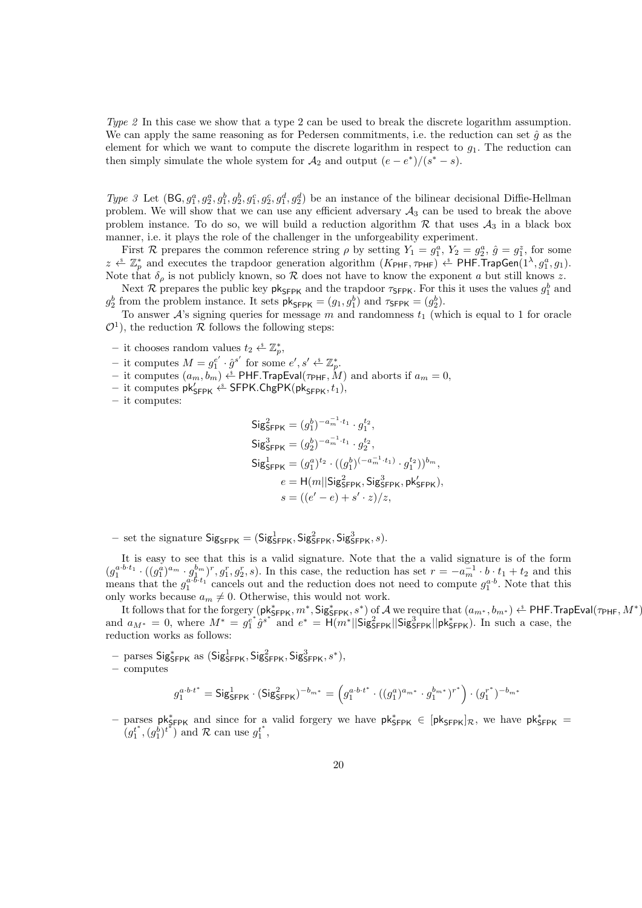*Type 2* In this case we show that a type 2 can be used to break the discrete logarithm assumption. We can apply the same reasoning as for Pedersen commitments, i.e. the reduction can set $\hat{g}$ as the element for which we want to compute the discrete logarithm in respect to $g_1$. The reduction can then simply simulate the whole system for $\mathcal{A}_2$ and output $(e - e^*)/(s^* - s)$.

*Type 3* Let $(\mathsf{BG}, g_1^a, g_2^a, g_1^b, g_2^b, g_1^c, g_2^c, g_1^d, g_2^d)$ be an instance of the bilinear decisional Diffie-Hellman problem. We will show that we can use any efficient adversary $\mathcal{A}_3$ can be used to break the above problem instance. To do so, we will build a reduction algorithm $\mathcal{R}$ that uses $\mathcal{A}_3$ in a black box manner, i.e. it plays the role of the challenger in the unforgeability experiment.

First $\mathcal{R}$ prepares the common reference string $\rho$ by setting $Y_1 = g_1^a$, $Y_2 = g_2^a$, $\hat{g} = g_1^z$, for some $z \xleftarrow{\$} \mathbb{Z}_p^*$ and executes the trapdoor generation algorithm $(K_{\mathsf{PHF}}, \tau_{\mathsf{PHF}}) \xleftarrow{\$} \mathsf{PHF.TrapGen}(1^\lambda, g_1^a, g_1)$. Note that $\delta_\rho$ is not publicly known, so $\mathcal{R}$ does not have to know the exponent $a$ but still knows $z$.

Next $\mathcal{R}$ prepares the public key $\mathsf{pk}_{\mathsf{SFPK}}$ and the trapdoor $\tau_{\mathsf{SFPK}}$. For this it uses the values $g_1^b$ and $g_2^b$ from the problem instance. It sets $\mathsf{pk}_{\mathsf{SFPK}} = (g_1, g_1^b)$ and $\tau_{\mathsf{SFPK}} = (g_2^b)$.

To answer $\mathcal{A}$'s signing queries for message $m$ and randomness $t_1$ (which is equal to 1 for oracle $\mathcal{O}^1$), the reduction $\mathcal{R}$ follows the following steps:

- it chooses random values $t_2 \xleftarrow{\$} \mathbb{Z}_p^*$,
- it computes $M = g_1^{e'} \cdot \hat{g}^{s'}$ for some $e', s' \xleftarrow{\$} \mathbb{Z}_p^*$.
- it computes $(a_m, b_m) \xleftarrow{\$} \mathsf{PHF.TrapEval}(\tau_{\mathsf{PHF}}, M)$ and aborts if $a_m = 0$,
- it computes $\mathsf{pk}'_{\mathsf{SFPK}} \xleftarrow{\$} \mathsf{SFPK.ChgPK}(\mathsf{pk}_{\mathsf{SFPK}}, t_1)$,
- it computes:

$$
\begin{aligned}
\mathsf{Sig}^2_{\mathsf{SFPK}} &= (g_1^b)^{-a_m^{-1} \cdot t_1} \cdot g_1^{t_2}, \\
\mathsf{Sig}^3_{\mathsf{SFPK}} &= (g_2^b)^{-a_m^{-1} \cdot t_1} \cdot g_2^{t_2}, \\
\mathsf{Sig}^1_{\mathsf{SFPK}} &= (g_1^a)^{t_2} \cdot ((g_1^b)^{(-a_m^{-1} \cdot t_1)} \cdot g_1^{t_2}))^{b_m}, \\
e &= \mathsf{H}(m || \mathsf{Sig}^2_{\mathsf{SFPK}}, \mathsf{Sig}^3_{\mathsf{SFPK}}, \mathsf{pk}'_{\mathsf{SFPK}}), \\
s &= ((e' - e) + s' \cdot z)/z,
\end{aligned}
$$

- set the signature $\mathsf{Sig}_{\mathsf{SFPK}} = (\mathsf{Sig}^1_{\mathsf{SFPK}}, \mathsf{Sig}^2_{\mathsf{SFPK}}, \mathsf{Sig}^3_{\mathsf{SFPK}}, s)$.

It is easy to see that this is a valid signature. Note that the a valid signature is of the form $(g_1^{a \cdot b \cdot t_1} \cdot ((g_1^a)^{a_m} \cdot g_1^{b_m})^r, g_1^r, g_2^r, s)$. In this case, the reduction has set $r = -a_m^{-1} \cdot b \cdot t_1 + t_2$ and this means that the $g_1^{a \cdot b \cdot t_1}$ cancels out and the reduction does not need to compute $g_1^{a \cdot b}$. Note that this only works because $a_m \neq 0$. Otherwise, this would not work.

It follows that for the forgery $(\mathsf{pk}^*_{\mathsf{SFPK}}, m^*, \mathsf{Sig}^*_{\mathsf{SFPK}}, s^*)$ of $\mathcal{A}$ we require that $(a_{m^*}, b_{m^*}) \xleftarrow{\$} \mathsf{PHF.TrapEval}(\tau_{\mathsf{PHF}}, M^*)$ and $a_{M^*} = 0$, where $M^* = g_1^{e^*} \hat{g}^{s^*}$ and $e^* = \mathsf{H}(m^* || \mathsf{Sig}^2_{\mathsf{SFPK}} || \mathsf{Sig}^3_{\mathsf{SFPK}} || \mathsf{pk}^*_{\mathsf{SFPK}})$. In such a case, the reduction works as follows:

- parses $\mathsf{Sig}^*_{\mathsf{SFPK}}$ as $(\mathsf{Sig}^1_{\mathsf{SFPK}}, \mathsf{Sig}^2_{\mathsf{SFPK}}, \mathsf{Sig}^3_{\mathsf{SFPK}}, s^*)$,
- computes

$$
g_1^{a \cdot b \cdot t^*} = \mathsf{Sig}^1_{\mathsf{SFPK}} \cdot (\mathsf{Sig}^2_{\mathsf{SFPK}})^{-b_{m^*}} = \left( g_1^{a \cdot b \cdot t^*} \cdot ((g_1^a)^{a_{m^*}} \cdot g_1^{b_{m^*}})^{r^*} \right) \cdot (g_1^{r^*})^{-b_{m^*}}
$$

- parses $\mathsf{pk}^*_{\mathsf{SFPK}}$ and since for a valid forgery we have $\mathsf{pk}^*_{\mathsf{SFPK}} \in [\mathsf{pk}_{\mathsf{SFPK}}]_{\mathcal{R}}$, we have $\mathsf{pk}^*_{\mathsf{SFPK}} = (g_1^{t^*}, (g_1^b)^{t^*})$ and $\mathcal{R}$ can use $g_1^{t^*}$,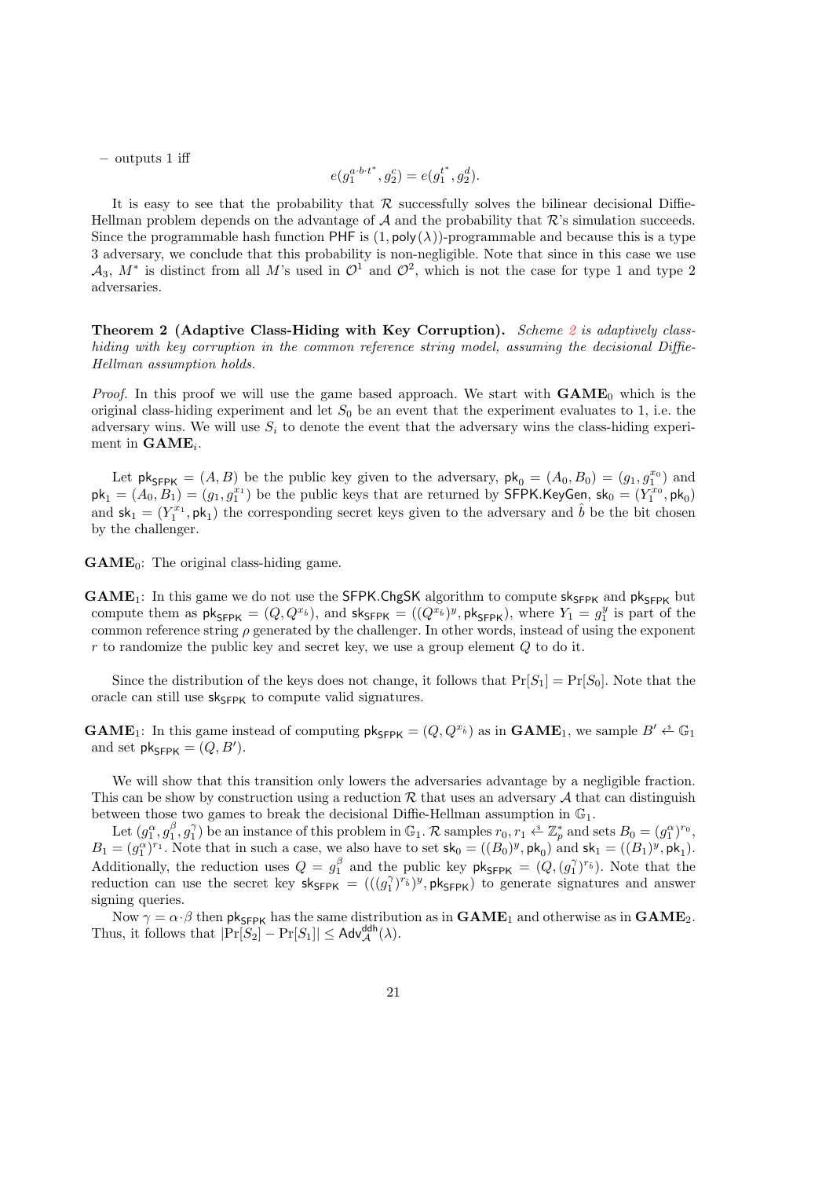– outputs 1 iff

$$e(g_1^{a \cdot b \cdot t^*}, g_2^c) = e(g_1^{t^*}, g_2^d).$$

It is easy to see that the probability that $\mathcal{R}$ successfully solves the bilinear decisional Diffie-Hellman problem depends on the advantage of $\mathcal{A}$ and the probability that $\mathcal{R}$'s simulation succeeds. Since the programmable hash function $\mathsf{PHF}$ is $(1, \mathsf{poly}(\lambda))$-programmable and because this is a type 3 adversary, we conclude that this probability is non-negligible. Note that since in this case we use $\mathcal{A}_3$, $M^*$ is distinct from all $M$'s used in $\mathcal{O}^1$ and $\mathcal{O}^2$, which is not the case for type 1 and type 2 adversaries.

**Theorem 2 (Adaptive Class-Hiding with Key Corruption).** *Scheme 2 is adaptively class-hiding with key corruption in the common reference string model, assuming the decisional Diffie-Hellman assumption holds.*

*Proof.* In this proof we will use the game based approach. We start with $\mathbf{GAME}_0$ which is the original class-hiding experiment and let $S_0$ be an event that the experiment evaluates to 1, i.e. the adversary wins. We will use $S_i$ to denote the event that the adversary wins the class-hiding experiment in $\mathbf{GAME}_i$.

Let $\mathsf{pk}_{\mathsf{SFPK}} = (A, B)$ be the public key given to the adversary, $\mathsf{pk}_0 = (A_0, B_0) = (g_1, g_1^{x_0})$ and $\mathsf{pk}_1 = (A_0, B_1) = (g_1, g_1^{x_1})$ be the public keys that are returned by $\mathsf{SFPK.KeyGen}$, $\mathsf{sk}_0 = (Y_1^{x_0}, \mathsf{pk}_0)$ and $\mathsf{sk}_1 = (Y_1^{x_1}, \mathsf{pk}_1)$ the corresponding secret keys given to the adversary and $\hat{b}$ be the bit chosen by the challenger.

$\mathbf{GAME}_0$: The original class-hiding game.

$\mathbf{GAME}_1$: In this game we do not use the $\mathsf{SFPK.ChgSK}$ algorithm to compute $\mathsf{sk}_{\mathsf{SFPK}}$ and $\mathsf{pk}_{\mathsf{SFPK}}$ but compute them as $\mathsf{pk}_{\mathsf{SFPK}} = (Q, Q^{x_{\hat{b}}})$, and $\mathsf{sk}_{\mathsf{SFPK}} = ((Q^{x_{\hat{b}}})^y, \mathsf{pk}_{\mathsf{SFPK}})$, where $Y_1 = g_1^y$ is part of the common reference string $\rho$ generated by the challenger. In other words, instead of using the exponent $r$ to randomize the public key and secret key, we use a group element $Q$ to do it.

Since the distribution of the keys does not change, it follows that $\Pr[S_1] = \Pr[S_0]$. Note that the oracle can still use $\mathsf{sk}_{\mathsf{SFPK}}$ to compute valid signatures.

$\mathbf{GAME}_1$: In this game instead of computing $\mathsf{pk}_{\mathsf{SFPK}} = (Q, Q^{x_{\hat{b}}})$ as in $\mathbf{GAME}_1$, we sample $B' \xleftarrow{\$} \mathbb{G}_1$ and set $\mathsf{pk}_{\mathsf{SFPK}} = (Q, B')$.

We will show that this transition only lowers the adversaries advantage by a negligible fraction. This can be show by construction using a reduction $\mathcal{R}$ that uses an adversary $\mathcal{A}$ that can distinguish between those two games to break the decisional Diffie-Hellman assumption in $\mathbb{G}_1$.

Let $(g_1^{\alpha}, g_1^{\beta}, g_1^{\gamma})$ be an instance of this problem in $\mathbb{G}_1$. $\mathcal{R}$ samples $r_0, r_1 \xleftarrow{\$} \mathbb{Z}_p^*$ and sets $B_0 = (g_1^{\alpha})^{r_0}$, $B_1 = (g_1^{\alpha})^{r_1}$. Note that in such a case, we also have to set $\mathsf{sk}_0 = ((B_0)^y, \mathsf{pk}_0)$ and $\mathsf{sk}_1 = ((B_1)^y, \mathsf{pk}_1)$. Additionally, the reduction uses $Q = g_1^{\beta}$ and the public key $\mathsf{pk}_{\mathsf{SFPK}} = (Q, (g_1^{\gamma})^{r_{\hat{b}}})$. Note that the reduction can use the secret key $\mathsf{sk}_{\mathsf{SFPK}} = (((g_1^{\gamma})^{r_{\hat{b}}})^y, \mathsf{pk}_{\mathsf{SFPK}})$ to generate signatures and answer signing queries.

Now $\gamma = \alpha \cdot \beta$ then $\mathsf{pk}_{\mathsf{SFPK}}$ has the same distribution as in $\mathbf{GAME}_1$ and otherwise as in $\mathbf{GAME}_2$. Thus, it follows that $|\Pr[S_2] - \Pr[S_1]| \leq \mathsf{Adv}_{\mathcal{A}}^{\mathsf{ddh}}(\lambda)$.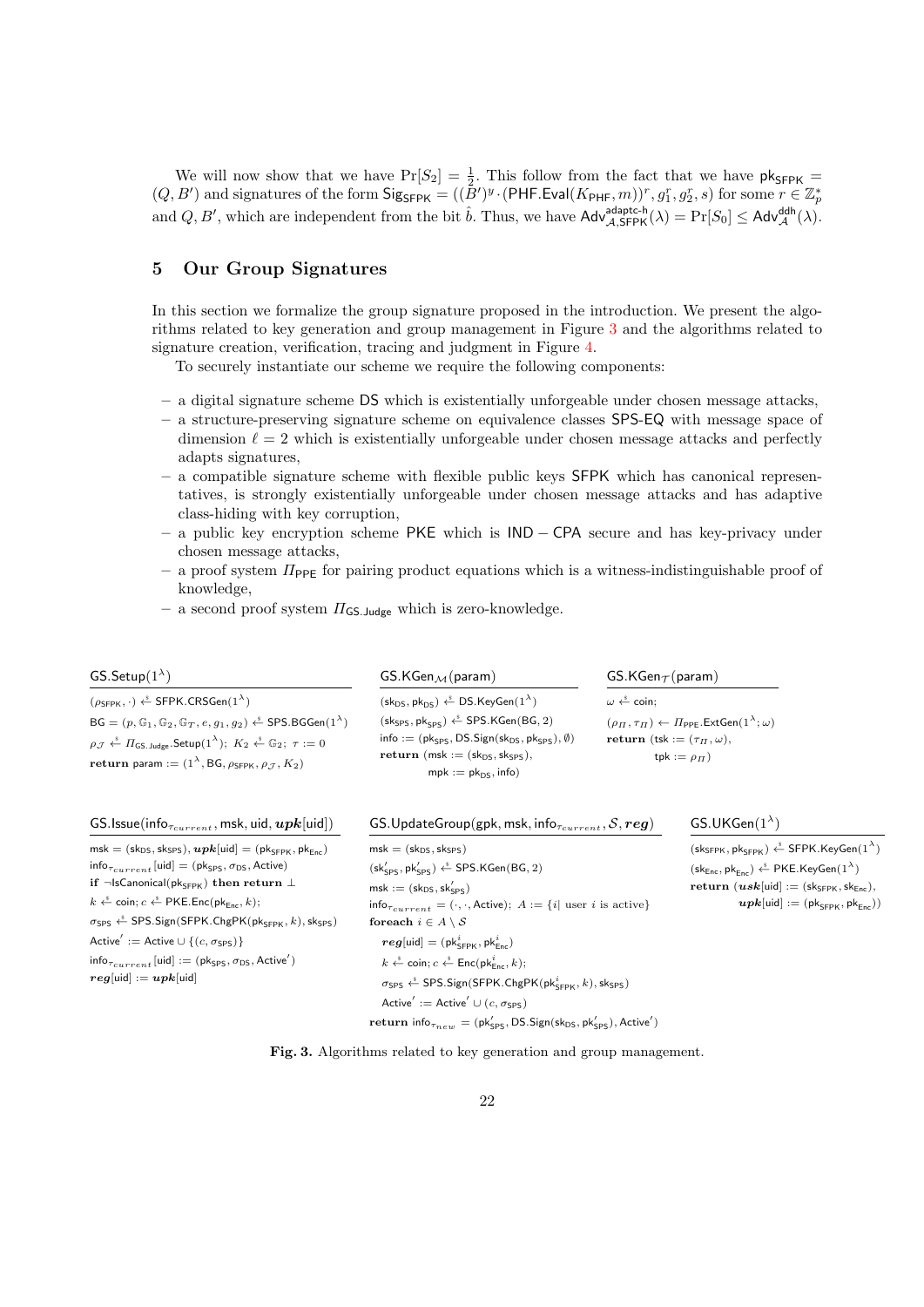We will now show that we have $\Pr[S_2] = \frac{1}{2}$. This follow from the fact that we have $\mathsf{pk}_{\mathsf{SFPK}} = (Q, B')$ and signatures of the form $\mathsf{Sig}_{\mathsf{SFPK}} = ((B')^y \cdot (\mathsf{PHF.Eval}(K_{\mathsf{PHF}}, m))^r, g_1^r, g_2^r, s)$ for some $r \in \mathbb{Z}_p^*$ and $Q, B'$, which are independent from the bit $\hat{b}$. Thus, we have $\mathsf{Adv}^{\mathsf{adaptc\text{-}h}}_{\mathcal{A},\mathsf{SFPK}}(\lambda) = \Pr[S_0] \leq \mathsf{Adv}^{\mathsf{ddh}}_{\mathcal{A}}(\lambda)$.

## 5 Our Group Signatures

In this section we formalize the group signature proposed in the introduction. We present the algorithms related to key generation and group management in Figure 3 and the algorithms related to signature creation, verification, tracing and judgment in Figure 4.

To securely instantiate our scheme we require the following components:

- a digital signature scheme DS which is existentially unforgeable under chosen message attacks,
- a structure-preserving signature scheme on equivalence classes SPS-EQ with message space of dimension $\ell = 2$ which is existentially unforgeable under chosen message attacks and perfectly adapts signatures,
- a compatible signature scheme with flexible public keys SFPK which has canonical representatives, is strongly existentially unforgeable under chosen message attacks and has adaptive class-hiding with key corruption,
- a public key encryption scheme PKE which is IND − CPA secure and has key-privacy under chosen message attacks,
- a proof system $\Pi_{\mathsf{PPE}}$ for pairing product equations which is a witness-indistinguishable proof of knowledge,
- a second proof system $\Pi_{\mathsf{GS.Judge}}$ which is zero-knowledge.

```
GS.Setup(1^λ)
(ρ_SFPK, ·) ←$ SFPK.CRSGen(1^λ)
BG = (p, G_1, G_2, G_T, e, g_1, g_2) ←$ SPS.BGGen(1^λ)
ρ_J ←$ Π_GS.Judge.Setup(1^λ); K_2 ←$ G_2; τ := 0
return param := (1^λ, BG, ρ_SFPK, ρ_J, K_2)

GS.KGen_M(param)
(sk_DS, pk_DS) ←$ DS.KeyGen(1^λ)
(sk_SPS, pk_SPS) ←$ SPS.KGen(BG, 2)
info := (pk_SPS, DS.Sign(sk_DS, pk_SPS), ∅)
return (msk := (sk_DS, sk_SPS),
        mpk := pk_DS, info)

GS.KGen_T(param)
ω ←$ coin;
(ρ_Π, τ_Π) ← Π_PPE.ExtGen(1^λ; ω)
return (tsk := (τ_Π, ω),
        tpk := ρ_Π)

GS.Issue(info_τcurrent, msk, uid, upk[uid])
msk = (sk_DS, sk_SPS), upk[uid] = (pk_SFPK, pk_Enc)
info_τcurrent[uid] = (pk_SPS, σ_DS, Active)
if ¬IsCanonical(pk_SFPK) then return ⊥
k ←$ coin; c ←$ PKE.Enc(pk_Enc, k);
σ_SPS ←$ SPS.Sign(SFPK.ChgPK(pk_SFPK, k), sk_SPS)
Active' := Active ∪ {(c, σ_SPS)}
info_τcurrent[uid] := (pk_SPS, σ_DS, Active')
reg[uid] := upk[uid]

GS.UpdateGroup(gpk, msk, info_τcurrent, S, reg)
msk = (sk_DS, sk_SPS)
(sk'_SPS, pk'_SPS) ←$ SPS.KGen(BG, 2)
msk := (sk_DS, sk'_SPS)
info_τcurrent = (·, ·, Active); A := {i| user i is active}
foreach i ∈ A \ S
    reg[uid] = (pk^i_SFPK, pk^i_Enc)
    k ←$ coin; c ←$ Enc(pk^i_Enc, k);
    σ_SPS ←$ SPS.Sign(SFPK.ChgPK(pk^i_SFPK, k), sk_SPS)
    Active' := Active' ∪ (c, σ_SPS)
return info_τnew = (pk'_SPS, DS.Sign(sk_DS, pk'_SPS), Active')

GS.UKGen(1^λ)
(sk_SFPK, pk_SFPK) ←$ SFPK.KeyGen(1^λ)
(sk_Enc, pk_Enc) ←$ PKE.KeyGen(1^λ)
return (usk[uid] := (sk_SFPK, sk_Enc),
        upk[uid] := (pk_SFPK, pk_Enc))
```

**Fig. 3.** Algorithms related to key generation and group management.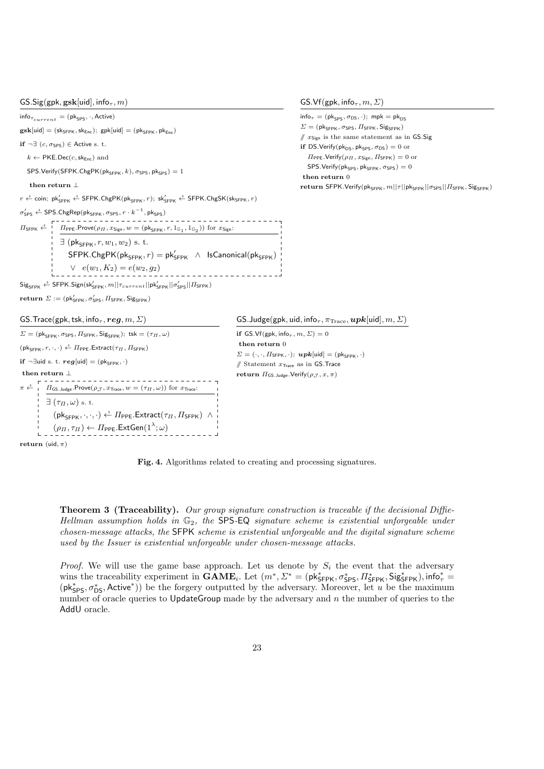**$\mathsf{GS.Sig}(\mathsf{gpk}, \mathbf{gsk}[\mathsf{uid}], \mathsf{info}_\tau, m)$**

$\mathsf{info}_{\tau_{current}} = (\mathsf{pk}_{\mathsf{SPS}}, \cdot, \mathsf{Active})$

$\mathbf{gsk}[\mathsf{uid}] = (\mathsf{sk}_{\mathsf{SFPK}}, \mathsf{sk}_{\mathsf{Enc}})$; $\mathsf{gpk}[\mathsf{uid}] = (\mathsf{pk}_{\mathsf{SFPK}}, \mathsf{pk}_{\mathsf{Enc}})$

**if** $\neg\exists\ (c, \sigma_{\mathsf{SPS}}) \in \mathsf{Active}$ s. t.

  $k \leftarrow \mathsf{PKE.Dec}(c, \mathsf{sk}_{\mathsf{Enc}})$ and

  $\mathsf{SPS.Verify}(\mathsf{SFPK.ChgPK}(\mathsf{pk}_{\mathsf{SFPK}}, k), \sigma_{\mathsf{SPS}}, \mathsf{pk}_{\mathsf{SPS}}) = 1$

  **then return** $\perp$

$r \xleftarrow{\$} \mathsf{coin}$; $\mathsf{pk}'_{\mathsf{SFPK}} \xleftarrow{\$} \mathsf{SFPK.ChgPK}(\mathsf{pk}_{\mathsf{SFPK}}, r)$; $\mathsf{sk}'_{\mathsf{SFPK}} \xleftarrow{\$} \mathsf{SFPK.ChgSK}(\mathsf{sk}_{\mathsf{SFPK}}, r)$

$\sigma'_{\mathsf{SPS}} \xleftarrow{\$} \mathsf{SPS.ChgRep}(\mathsf{pk}_{\mathsf{SFPK}}, \sigma_{\mathsf{SPS}}, r \cdot k^{-1}, \mathsf{pk}_{\mathsf{SPS}})$

$\Pi_{\mathsf{SFPK}} \xleftarrow{\$}$ $\Pi_{\mathsf{PPE}}.\mathsf{Prove}(\rho_\Pi, x_{\mathsf{Sign}}, w = (\mathsf{pk}_{\mathsf{SFPK}}, r, 1_{\mathbb{G}_1}, 1_{\mathbb{G}_2}))$ for $x_{\mathsf{Sign}}$:

  $\exists\ (\mathsf{pk}_{\mathsf{SFPK}}, r, w_1, w_2)$ s. t.

   $\mathsf{SFPK.ChgPK}(\mathsf{pk}_{\mathsf{SFPK}}, r) = \mathsf{pk}'_{\mathsf{SFPK}} \ \wedge\ \mathsf{IsCanonical}(\mathsf{pk}_{\mathsf{SFPK}})$

   $\vee\ \ e(w_1, K_2) = e(w_2, g_2)$

$\mathsf{Sig}_{\mathsf{SFPK}} \xleftarrow{\$} \mathsf{SFPK.Sign}(\mathsf{sk}'_{\mathsf{SFPK}}, m||\tau_{current}||\mathsf{pk}'_{\mathsf{SFPK}}||\sigma'_{\mathsf{SPS}}||\Pi_{\mathsf{SFPK}})$

**return** $\Sigma := (\mathsf{pk}'_{\mathsf{SFPK}}, \sigma'_{\mathsf{SPS}}, \Pi_{\mathsf{SFPK}}, \mathsf{Sig}_{\mathsf{SFPK}})$

**$\mathsf{GS.Vf}(\mathsf{gpk}, \mathsf{info}_\tau, m, \Sigma)$**

$\mathsf{info}_\tau = (\mathsf{pk}_{\mathsf{SPS}}, \sigma_{\mathsf{DS}}, \cdot)$; $\mathsf{mpk} = \mathsf{pk}_{\mathsf{DS}}$

$\Sigma = (\mathsf{pk}_{\mathsf{SFPK}}, \sigma_{\mathsf{SPS}}, \Pi_{\mathsf{SFPK}}, \mathsf{Sig}_{\mathsf{SFPK}})$

// $x_{\mathsf{Sign}}$ is the same statement as in $\mathsf{GS.Sig}$

**if** $\mathsf{DS.Verify}(\mathsf{pk}_{\mathsf{DS}}, \mathsf{pk}_{\mathsf{SPS}}, \sigma_{\mathsf{DS}}) = 0$ or

  $\Pi_{\mathsf{PPE}}.\mathsf{Verify}(\rho_\Pi, x_{\mathsf{Sign}}, \Pi_{\mathsf{SFPK}}) = 0$ or

  $\mathsf{SPS.Verify}(\mathsf{pk}_{\mathsf{SPS}}, \mathsf{pk}_{\mathsf{SFPK}}, \sigma_{\mathsf{SPS}}) = 0$

 **then return** $0$

**return** $\mathsf{SFPK.Verify}(\mathsf{pk}_{\mathsf{SFPK}}, m||\tau||\mathsf{pk}_{\mathsf{SFPK}}||\sigma_{\mathsf{SPS}}||\Pi_{\mathsf{SFPK}}, \mathsf{Sig}_{\mathsf{SFPK}})$

**$\mathsf{GS.Trace}(\mathsf{gpk}, \mathsf{tsk}, \mathsf{info}_\tau, \boldsymbol{reg}, m, \Sigma)$**

$\Sigma = (\mathsf{pk}_{\mathsf{SFPK}}, \sigma_{\mathsf{SPS}}, \Pi_{\mathsf{SFPK}}, \mathsf{Sig}_{\mathsf{SFPK}})$; $\mathsf{tsk} = (\tau_\Pi, \omega)$

$(\mathsf{pk}_{\mathsf{SFPK}}, r, \cdot, \cdot) \xleftarrow{\$} \Pi_{\mathsf{PPE}}.\mathsf{Extract}(\tau_\Pi, \Pi_{\mathsf{SFPK}})$

**if** $\neg\exists\mathsf{uid}$ s. t. $\boldsymbol{reg}[\mathsf{uid}] = (\mathsf{pk}_{\mathsf{SFPK}}, \cdot)$

 **then return** $\perp$

$\pi \xleftarrow{\$}$ $\Pi_{\mathsf{GS.Judge}}.\mathsf{Prove}(\rho_{\mathcal{J}}, x_{\mathsf{Trace}}, w = (\tau_\Pi, \omega))$ for $x_{\mathsf{Trace}}$:

  $\exists\ (\tau_\Pi, \omega)$ s. t.

   $(\mathsf{pk}_{\mathsf{SFPK}}, \cdot, \cdot, \cdot) \xleftarrow{\$} \Pi_{\mathsf{PPE}}.\mathsf{Extract}(\tau_\Pi, \Pi_{\mathsf{SFPK}}) \ \wedge$

   $(\rho_\Pi, \tau_\Pi) \leftarrow \Pi_{\mathsf{PPE}}.\mathsf{ExtGen}(1^\lambda; \omega)$

**return** $(\mathsf{uid}, \pi)$

**$\mathsf{GS.Judge}(\mathsf{gpk}, \mathsf{uid}, \mathsf{info}_\tau, \pi_{\mathrm{Trace}}, \boldsymbol{upk}[\mathsf{uid}], m, \Sigma)$**

**if** $\mathsf{GS.Vf}(\mathsf{gpk}, \mathsf{info}_\tau, m, \Sigma) = 0$

 **then return** $0$

$\Sigma = (\cdot, \cdot, \Pi_{\mathsf{SFPK}}, \cdot)$; $\boldsymbol{upk}[\mathsf{uid}] = (\mathsf{pk}_{\mathsf{SFPK}}, \cdot)$

// Statement $x_{\mathsf{Trace}}$ as in $\mathsf{GS.Trace}$

**return** $\Pi_{\mathsf{GS.Judge}}.\mathsf{Verify}(\rho_{\mathcal{J}}, x, \pi)$

**Fig. 4.** Algorithms related to creating and processing signatures.

**Theorem 3 (Traceability).** *Our group signature construction is traceable if the decisional Diffie-Hellman assumption holds in $\mathbb{G}_2$, the* SPS-EQ *signature scheme is existential unforgeable under chosen-message attacks, the* SFPK *scheme is existential unforgeable and the digital signature scheme used by the Issuer is existential unforgeable under chosen-message attacks.*

*Proof.* We will use the game base approach. Let us denote by $S_i$ the event that the adversary wins the traceability experiment in $\mathbf{GAME}_i$. Let $(m^*, \Sigma^* = (\mathsf{pk}^*_{\mathsf{SFPK}}, \sigma^*_{\mathsf{SPS}}, \Pi^*_{\mathsf{SFPK}}, \mathsf{Sig}^*_{\mathsf{SFPK}}), \mathsf{info}^*_\tau = (\mathsf{pk}^*_{\mathsf{SPS}}, \sigma^*_{\mathsf{DS}}, \mathsf{Active}^*))$ be the forgery outputted by the adversary. Moreover, let $u$ be the maximum number of oracle queries to $\mathsf{UpdateGroup}$ made by the adversary and $n$ the number of queries to the $\mathsf{AddU}$ oracle.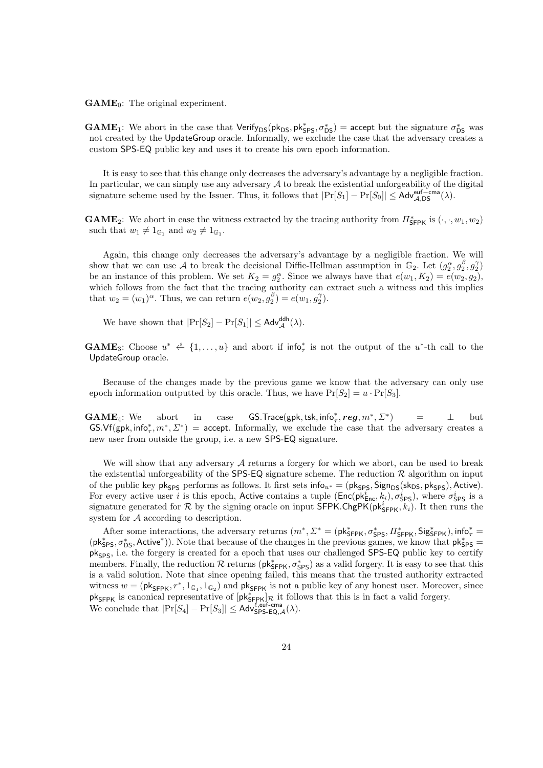**GAME**$_0$: The original experiment.

**GAME**$_1$: We abort in the case that $\mathsf{Verify_{DS}}(\mathsf{pk_{DS}}, \mathsf{pk}^*_{\mathsf{SPS}}, \sigma^*_{\mathsf{DS}}) = \mathsf{accept}$ but the signature $\sigma^*_{\mathsf{DS}}$ was not created by the UpdateGroup oracle. Informally, we exclude the case that the adversary creates a custom SPS-EQ public key and uses it to create his own epoch information.

It is easy to see that this change only decreases the adversary's advantage by a negligible fraction. In particular, we can simply use any adversary $\mathcal{A}$ to break the existential unforgeability of the digital signature scheme used by the Issuer. Thus, it follows that $|\Pr[S_1] - \Pr[S_0]| \leq \mathsf{Adv}^{\mathsf{euf-cma}}_{\mathcal{A},\mathsf{DS}}(\lambda)$.

**GAME**$_2$: We abort in case the witness extracted by the tracing authority from $\Pi^*_{\mathsf{SFPK}}$ is $(\cdot, \cdot, w_1, w_2)$ such that $w_1 \neq 1_{\mathbb{G}_1}$ and $w_2 \neq 1_{\mathbb{G}_1}$.

Again, this change only decreases the adversary's advantage by a negligible fraction. We will show that we can use $\mathcal{A}$ to break the decisional Diffie-Hellman assumption in $\mathbb{G}_2$. Let $(g_2^\alpha, g_2^\beta, g_2^\gamma)$ be an instance of this problem. We set $K_2 = g_2^\alpha$. Since we always have that $e(w_1, K_2) = e(w_2, g_2)$, which follows from the fact that the tracing authority can extract such a witness and this implies that $w_2 = (w_1)^\alpha$. Thus, we can return $e(w_2, g_2^\beta) = e(w_1, g_2^\gamma)$.

We have shown that $|\Pr[S_2] - \Pr[S_1]| \leq \mathsf{Adv}^{\mathsf{ddh}}_{\mathcal{A}}(\lambda)$.

**GAME**$_3$: Choose $u^* \xleftarrow{\$} \{1, \ldots, u\}$ and abort if $\mathsf{info}^*_\tau$ is not the output of the $u^*$-th call to the UpdateGroup oracle.

Because of the changes made by the previous game we know that the adversary can only use epoch information outputted by this oracle. Thus, we have $\Pr[S_2] = u \cdot \Pr[S_3]$.

**GAME**$_4$: We abort in case $\mathsf{GS.Trace}(\mathsf{gpk}, \mathsf{tsk}, \mathsf{info}^*_\tau, \boldsymbol{reg}, m^*, \Sigma^*) = \perp$ but $\mathsf{GS.Vf}(\mathsf{gpk}, \mathsf{info}^*_\tau, m^*, \Sigma^*) = \mathsf{accept}$. Informally, we exclude the case that the adversary creates a new user from outside the group, i.e. a new SPS-EQ signature.

We will show that any adversary $\mathcal{A}$ returns a forgery for which we abort, can be used to break the existential unforgeability of the SPS-EQ signature scheme. The reduction $\mathcal{R}$ algorithm on input of the public key $\mathsf{pk_{SPS}}$ performs as follows. It first sets $\mathsf{info}_{u^*} = (\mathsf{pk_{SPS}}, \mathsf{Sign_{DS}}(\mathsf{sk_{DS}}, \mathsf{pk_{SPS}}), \mathsf{Active})$. For every active user $i$ is this epoch, Active contains a tuple $(\mathsf{Enc}(\mathsf{pk}^i_{\mathsf{Enc}}, k_i), \sigma^i_{\mathsf{SPS}})$, where $\sigma^i_{\mathsf{SPS}}$ is a signature generated for $\mathcal{R}$ by the signing oracle on input $\mathsf{SFPK.ChgPK}(\mathsf{pk}^i_{\mathsf{SFPK}}, k_i)$. It then runs the system for $\mathcal{A}$ according to description.

After some interactions, the adversary returns $(m^*, \Sigma^* = (\mathsf{pk}^*_{\mathsf{SFPK}}, \sigma^*_{\mathsf{SPS}}, \Pi^*_{\mathsf{SFPK}}, \mathsf{Sig}^*_{\mathsf{SFPK}}), \mathsf{info}^*_\tau = (\mathsf{pk}^*_{\mathsf{SPS}}, \sigma^*_{\mathsf{DS}}, \mathsf{Active}^*))$. Note that because of the changes in the previous games, we know that $\mathsf{pk}^*_{\mathsf{SPS}} = \mathsf{pk_{SPS}}$, i.e. the forgery is created for a epoch that uses our challenged SPS-EQ public key to certify members. Finally, the reduction $\mathcal{R}$ returns $(\mathsf{pk}^*_{\mathsf{SFPK}}, \sigma^*_{\mathsf{SPS}})$ as a valid forgery. It is easy to see that this is a valid solution. Note that since opening failed, this means that the trusted authority extracted witness $w = (\mathsf{pk_{SFPK}}, r^*, 1_{\mathbb{G}_1}, 1_{\mathbb{G}_2})$ and $\mathsf{pk_{SFPK}}$ is not a public key of any honest user. Moreover, since $\mathsf{pk_{SFPK}}$ is canonical representative of $[\mathsf{pk}^*_{\mathsf{SFPK}}]_{\mathcal{R}}$ it follows that this is in fact a valid forgery.
We conclude that $|\Pr[S_4] - \Pr[S_3]| \leq \mathsf{Adv}^{\ell,\mathsf{euf-cma}}_{\mathsf{SPS\text{-}EQ},\mathcal{A}}(\lambda)$.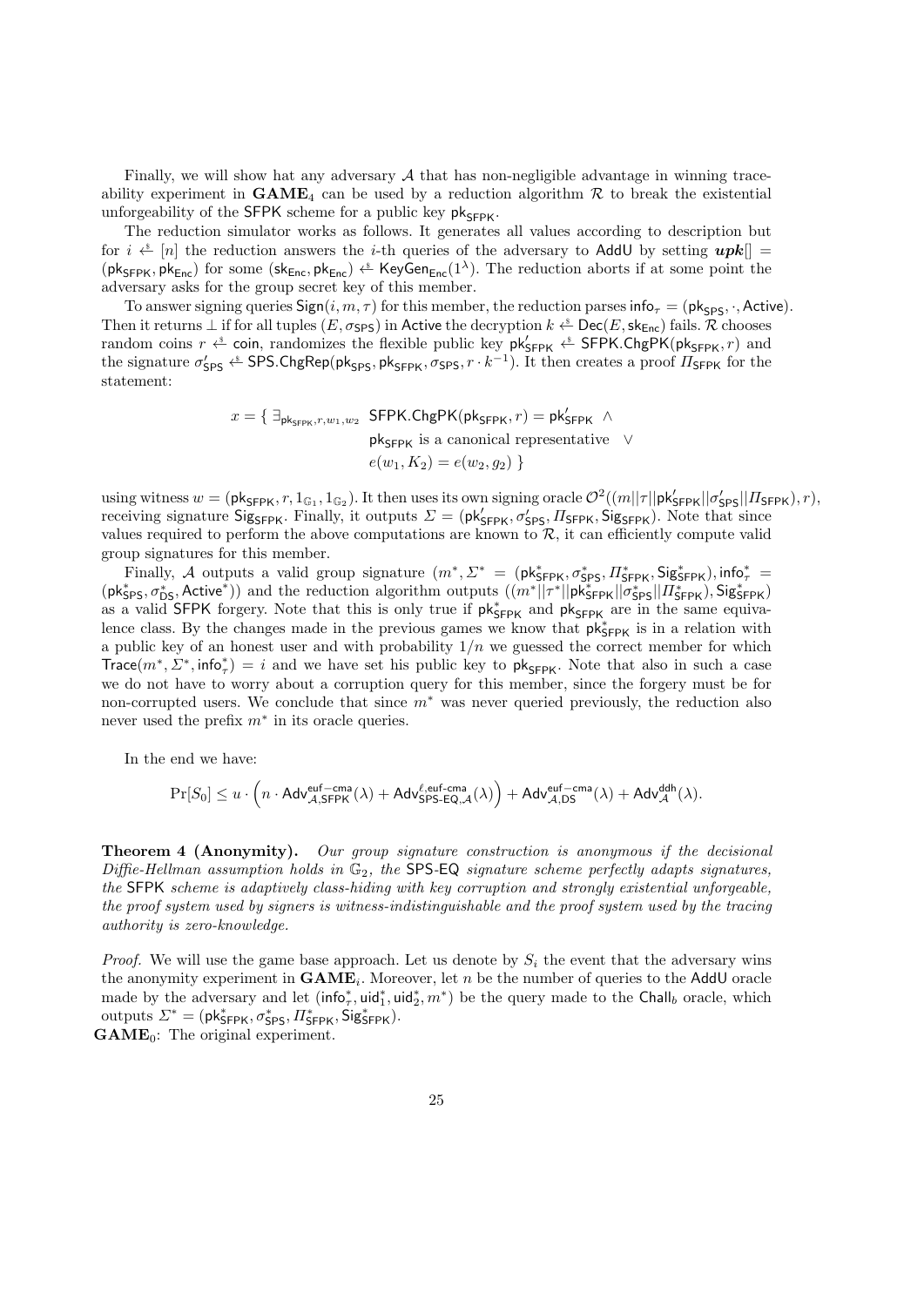Finally, we will show hat any adversary $\mathcal{A}$ that has non-negligible advantage in winning traceability experiment in $\mathbf{GAME}_4$ can be used by a reduction algorithm $\mathcal{R}$ to break the existential unforgeability of the SFPK scheme for a public key $\mathsf{pk}_{\mathsf{SFPK}}$.

The reduction simulator works as follows. It generates all values according to description but for $i \xleftarrow{\$} [n]$ the reduction answers the $i$-th queries of the adversary to AddU by setting $\boldsymbol{upk}[] = (\mathsf{pk}_{\mathsf{SFPK}}, \mathsf{pk}_{\mathsf{Enc}})$ for some $(\mathsf{sk}_{\mathsf{Enc}}, \mathsf{pk}_{\mathsf{Enc}}) \xleftarrow{\$} \mathsf{KeyGen}_{\mathsf{Enc}}(1^\lambda)$. The reduction aborts if at some point the adversary asks for the group secret key of this member.

To answer signing queries $\mathsf{Sign}(i, m, \tau)$ for this member, the reduction parses $\mathsf{info}_\tau = (\mathsf{pk}_{\mathsf{SPS}}, \cdot, \mathsf{Active})$. Then it returns $\perp$ if for all tuples $(E, \sigma_{\mathsf{SPS}})$ in Active the decryption $k \xleftarrow{\$} \mathsf{Dec}(E, \mathsf{sk}_{\mathsf{Enc}})$ fails. $\mathcal{R}$ chooses random coins $r \xleftarrow{\$} \mathsf{coin}$, randomizes the flexible public key $\mathsf{pk}'_{\mathsf{SFPK}} \xleftarrow{\$} \mathsf{SFPK.ChgPK}(\mathsf{pk}_{\mathsf{SFPK}}, r)$ and the signature $\sigma'_{\mathsf{SPS}} \xleftarrow{\$} \mathsf{SPS.ChgRep}(\mathsf{pk}_{\mathsf{SPS}}, \mathsf{pk}_{\mathsf{SFPK}}, \sigma_{\mathsf{SPS}}, r \cdot k^{-1})$. It then creates a proof $\Pi_{\mathsf{SFPK}}$ for the statement:

$$
\begin{aligned}
x = \{\ \exists_{\mathsf{pk}_{\mathsf{SFPK}}, r, w_1, w_2}\ \ & \mathsf{SFPK.ChgPK}(\mathsf{pk}_{\mathsf{SFPK}}, r) = \mathsf{pk}'_{\mathsf{SFPK}}\ \wedge \\
& \mathsf{pk}_{\mathsf{SFPK}} \text{ is a canonical representative } \ \vee \\
& e(w_1, K_2) = e(w_2, g_2)\ \}
\end{aligned}
$$

using witness $w = (\mathsf{pk}_{\mathsf{SFPK}}, r, 1_{\mathbb{G}_1}, 1_{\mathbb{G}_2})$. It then uses its own signing oracle $\mathcal{O}^2((m||\tau||\mathsf{pk}'_{\mathsf{SFPK}}||\sigma'_{\mathsf{SPS}}||\Pi_{\mathsf{SFPK}}), r)$, receiving signature $\mathsf{Sig}_{\mathsf{SFPK}}$. Finally, it outputs $\Sigma = (\mathsf{pk}'_{\mathsf{SFPK}}, \sigma'_{\mathsf{SPS}}, \Pi_{\mathsf{SFPK}}, \mathsf{Sig}_{\mathsf{SFPK}})$. Note that since values required to perform the above computations are known to $\mathcal{R}$, it can efficiently compute valid group signatures for this member.

Finally, $\mathcal{A}$ outputs a valid group signature $(m^*, \Sigma^* = (\mathsf{pk}^*_{\mathsf{SFPK}}, \sigma^*_{\mathsf{SPS}}, \Pi^*_{\mathsf{SFPK}}, \mathsf{Sig}^*_{\mathsf{SFPK}}), \mathsf{info}^*_\tau = (\mathsf{pk}^*_{\mathsf{SPS}}, \sigma^*_{\mathsf{DS}}, \mathsf{Active}^*))$ and the reduction algorithm outputs $((m^*||\tau^*||\mathsf{pk}^*_{\mathsf{SFPK}}||\sigma^*_{\mathsf{SPS}}||\Pi^*_{\mathsf{SFPK}}), \mathsf{Sig}^*_{\mathsf{SFPK}})$ as a valid SFPK forgery. Note that this is only true if $\mathsf{pk}^*_{\mathsf{SFPK}}$ and $\mathsf{pk}_{\mathsf{SFPK}}$ are in the same equivalence class. By the changes made in the previous games we know that $\mathsf{pk}^*_{\mathsf{SFPK}}$ is in a relation with a public key of an honest user and with probability $1/n$ we guessed the correct member for which $\mathsf{Trace}(m^*, \Sigma^*, \mathsf{info}^*_\tau) = i$ and we have set his public key to $\mathsf{pk}_{\mathsf{SFPK}}$. Note that also in such a case we do not have to worry about a corruption query for this member, since the forgery must be for non-corrupted users. We conclude that since $m^*$ was never queried previously, the reduction also never used the prefix $m^*$ in its oracle queries.

In the end we have:

$$
\Pr[S_0] \leq u \cdot \left( n \cdot \mathsf{Adv}^{\mathsf{euf-cma}}_{\mathcal{A},\mathsf{SFPK}}(\lambda) + \mathsf{Adv}^{\ell,\mathsf{euf-cma}}_{\mathsf{SPS\text{-}EQ},\mathcal{A}}(\lambda) \right) + \mathsf{Adv}^{\mathsf{euf-cma}}_{\mathcal{A},\mathsf{DS}}(\lambda) + \mathsf{Adv}^{\mathsf{ddh}}_{\mathcal{A}}(\lambda).
$$

**Theorem 4 (Anonymity).** *Our group signature construction is anonymous if the decisional Diffie-Hellman assumption holds in $\mathbb{G}_2$, the* SPS-EQ *signature scheme perfectly adapts signatures, the* SFPK *scheme is adaptively class-hiding with key corruption and strongly existential unforgeable, the proof system used by signers is witness-indistinguishable and the proof system used by the tracing authority is zero-knowledge.*

*Proof.* We will use the game base approach. Let us denote by $S_i$ the event that the adversary wins the anonymity experiment in $\mathbf{GAME}_i$. Moreover, let $n$ be the number of queries to the AddU oracle made by the adversary and let $(\mathsf{info}^*_\tau, \mathsf{uid}^*_1, \mathsf{uid}^*_2, m^*)$ be the query made to the $\mathsf{Chall}_b$ oracle, which outputs $\Sigma^* = (\mathsf{pk}^*_{\mathsf{SFPK}}, \sigma^*_{\mathsf{SPS}}, \Pi^*_{\mathsf{SFPK}}, \mathsf{Sig}^*_{\mathsf{SFPK}})$.

$\mathbf{GAME}_0$: The original experiment.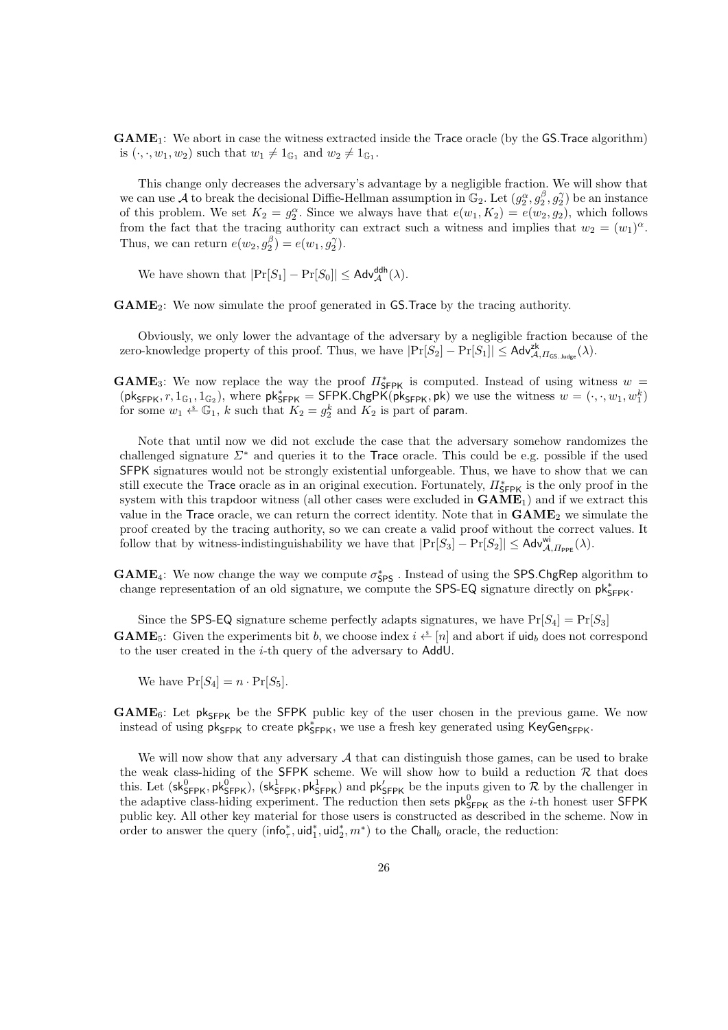**GAME**$_1$: We abort in case the witness extracted inside the Trace oracle (by the GS.Trace algorithm) is $(\cdot, \cdot, w_1, w_2)$ such that $w_1 \neq 1_{\mathbb{G}_1}$ and $w_2 \neq 1_{\mathbb{G}_1}$.

This change only decreases the adversary's advantage by a negligible fraction. We will show that we can use $\mathcal{A}$ to break the decisional Diffie-Hellman assumption in $\mathbb{G}_2$. Let $(g_2^\alpha, g_2^\beta, g_2^\gamma)$ be an instance of this problem. We set $K_2 = g_2^\alpha$. Since we always have that $e(w_1, K_2) = e(w_2, g_2)$, which follows from the fact that the tracing authority can extract such a witness and implies that $w_2 = (w_1)^\alpha$. Thus, we can return $e(w_2, g_2^\beta) = e(w_1, g_2^\gamma)$.

We have shown that $|\Pr[S_1] - \Pr[S_0]| \leq \mathsf{Adv}^{\mathsf{ddh}}_{\mathcal{A}}(\lambda)$.

**GAME**$_2$: We now simulate the proof generated in GS.Trace by the tracing authority.

Obviously, we only lower the advantage of the adversary by a negligible fraction because of the zero-knowledge property of this proof. Thus, we have $|\Pr[S_2] - \Pr[S_1]| \leq \mathsf{Adv}^{\mathsf{zk}}_{\mathcal{A},\Pi_{\mathsf{GS.Judge}}}(\lambda)$.

**GAME**$_3$: We now replace the way the proof $\Pi^*_{\mathsf{SFPK}}$ is computed. Instead of using witness $w = (\mathsf{pk}_{\mathsf{SFPK}}, r, 1_{\mathbb{G}_1}, 1_{\mathbb{G}_2})$, where $\mathsf{pk}^*_{\mathsf{SFPK}} = \mathsf{SFPK.ChgPK}(\mathsf{pk}_{\mathsf{SFPK}}, \mathsf{pk})$ we use the witness $w = (\cdot, \cdot, w_1, w_1^k)$ for some $w_1 \xleftarrow{\$} \mathbb{G}_1$, $k$ such that $K_2 = g_2^k$ and $K_2$ is part of param.

Note that until now we did not exclude the case that the adversary somehow randomizes the challenged signature $\Sigma^*$ and queries it to the Trace oracle. This could be e.g. possible if the used SFPK signatures would not be strongly existential unforgeable. Thus, we have to show that we can still execute the Trace oracle as in an original execution. Fortunately, $\Pi^*_{\mathsf{SFPK}}$ is the only proof in the system with this trapdoor witness (all other cases were excluded in **GAME**$_1$) and if we extract this value in the Trace oracle, we can return the correct identity. Note that in **GAME**$_2$ we simulate the proof created by the tracing authority, so we can create a valid proof without the correct values. It follow that by witness-indistinguishability we have that $|\Pr[S_3] - \Pr[S_2]| \leq \mathsf{Adv}^{\mathsf{wi}}_{\mathcal{A},\Pi_{\mathsf{PPE}}}(\lambda)$.

**GAME**$_4$: We now change the way we compute $\sigma^*_{\mathsf{SPS}}$. Instead of using the SPS.ChgRep algorithm to change representation of an old signature, we compute the SPS-EQ signature directly on $\mathsf{pk}^*_{\mathsf{SFPK}}$.

Since the SPS-EQ signature scheme perfectly adapts signatures, we have $\Pr[S_4] = \Pr[S_3]$

**GAME**$_5$: Given the experiments bit $b$, we choose index $i \xleftarrow{\$} [n]$ and abort if $\mathsf{uid}_b$ does not correspond to the user created in the $i$-th query of the adversary to AddU.

We have $\Pr[S_4] = n \cdot \Pr[S_5]$.

**GAME**$_6$: Let $\mathsf{pk}_{\mathsf{SFPK}}$ be the SFPK public key of the user chosen in the previous game. We now instead of using $\mathsf{pk}_{\mathsf{SFPK}}$ to create $\mathsf{pk}^*_{\mathsf{SFPK}}$, we use a fresh key generated using $\mathsf{KeyGen}_{\mathsf{SFPK}}$.

We will now show that any adversary $\mathcal{A}$ that can distinguish those games, can be used to brake the weak class-hiding of the SFPK scheme. We will show how to build a reduction $\mathcal{R}$ that does this. Let $(\mathsf{sk}^0_{\mathsf{SFPK}}, \mathsf{pk}^0_{\mathsf{SFPK}})$, $(\mathsf{sk}^1_{\mathsf{SFPK}}, \mathsf{pk}^1_{\mathsf{SFPK}})$ and $\mathsf{pk}'_{\mathsf{SFPK}}$ be the inputs given to $\mathcal{R}$ by the challenger in the adaptive class-hiding experiment. The reduction then sets $\mathsf{pk}^0_{\mathsf{SFPK}}$ as the $i$-th honest user SFPK public key. All other key material for those users is constructed as described in the scheme. Now in order to answer the query $(\mathsf{info}^*_\tau, \mathsf{uid}^*_1, \mathsf{uid}^*_2, m^*)$ to the $\mathsf{Chall}_b$ oracle, the reduction: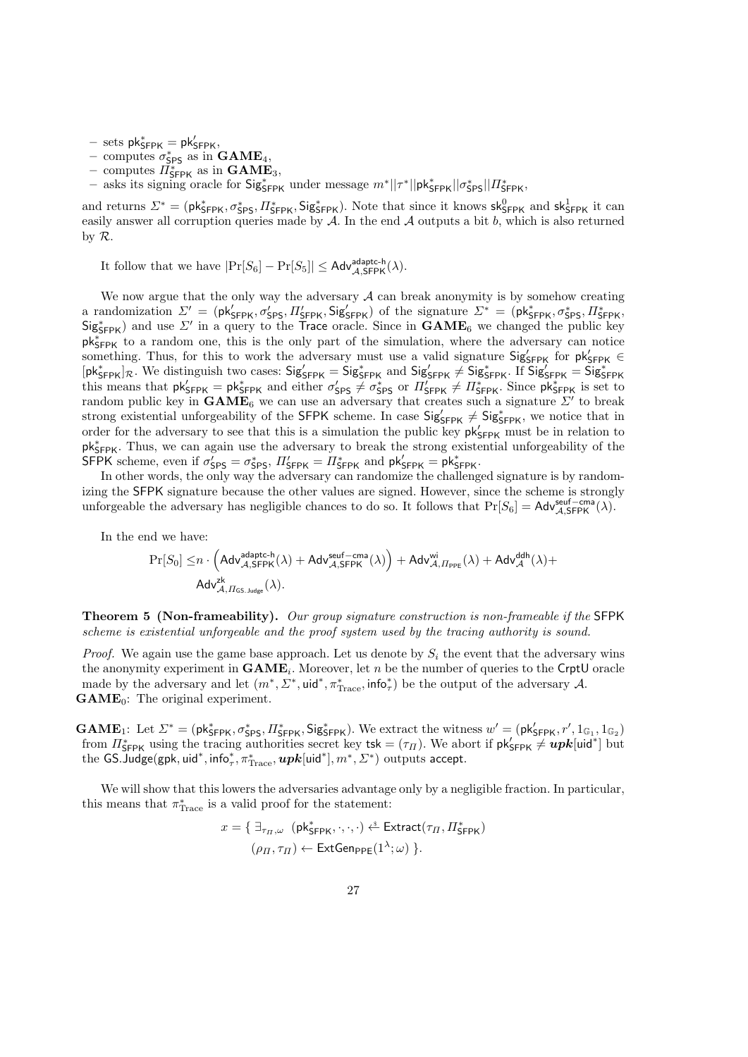- sets $\mathsf{pk}^*_{\mathsf{SFPK}} = \mathsf{pk}'_{\mathsf{SFPK}}$,
- computes $\sigma^*_{\mathsf{SPS}}$ as in $\mathbf{GAME}_4$,
- computes $\Pi^*_{\mathsf{SFPK}}$ as in $\mathbf{GAME}_3$,
- asks its signing oracle for $\mathsf{Sig}^*_{\mathsf{SFPK}}$ under message $m^*||\tau^*||\mathsf{pk}^*_{\mathsf{SFPK}}||\sigma^*_{\mathsf{SPS}}||\Pi^*_{\mathsf{SFPK}}$,

and returns $\Sigma^* = (\mathsf{pk}^*_{\mathsf{SFPK}}, \sigma^*_{\mathsf{SPS}}, \Pi^*_{\mathsf{SFPK}}, \mathsf{Sig}^*_{\mathsf{SFPK}})$. Note that since it knows $\mathsf{sk}^0_{\mathsf{SFPK}}$ and $\mathsf{sk}^1_{\mathsf{SFPK}}$ it can easily answer all corruption queries made by $\mathcal{A}$. In the end $\mathcal{A}$ outputs a bit $b$, which is also returned by $\mathcal{R}$.

It follow that we have $|\Pr[S_6] - \Pr[S_5]| \leq \mathsf{Adv}^{\mathsf{adaptc\text{-}h}}_{\mathcal{A},\mathsf{SFPK}}(\lambda)$.

We now argue that the only way the adversary $\mathcal{A}$ can break anonymity is by somehow creating a randomization $\Sigma' = (\mathsf{pk}'_{\mathsf{SFPK}}, \sigma'_{\mathsf{SPS}}, \Pi'_{\mathsf{SFPK}}, \mathsf{Sig}'_{\mathsf{SFPK}})$ of the signature $\Sigma^* = (\mathsf{pk}^*_{\mathsf{SFPK}}, \sigma^*_{\mathsf{SPS}}, \Pi^*_{\mathsf{SFPK}}, \mathsf{Sig}^*_{\mathsf{SFPK}})$ and use $\Sigma'$ in a query to the $\mathsf{Trace}$ oracle. Since in $\mathbf{GAME}_6$ we changed the public key $\mathsf{pk}^*_{\mathsf{SFPK}}$ to a random one, this is the only part of the simulation, where the adversary can notice something. Thus, for this to work the adversary must use a valid signature $\mathsf{Sig}'_{\mathsf{SFPK}}$ for $\mathsf{pk}'_{\mathsf{SFPK}} \in [\mathsf{pk}^*_{\mathsf{SFPK}}]_{\mathcal{R}}$. We distinguish two cases: $\mathsf{Sig}'_{\mathsf{SFPK}} = \mathsf{Sig}^*_{\mathsf{SFPK}}$ and $\mathsf{Sig}'_{\mathsf{SFPK}} \neq \mathsf{Sig}^*_{\mathsf{SFPK}}$. If $\mathsf{Sig}'_{\mathsf{SFPK}} = \mathsf{Sig}^*_{\mathsf{SFPK}}$ this means that $\mathsf{pk}'_{\mathsf{SFPK}} = \mathsf{pk}^*_{\mathsf{SFPK}}$ and either $\sigma'_{\mathsf{SPS}} \neq \sigma^*_{\mathsf{SPS}}$ or $\Pi'_{\mathsf{SFPK}} \neq \Pi^*_{\mathsf{SFPK}}$. Since $\mathsf{pk}^*_{\mathsf{SFPK}}$ is set to random public key in $\mathbf{GAME}_6$ we can use an adversary that creates such a signature $\Sigma'$ to break strong existential unforgeability of the $\mathsf{SFPK}$ scheme. In case $\mathsf{Sig}'_{\mathsf{SFPK}} \neq \mathsf{Sig}^*_{\mathsf{SFPK}}$, we notice that in order for the adversary to see that this is a simulation the public key $\mathsf{pk}'_{\mathsf{SFPK}}$ must be in relation to $\mathsf{pk}^*_{\mathsf{SFPK}}$. Thus, we can again use the adversary to break the strong existential unforgeability of the $\mathsf{SFPK}$ scheme, even if $\sigma'_{\mathsf{SPS}} = \sigma^*_{\mathsf{SPS}}$, $\Pi'_{\mathsf{SFPK}} = \Pi^*_{\mathsf{SFPK}}$ and $\mathsf{pk}'_{\mathsf{SFPK}} = \mathsf{pk}^*_{\mathsf{SFPK}}$.

In other words, the only way the adversary can randomize the challenged signature is by randomizing the $\mathsf{SFPK}$ signature because the other values are signed. However, since the scheme is strongly unforgeable the adversary has negligible chances to do so. It follows that $\Pr[S_6] = \mathsf{Adv}^{\mathsf{seuf-cma}}_{\mathcal{A},\mathsf{SFPK}}(\lambda)$.

In the end we have:

$$\begin{aligned}\Pr[S_0] \leq\, & n \cdot \left(\mathsf{Adv}^{\mathsf{adaptc\text{-}h}}_{\mathcal{A},\mathsf{SFPK}}(\lambda) + \mathsf{Adv}^{\mathsf{seuf-cma}}_{\mathcal{A},\mathsf{SFPK}}(\lambda)\right) + \mathsf{Adv}^{\mathsf{wi}}_{\mathcal{A},\Pi_{\mathsf{PPE}}}(\lambda) + \mathsf{Adv}^{\mathsf{ddh}}_{\mathcal{A}}(\lambda) + \\ & \mathsf{Adv}^{\mathsf{zk}}_{\mathcal{A},\Pi_{\mathsf{GS.Judge}}}(\lambda).\end{aligned}$$

**Theorem 5 (Non-frameability).** *Our group signature construction is non-frameable if the* $\mathsf{SFPK}$ *scheme is existential unforgeable and the proof system used by the tracing authority is sound.*

*Proof.* We again use the game base approach. Let us denote by $S_i$ the event that the adversary wins the anonymity experiment in $\mathbf{GAME}_i$. Moreover, let $n$ be the number of queries to the $\mathsf{CrptU}$ oracle made by the adversary and let $(m^*, \Sigma^*, \mathsf{uid}^*, \pi^*_{\mathrm{Trace}}, \mathsf{info}^*_\tau)$ be the output of the adversary $\mathcal{A}$.
$\mathbf{GAME}_0$: The original experiment.

$\mathbf{GAME}_1$: Let $\Sigma^* = (\mathsf{pk}^*_{\mathsf{SFPK}}, \sigma^*_{\mathsf{SPS}}, \Pi^*_{\mathsf{SFPK}}, \mathsf{Sig}^*_{\mathsf{SFPK}})$. We extract the witness $w' = (\mathsf{pk}'_{\mathsf{SFPK}}, r', 1_{\mathbb{G}_1}, 1_{\mathbb{G}_2})$ from $\Pi^*_{\mathsf{SFPK}}$ using the tracing authorities secret key $\mathsf{tsk} = (\tau_\Pi)$. We abort if $\mathsf{pk}'_{\mathsf{SFPK}} \neq \boldsymbol{upk}[\mathsf{uid}^*]$ but the $\mathsf{GS.Judge}(\mathsf{gpk}, \mathsf{uid}^*, \mathsf{info}^*_\tau, \pi^*_{\mathrm{Trace}}, \boldsymbol{upk}[\mathsf{uid}^*], m^*, \Sigma^*)$ outputs $\mathsf{accept}$.

We will show that this lowers the adversaries advantage only by a negligible fraction. In particular, this means that $\pi^*_{\mathrm{Trace}}$ is a valid proof for the statement:

$$\begin{aligned} x = \{\ \exists_{\tau_\Pi,\omega}\ \ & (\mathsf{pk}^*_{\mathsf{SFPK}}, \cdot, \cdot, \cdot) \xleftarrow{\$} \mathsf{Extract}(\tau_\Pi, \Pi^*_{\mathsf{SFPK}}) \\ & (\rho_\Pi, \tau_\Pi) \leftarrow \mathsf{ExtGen}_{\mathsf{PPE}}(1^\lambda; \omega)\ \}. \end{aligned}$$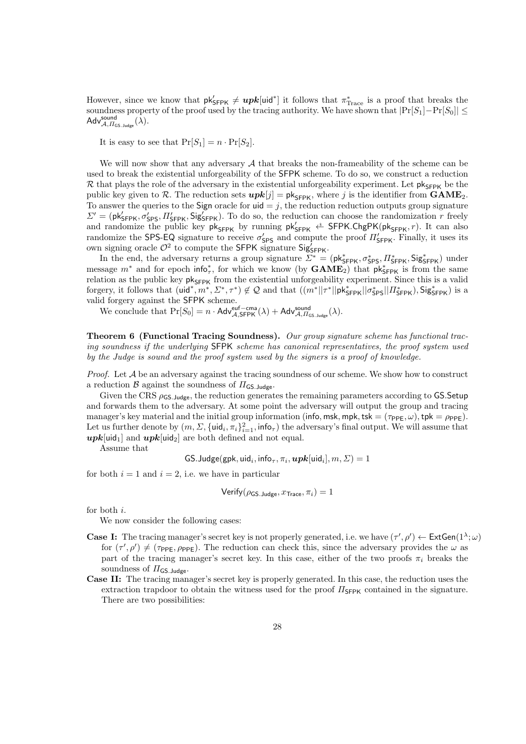However, since we know that $\mathsf{pk}'_{\mathsf{SFPK}} \neq \boldsymbol{upk}[\mathsf{uid}^*]$ it follows that $\pi^*_{\mathrm{Trace}}$ is a proof that breaks the soundness property of the proof used by the tracing authority. We have shown that $|\Pr[S_1] - \Pr[S_0]| \leq \mathsf{Adv}^{\mathsf{sound}}_{\mathcal{A},\Pi_{\mathsf{GS.Judge}}}(\lambda)$.

It is easy to see that $\Pr[S_1] = n \cdot \Pr[S_2]$.

We will now show that any adversary $\mathcal{A}$ that breaks the non-frameability of the scheme can be used to break the existential unforgeability of the SFPK scheme. To do so, we construct a reduction $\mathcal{R}$ that plays the role of the adversary in the existential unforgeability experiment. Let $\mathsf{pk}_{\mathsf{SFPK}}$ be the public key given to $\mathcal{R}$. The reduction sets $\boldsymbol{upk}[j] = \mathsf{pk}_{\mathsf{SFPK}}$, where $j$ is the identifier from $\mathbf{GAME}_2$. To answer the queries to the Sign oracle for $\mathsf{uid} = j$, the reduction reduction outputs group signature $\Sigma' = (\mathsf{pk}'_{\mathsf{SFPK}}, \sigma'_{\mathsf{SPS}}, \Pi'_{\mathsf{SFPK}}, \mathsf{Sig}'_{\mathsf{SFPK}})$. To do so, the reduction can choose the randomization $r$ freely and randomize the public key $\mathsf{pk}_{\mathsf{SFPK}}$ by running $\mathsf{pk}'_{\mathsf{SFPK}} \xleftarrow{\$} \mathsf{SFPK.ChgPK}(\mathsf{pk}_{\mathsf{SFPK}}, r)$. It can also randomize the SPS-EQ signature to receive $\sigma'_{\mathsf{SPS}}$ and compute the proof $\Pi'_{\mathsf{SFPK}}$. Finally, it uses its own signing oracle $\mathcal{O}^2$ to compute the SFPK signature $\mathsf{Sig}'_{\mathsf{SFPK}}$.

In the end, the adversary returns a group signature $\Sigma^* = (\mathsf{pk}^*_{\mathsf{SFPK}}, \sigma^*_{\mathsf{SPS}}, \Pi^*_{\mathsf{SFPK}}, \mathsf{Sig}^*_{\mathsf{SFPK}})$ under message $m^*$ and for epoch $\mathsf{info}^*_\tau$, for which we know (by $\mathbf{GAME}_2$) that $\mathsf{pk}^*_{\mathsf{SFPK}}$ is from the same relation as the public key from the existential unforgeability experiment. Since this is a valid forgery, it follows that $(\mathsf{uid}^*, m^*, \Sigma^*, \tau^*) \notin \mathcal{Q}$ and that $((m^* || \tau^* || \mathsf{pk}^*_{\mathsf{SFPK}} || \sigma^*_{\mathsf{SPS}} || \Pi^*_{\mathsf{SFPK}}), \mathsf{Sig}^*_{\mathsf{SFPK}})$ is a valid forgery against the SFPK scheme.

We conclude that $\Pr[S_0] = n \cdot \mathsf{Adv}^{\mathsf{euf-cma}}_{\mathcal{A},\mathsf{SFPK}}(\lambda) + \mathsf{Adv}^{\mathsf{sound}}_{\mathcal{A},\Pi_{\mathsf{GS.Judge}}}(\lambda)$.

**Theorem 6 (Functional Tracing Soundness).** *Our group signature scheme has functional tracing soundness if the underlying* SFPK *scheme has canonical representatives, the proof system used by the Judge is sound and the proof system used by the signers is a proof of knowledge.*

*Proof.* Let $\mathcal{A}$ be an adversary against the tracing soundness of our scheme. We show how to construct a reduction $\mathcal{B}$ against the soundness of $\Pi_{\mathsf{GS.Judge}}$.

Given the CRS $\rho_{\mathsf{GS.Judge}}$, the reduction generates the remaining parameters according to GS.Setup and forwards them to the adversary. At some point the adversary will output the group and tracing manager's key material and the initial group information ($\mathsf{info}, \mathsf{msk}, \mathsf{mpk}, \mathsf{tsk} = (\tau_{\mathsf{PPE}}, \omega), \mathsf{tpk} = \rho_{\mathsf{PPE}}$). Let us further denote by $(m, \Sigma, \{\mathsf{uid}_i, \pi_i\}_{i=1}^2, \mathsf{info}_\tau)$ the adversary's final output. We will assume that $\boldsymbol{upk}[\mathsf{uid}_1]$ and $\boldsymbol{upk}[\mathsf{uid}_2]$ are both defined and not equal.

Assume that

$$\mathsf{GS.Judge}(\mathsf{gpk}, \mathsf{uid}_i, \mathsf{info}_\tau, \pi_i, \boldsymbol{upk}[\mathsf{uid}_i], m, \Sigma) = 1$$

for both $i = 1$ and $i = 2$, i.e. we have in particular

$$\mathsf{Verify}(\rho_{\mathsf{GS.Judge}}, x_{\mathsf{Trace}}, \pi_i) = 1$$

for both $i$.

We now consider the following cases:

- **Case I:** The tracing manager's secret key is not properly generated, i.e. we have $(\tau', \rho') \leftarrow \mathsf{ExtGen}(1^\lambda; \omega)$ for $(\tau', \rho') \neq (\tau_{\mathsf{PPE}}, \rho_{\mathsf{PPE}})$. The reduction can check this, since the adversary provides the $\omega$ as part of the tracing manager's secret key. In this case, either of the two proofs $\pi_i$ breaks the soundness of $\Pi_{\mathsf{GS.Judge}}$.
- **Case II:** The tracing manager's secret key is properly generated. In this case, the reduction uses the extraction trapdoor to obtain the witness used for the proof $\Pi_{\mathsf{SFPK}}$ contained in the signature. There are two possibilities: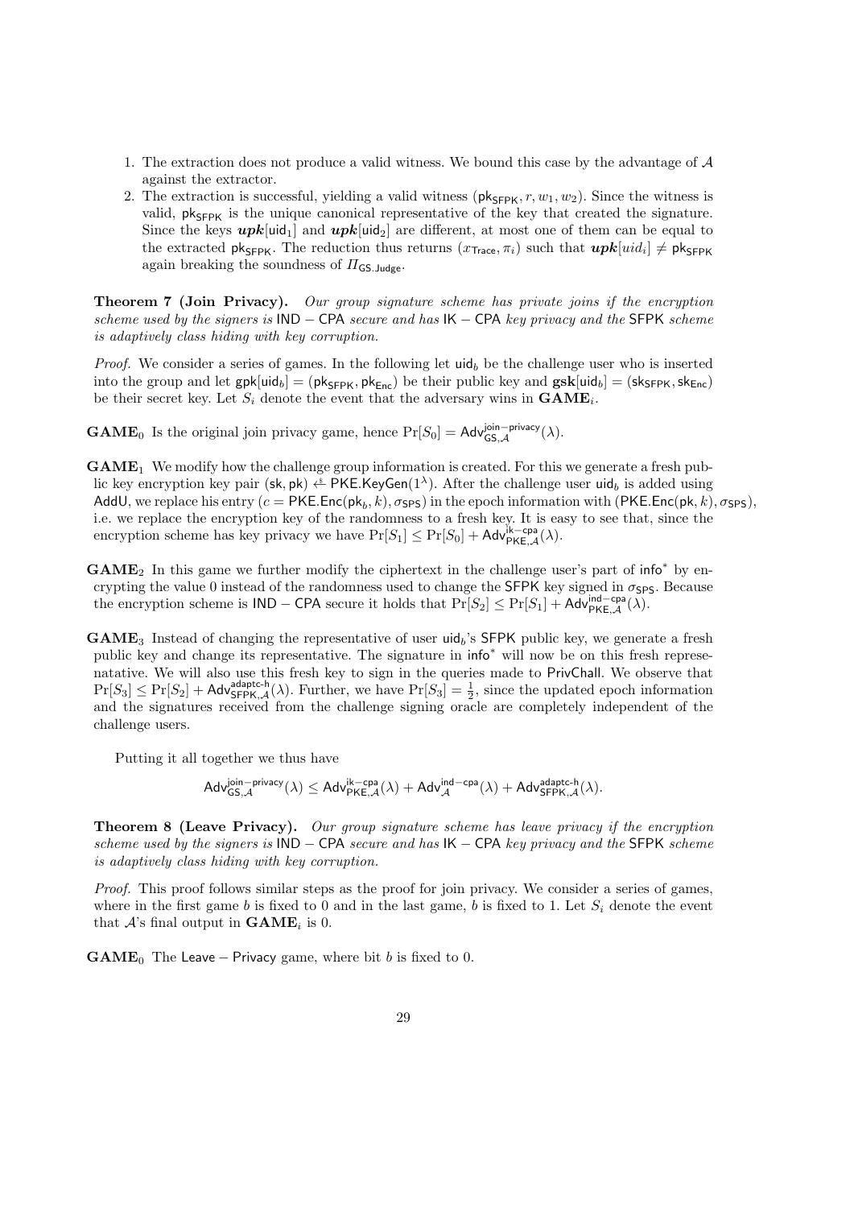1. The extraction does not produce a valid witness. We bound this case by the advantage of $\mathcal{A}$ against the extractor.
2. The extraction is successful, yielding a valid witness $(\mathsf{pk}_{\mathsf{SFPK}}, r, w_1, w_2)$. Since the witness is valid, $\mathsf{pk}_{\mathsf{SFPK}}$ is the unique canonical representative of the key that created the signature. Since the keys $\boldsymbol{upk}[\mathsf{uid}_1]$ and $\boldsymbol{upk}[\mathsf{uid}_2]$ are different, at most one of them can be equal to the extracted $\mathsf{pk}_{\mathsf{SFPK}}$. The reduction thus returns $(x_{\mathsf{Trace}}, \pi_i)$ such that $\boldsymbol{upk}[uid_i] \neq \mathsf{pk}_{\mathsf{SFPK}}$ again breaking the soundness of $\Pi_{\mathsf{GS.Judge}}$.

**Theorem 7 (Join Privacy).** *Our group signature scheme has private joins if the encryption scheme used by the signers is* $\mathsf{IND}-\mathsf{CPA}$ *secure and has* $\mathsf{IK}-\mathsf{CPA}$ *key privacy and the* $\mathsf{SFPK}$ *scheme is adaptively class hiding with key corruption.*

*Proof.* We consider a series of games. In the following let $\mathsf{uid}_b$ be the challenge user who is inserted into the group and let $\mathsf{gpk}[\mathsf{uid}_b] = (\mathsf{pk}_{\mathsf{SFPK}}, \mathsf{pk}_{\mathsf{Enc}})$ be their public key and $\mathbf{gsk}[\mathsf{uid}_b] = (\mathsf{sk}_{\mathsf{SFPK}}, \mathsf{sk}_{\mathsf{Enc}})$ be their secret key. Let $S_i$ denote the event that the adversary wins in $\mathbf{GAME}_i$.

$\mathbf{GAME}_0$ Is the original join privacy game, hence $\Pr[S_0] = \mathsf{Adv}^{\mathsf{join-privacy}}_{\mathsf{GS},\mathcal{A}}(\lambda)$.

$\mathbf{GAME}_1$ We modify how the challenge group information is created. For this we generate a fresh public key encryption key pair $(\mathsf{sk}, \mathsf{pk}) \xleftarrow{\$} \mathsf{PKE.KeyGen}(1^\lambda)$. After the challenge user $\mathsf{uid}_b$ is added using $\mathsf{AddU}$, we replace his entry $(c = \mathsf{PKE.Enc}(\mathsf{pk}_b, k), \sigma_{\mathsf{SPS}})$ in the epoch information with $(\mathsf{PKE.Enc}(\mathsf{pk}, k), \sigma_{\mathsf{SPS}})$, i.e. we replace the encryption key of the randomness to a fresh key. It is easy to see that, since the encryption scheme has key privacy we have $\Pr[S_1] \leq \Pr[S_0] + \mathsf{Adv}^{\mathsf{ik-cpa}}_{\mathsf{PKE},\mathcal{A}}(\lambda)$.

$\mathbf{GAME}_2$ In this game we further modify the ciphertext in the challenge user's part of $\mathsf{info}^*$ by encrypting the value 0 instead of the randomness used to change the $\mathsf{SFPK}$ key signed in $\sigma_{\mathsf{SPS}}$. Because the encryption scheme is $\mathsf{IND}-\mathsf{CPA}$ secure it holds that $\Pr[S_2] \leq \Pr[S_1] + \mathsf{Adv}^{\mathsf{ind-cpa}}_{\mathsf{PKE},\mathcal{A}}(\lambda)$.

$\mathbf{GAME}_3$ Instead of changing the representative of user $\mathsf{uid}_b$'s $\mathsf{SFPK}$ public key, we generate a fresh public key and change its representative. The signature in $\mathsf{info}^*$ will now be on this fresh represenatative. We will also use this fresh key to sign in the queries made to $\mathsf{PrivChall}$. We observe that $\Pr[S_3] \leq \Pr[S_2] + \mathsf{Adv}^{\mathsf{adaptc-h}}_{\mathsf{SFPK},\mathcal{A}}(\lambda)$. Further, we have $\Pr[S_3] = \frac{1}{2}$, since the updated epoch information and the signatures received from the challenge signing oracle are completely independent of the challenge users.

Putting it all together we thus have

$$\mathsf{Adv}^{\mathsf{join-privacy}}_{\mathsf{GS},\mathcal{A}}(\lambda) \leq \mathsf{Adv}^{\mathsf{ik-cpa}}_{\mathsf{PKE},\mathcal{A}}(\lambda) + \mathsf{Adv}^{\mathsf{ind-cpa}}_{\mathcal{A}}(\lambda) + \mathsf{Adv}^{\mathsf{adaptc-h}}_{\mathsf{SFPK},\mathcal{A}}(\lambda).$$

**Theorem 8 (Leave Privacy).** *Our group signature scheme has leave privacy if the encryption scheme used by the signers is* $\mathsf{IND}-\mathsf{CPA}$ *secure and has* $\mathsf{IK}-\mathsf{CPA}$ *key privacy and the* $\mathsf{SFPK}$ *scheme is adaptively class hiding with key corruption.*

*Proof.* This proof follows similar steps as the proof for join privacy. We consider a series of games, where in the first game $b$ is fixed to 0 and in the last game, $b$ is fixed to 1. Let $S_i$ denote the event that $\mathcal{A}$'s final output in $\mathbf{GAME}_i$ is 0.

$\mathbf{GAME}_0$ The $\mathsf{Leave-Privacy}$ game, where bit $b$ is fixed to 0.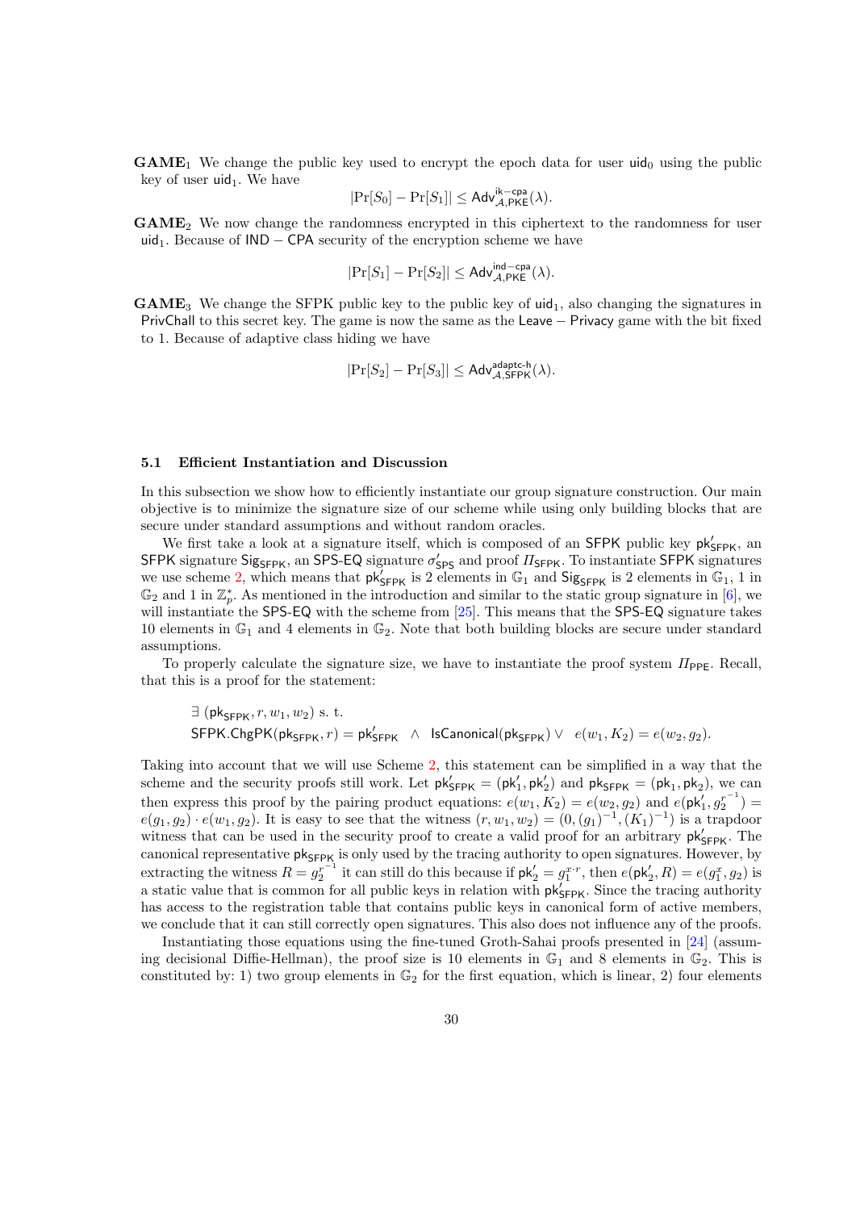**GAME**$_1$ We change the public key used to encrypt the epoch data for user $\mathsf{uid}_0$ using the public key of user $\mathsf{uid}_1$. We have

$$|\Pr[S_0] - \Pr[S_1]| \leq \mathsf{Adv}^{\mathsf{ik-cpa}}_{\mathcal{A},\mathsf{PKE}}(\lambda).$$

**GAME**$_2$ We now change the randomness encrypted in this ciphertext to the randomness for user $\mathsf{uid}_1$. Because of $\mathsf{IND-CPA}$ security of the encryption scheme we have

$$|\Pr[S_1] - \Pr[S_2]| \leq \mathsf{Adv}^{\mathsf{ind-cpa}}_{\mathcal{A},\mathsf{PKE}}(\lambda).$$

**GAME**$_3$ We change the SFPK public key to the public key of $\mathsf{uid}_1$, also changing the signatures in $\mathsf{PrivChall}$ to this secret key. The game is now the same as the $\mathsf{Leave-Privacy}$ game with the bit fixed to 1. Because of adaptive class hiding we have

$$|\Pr[S_2] - \Pr[S_3]| \leq \mathsf{Adv}^{\mathsf{adaptc\text{-}h}}_{\mathcal{A},\mathsf{SFPK}}(\lambda).$$

### 5.1 Efficient Instantiation and Discussion

In this subsection we show how to efficiently instantiate our group signature construction. Our main objective is to minimize the signature size of our scheme while using only building blocks that are secure under standard assumptions and without random oracles.

We first take a look at a signature itself, which is composed of an $\mathsf{SFPK}$ public key $\mathsf{pk}'_{\mathsf{SFPK}}$, an $\mathsf{SFPK}$ signature $\mathsf{Sig}_{\mathsf{SFPK}}$, an $\mathsf{SPS\text{-}EQ}$ signature $\sigma'_{\mathsf{SPS}}$ and proof $\Pi_{\mathsf{SFPK}}$. To instantiate $\mathsf{SFPK}$ signatures we use scheme 2, which means that $\mathsf{pk}'_{\mathsf{SFPK}}$ is 2 elements in $\mathbb{G}_1$ and $\mathsf{Sig}_{\mathsf{SFPK}}$ is 2 elements in $\mathbb{G}_1$, 1 in $\mathbb{G}_2$ and 1 in $\mathbb{Z}_p^*$. As mentioned in the introduction and similar to the static group signature in [6], we will instantiate the $\mathsf{SPS\text{-}EQ}$ with the scheme from [25]. This means that the $\mathsf{SPS\text{-}EQ}$ signature takes 10 elements in $\mathbb{G}_1$ and 4 elements in $\mathbb{G}_2$. Note that both building blocks are secure under standard assumptions.

To properly calculate the signature size, we have to instantiate the proof system $\Pi_{\mathsf{PPE}}$. Recall, that this is a proof for the statement:

$$\begin{aligned}&\exists\ (\mathsf{pk}_{\mathsf{SFPK}}, r, w_1, w_2) \text{ s. t.}\\ &\mathsf{SFPK.ChgPK}(\mathsf{pk}_{\mathsf{SFPK}}, r) = \mathsf{pk}'_{\mathsf{SFPK}} \ \ \wedge\ \ \mathsf{IsCanonical}(\mathsf{pk}_{\mathsf{SFPK}}) \vee\ \ e(w_1, K_2) = e(w_2, g_2).\end{aligned}$$

Taking into account that we will use Scheme 2, this statement can be simplified in a way that the scheme and the security proofs still work. Let $\mathsf{pk}'_{\mathsf{SFPK}} = (\mathsf{pk}'_1, \mathsf{pk}'_2)$ and $\mathsf{pk}_{\mathsf{SFPK}} = (\mathsf{pk}_1, \mathsf{pk}_2)$, we can then express this proof by the pairing product equations: $e(w_1, K_2) = e(w_2, g_2)$ and $e(\mathsf{pk}'_1, g_2^{r^{-1}}) = e(g_1, g_2) \cdot e(w_1, g_2)$. It is easy to see that the witness $(r, w_1, w_2) = (0, (g_1)^{-1}, (K_1)^{-1})$ is a trapdoor witness that can be used in the security proof to create a valid proof for an arbitrary $\mathsf{pk}'_{\mathsf{SFPK}}$. The canonical representative $\mathsf{pk}_{\mathsf{SFPK}}$ is only used by the tracing authority to open signatures. However, by extracting the witness $R = g_2^{r^{-1}}$ it can still do this because if $\mathsf{pk}'_2 = g_1^{x \cdot r}$, then $e(\mathsf{pk}'_2, R) = e(g_1^x, g_2)$ is a static value that is common for all public keys in relation with $\mathsf{pk}'_{\mathsf{SFPK}}$. Since the tracing authority has access to the registration table that contains public keys in canonical form of active members, we conclude that it can still correctly open signatures. This also does not influence any of the proofs.

Instantiating those equations using the fine-tuned Groth-Sahai proofs presented in [24] (assuming decisional Diffie-Hellman), the proof size is 10 elements in $\mathbb{G}_1$ and 8 elements in $\mathbb{G}_2$. This is constituted by: 1) two group elements in $\mathbb{G}_2$ for the first equation, which is linear, 2) four elements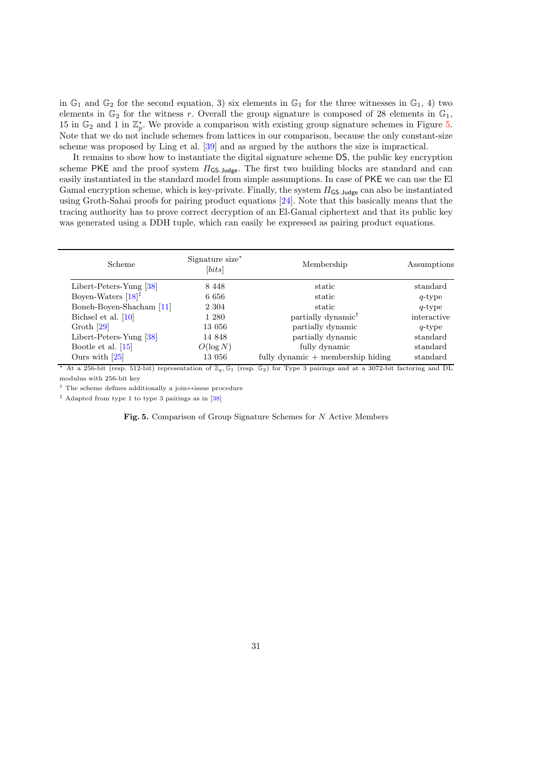in $\mathbb{G}_1$ and $\mathbb{G}_2$ for the second equation, 3) six elements in $\mathbb{G}_1$ for the three witnesses in $\mathbb{G}_1$, 4) two elements in $\mathbb{G}_2$ for the witness $r$. Overall the group signature is composed of 28 elements in $\mathbb{G}_1$, 15 in $\mathbb{G}_2$ and 1 in $\mathbb{Z}_p^*$. We provide a comparison with existing group signature schemes in Figure 5. Note that we do not include schemes from lattices in our comparison, because the only constant-size scheme was proposed by Ling et al. [39] and as argued by the authors the size is impractical.

It remains to show how to instantiate the digital signature scheme $\mathsf{DS}$, the public key encryption scheme $\mathsf{PKE}$ and the proof system $\Pi_{\mathsf{GS.Judge}}$. The first two building blocks are standard and can easily instantiated in the standard model from simple assumptions. In case of $\mathsf{PKE}$ we can use the El Gamal encryption scheme, which is key-private. Finally, the system $\Pi_{\mathsf{GS.Judge}}$ can also be instantiated using Groth-Sahai proofs for pairing product equations [24]. Note that this basically means that the tracing authority has to prove correct decryption of an El-Gamal ciphertext and that its public key was generated using a DDH tuple, which can easily be expressed as pairing product equations.

| Scheme | Signature size* [*bits*] | Membership | Assumptions |
|---|---|---|---|
| Libert-Peters-Yung [38] | 8 448 | static | standard |
| Boyen-Waters [18]‡ | 6 656 | static | $q$-type |
| Boneh-Boyen-Shacham [11] | 2 304 | static | $q$-type |
| Bichsel et al. [10] | 1 280 | partially dynamic† | interactive |
| Groth [29] | 13 056 | partially dynamic | $q$-type |
| Libert-Peters-Yung [38] | 14 848 | partially dynamic | standard |
| Bootle et al. [15] | $O(\log N)$ | fully dynamic | standard |
| Ours with [25] | 13 056 | fully dynamic + membership hiding | standard |

\* At a 256-bit (resp. 512-bit) representation of $\mathbb{Z}_q, \mathbb{G}_1$ (resp. $\mathbb{G}_2$) for Type 3 pairings and at a 3072-bit factoring and DL modulus with 256-bit key

† The scheme defines additionally a join↔issue procedure

‡ Adapted from type 1 to type 3 pairings as in [38]

**Fig. 5.** Comparison of Group Signature Schemes for $N$ Active Members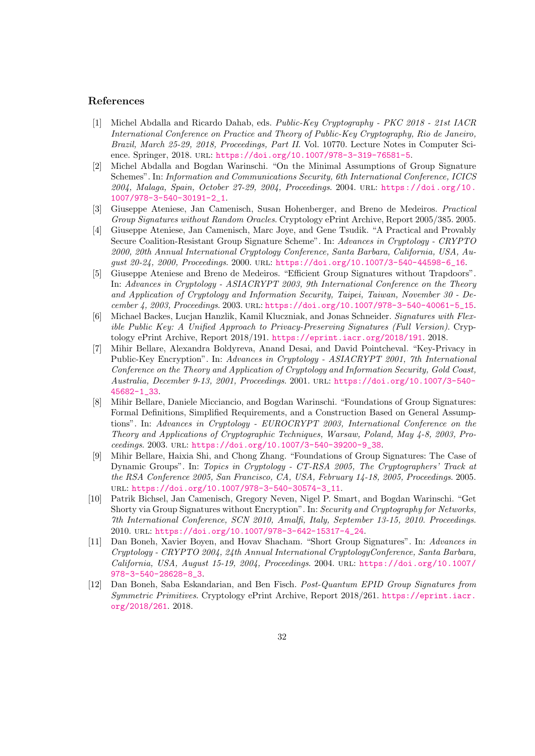## References

[1] Michel Abdalla and Ricardo Dahab, eds. *Public-Key Cryptography - PKC 2018 - 21st IACR International Conference on Practice and Theory of Public-Key Cryptography, Rio de Janeiro, Brazil, March 25-29, 2018, Proceedings, Part II*. Vol. 10770. Lecture Notes in Computer Science. Springer, 2018. URL: https://doi.org/10.1007/978-3-319-76581-5.

[2] Michel Abdalla and Bogdan Warinschi. "On the Minimal Assumptions of Group Signature Schemes". In: *Information and Communications Security, 6th International Conference, ICICS 2004, Malaga, Spain, October 27-29, 2004, Proceedings*. 2004. URL: https://doi.org/10.1007/978-3-540-30191-2_1.

[3] Giuseppe Ateniese, Jan Camenisch, Susan Hohenberger, and Breno de Medeiros. *Practical Group Signatures without Random Oracles*. Cryptology ePrint Archive, Report 2005/385. 2005.

[4] Giuseppe Ateniese, Jan Camenisch, Marc Joye, and Gene Tsudik. "A Practical and Provably Secure Coalition-Resistant Group Signature Scheme". In: *Advances in Cryptology - CRYPTO 2000, 20th Annual International Cryptology Conference, Santa Barbara, California, USA, August 20-24, 2000, Proceedings*. 2000. URL: https://doi.org/10.1007/3-540-44598-6_16.

[5] Giuseppe Ateniese and Breno de Medeiros. "Efficient Group Signatures without Trapdoors". In: *Advances in Cryptology - ASIACRYPT 2003, 9th International Conference on the Theory and Application of Cryptology and Information Security, Taipei, Taiwan, November 30 - December 4, 2003, Proceedings*. 2003. URL: https://doi.org/10.1007/978-3-540-40061-5_15.

[6] Michael Backes, Lucjan Hanzlik, Kamil Kluczniak, and Jonas Schneider. *Signatures with Flexible Public Key: A Unified Approach to Privacy-Preserving Signatures (Full Version)*. Cryptology ePrint Archive, Report 2018/191. https://eprint.iacr.org/2018/191. 2018.

[7] Mihir Bellare, Alexandra Boldyreva, Anand Desai, and David Pointcheval. "Key-Privacy in Public-Key Encryption". In: *Advances in Cryptology - ASIACRYPT 2001, 7th International Conference on the Theory and Application of Cryptology and Information Security, Gold Coast, Australia, December 9-13, 2001, Proceedings*. 2001. URL: https://doi.org/10.1007/3-540-45682-1_33.

[8] Mihir Bellare, Daniele Micciancio, and Bogdan Warinschi. "Foundations of Group Signatures: Formal Definitions, Simplified Requirements, and a Construction Based on General Assumptions". In: *Advances in Cryptology - EUROCRYPT 2003, International Conference on the Theory and Applications of Cryptographic Techniques, Warsaw, Poland, May 4-8, 2003, Proceedings*. 2003. URL: https://doi.org/10.1007/3-540-39200-9_38.

[9] Mihir Bellare, Haixia Shi, and Chong Zhang. "Foundations of Group Signatures: The Case of Dynamic Groups". In: *Topics in Cryptology - CT-RSA 2005, The Cryptographers' Track at the RSA Conference 2005, San Francisco, CA, USA, February 14-18, 2005, Proceedings*. 2005. URL: https://doi.org/10.1007/978-3-540-30574-3_11.

[10] Patrik Bichsel, Jan Camenisch, Gregory Neven, Nigel P. Smart, and Bogdan Warinschi. "Get Shorty via Group Signatures without Encryption". In: *Security and Cryptography for Networks, 7th International Conference, SCN 2010, Amalfi, Italy, September 13-15, 2010. Proceedings*. 2010. URL: https://doi.org/10.1007/978-3-642-15317-4_24.

[11] Dan Boneh, Xavier Boyen, and Hovav Shacham. "Short Group Signatures". In: *Advances in Cryptology - CRYPTO 2004, 24th Annual International CryptologyConference, Santa Barbara, California, USA, August 15-19, 2004, Proceedings*. 2004. URL: https://doi.org/10.1007/978-3-540-28628-8_3.

[12] Dan Boneh, Saba Eskandarian, and Ben Fisch. *Post-Quantum EPID Group Signatures from Symmetric Primitives*. Cryptology ePrint Archive, Report 2018/261. https://eprint.iacr.org/2018/261. 2018.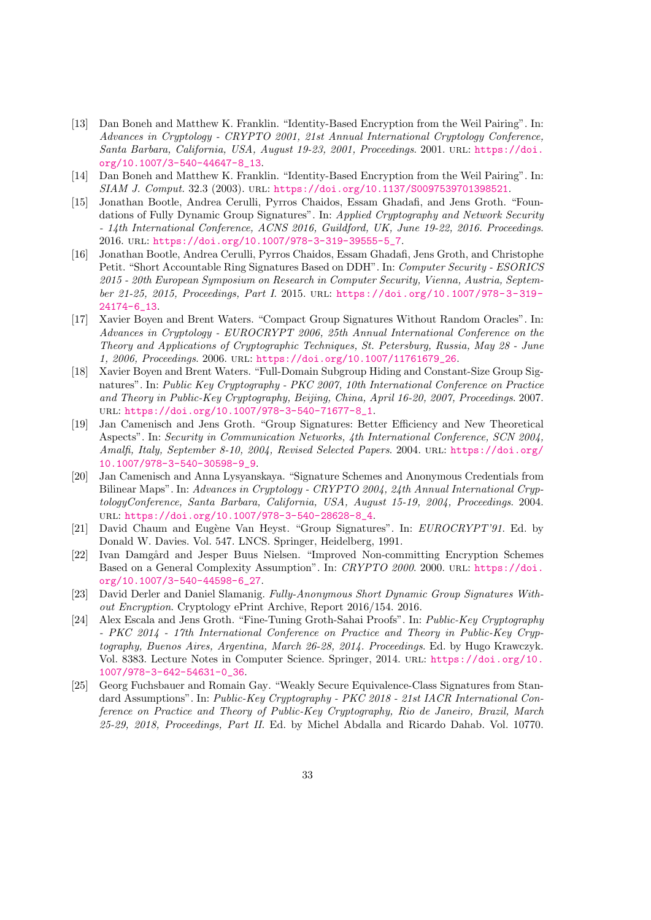[13] Dan Boneh and Matthew K. Franklin. "Identity-Based Encryption from the Weil Pairing". In: *Advances in Cryptology - CRYPTO 2001, 21st Annual International Cryptology Conference, Santa Barbara, California, USA, August 19-23, 2001, Proceedings*. 2001. URL: https://doi.org/10.1007/3-540-44647-8_13.

[14] Dan Boneh and Matthew K. Franklin. "Identity-Based Encryption from the Weil Pairing". In: *SIAM J. Comput.* 32.3 (2003). URL: https://doi.org/10.1137/S0097539701398521.

[15] Jonathan Bootle, Andrea Cerulli, Pyrros Chaidos, Essam Ghadafi, and Jens Groth. "Foundations of Fully Dynamic Group Signatures". In: *Applied Cryptography and Network Security - 14th International Conference, ACNS 2016, Guildford, UK, June 19-22, 2016. Proceedings*. 2016. URL: https://doi.org/10.1007/978-3-319-39555-5_7.

[16] Jonathan Bootle, Andrea Cerulli, Pyrros Chaidos, Essam Ghadafi, Jens Groth, and Christophe Petit. "Short Accountable Ring Signatures Based on DDH". In: *Computer Security - ESORICS 2015 - 20th European Symposium on Research in Computer Security, Vienna, Austria, September 21-25, 2015, Proceedings, Part I*. 2015. URL: https://doi.org/10.1007/978-3-319-24174-6_13.

[17] Xavier Boyen and Brent Waters. "Compact Group Signatures Without Random Oracles". In: *Advances in Cryptology - EUROCRYPT 2006, 25th Annual International Conference on the Theory and Applications of Cryptographic Techniques, St. Petersburg, Russia, May 28 - June 1, 2006, Proceedings*. 2006. URL: https://doi.org/10.1007/11761679_26.

[18] Xavier Boyen and Brent Waters. "Full-Domain Subgroup Hiding and Constant-Size Group Signatures". In: *Public Key Cryptography - PKC 2007, 10th International Conference on Practice and Theory in Public-Key Cryptography, Beijing, China, April 16-20, 2007, Proceedings*. 2007. URL: https://doi.org/10.1007/978-3-540-71677-8_1.

[19] Jan Camenisch and Jens Groth. "Group Signatures: Better Efficiency and New Theoretical Aspects". In: *Security in Communication Networks, 4th International Conference, SCN 2004, Amalfi, Italy, September 8-10, 2004, Revised Selected Papers*. 2004. URL: https://doi.org/10.1007/978-3-540-30598-9_9.

[20] Jan Camenisch and Anna Lysyanskaya. "Signature Schemes and Anonymous Credentials from Bilinear Maps". In: *Advances in Cryptology - CRYPTO 2004, 24th Annual International CryptologyConference, Santa Barbara, California, USA, August 15-19, 2004, Proceedings*. 2004. URL: https://doi.org/10.1007/978-3-540-28628-8_4.

[21] David Chaum and Eugène Van Heyst. "Group Signatures". In: *EUROCRYPT'91*. Ed. by Donald W. Davies. Vol. 547. LNCS. Springer, Heidelberg, 1991.

[22] Ivan Damgård and Jesper Buus Nielsen. "Improved Non-committing Encryption Schemes Based on a General Complexity Assumption". In: *CRYPTO 2000*. 2000. URL: https://doi.org/10.1007/3-540-44598-6_27.

[23] David Derler and Daniel Slamanig. *Fully-Anonymous Short Dynamic Group Signatures Without Encryption*. Cryptology ePrint Archive, Report 2016/154. 2016.

[24] Alex Escala and Jens Groth. "Fine-Tuning Groth-Sahai Proofs". In: *Public-Key Cryptography - PKC 2014 - 17th International Conference on Practice and Theory in Public-Key Cryptography, Buenos Aires, Argentina, March 26-28, 2014. Proceedings*. Ed. by Hugo Krawczyk. Vol. 8383. Lecture Notes in Computer Science. Springer, 2014. URL: https://doi.org/10.1007/978-3-642-54631-0_36.

[25] Georg Fuchsbauer and Romain Gay. "Weakly Secure Equivalence-Class Signatures from Standard Assumptions". In: *Public-Key Cryptography - PKC 2018 - 21st IACR International Conference on Practice and Theory of Public-Key Cryptography, Rio de Janeiro, Brazil, March 25-29, 2018, Proceedings, Part II*. Ed. by Michel Abdalla and Ricardo Dahab. Vol. 10770.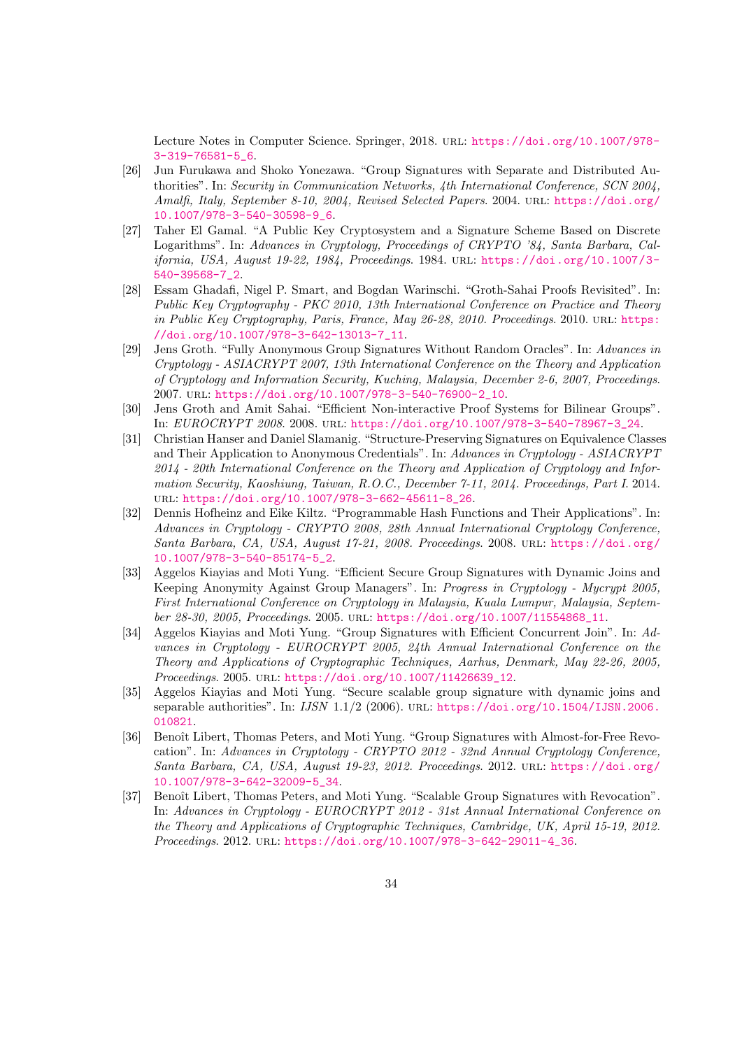Lecture Notes in Computer Science. Springer, 2018. URL: https://doi.org/10.1007/978-3-319-76581-5_6.

[26] Jun Furukawa and Shoko Yonezawa. "Group Signatures with Separate and Distributed Authorities". In: *Security in Communication Networks, 4th International Conference, SCN 2004, Amalfi, Italy, September 8-10, 2004, Revised Selected Papers*. 2004. URL: https://doi.org/10.1007/978-3-540-30598-9_6.

[27] Taher El Gamal. "A Public Key Cryptosystem and a Signature Scheme Based on Discrete Logarithms". In: *Advances in Cryptology, Proceedings of CRYPTO '84, Santa Barbara, California, USA, August 19-22, 1984, Proceedings*. 1984. URL: https://doi.org/10.1007/3-540-39568-7_2.

[28] Essam Ghadafi, Nigel P. Smart, and Bogdan Warinschi. "Groth-Sahai Proofs Revisited". In: *Public Key Cryptography - PKC 2010, 13th International Conference on Practice and Theory in Public Key Cryptography, Paris, France, May 26-28, 2010. Proceedings*. 2010. URL: https://doi.org/10.1007/978-3-642-13013-7_11.

[29] Jens Groth. "Fully Anonymous Group Signatures Without Random Oracles". In: *Advances in Cryptology - ASIACRYPT 2007, 13th International Conference on the Theory and Application of Cryptology and Information Security, Kuching, Malaysia, December 2-6, 2007, Proceedings*. 2007. URL: https://doi.org/10.1007/978-3-540-76900-2_10.

[30] Jens Groth and Amit Sahai. "Efficient Non-interactive Proof Systems for Bilinear Groups". In: *EUROCRYPT 2008*. 2008. URL: https://doi.org/10.1007/978-3-540-78967-3_24.

[31] Christian Hanser and Daniel Slamanig. "Structure-Preserving Signatures on Equivalence Classes and Their Application to Anonymous Credentials". In: *Advances in Cryptology - ASIACRYPT 2014 - 20th International Conference on the Theory and Application of Cryptology and Information Security, Kaoshiung, Taiwan, R.O.C., December 7-11, 2014. Proceedings, Part I*. 2014. URL: https://doi.org/10.1007/978-3-662-45611-8_26.

[32] Dennis Hofheinz and Eike Kiltz. "Programmable Hash Functions and Their Applications". In: *Advances in Cryptology - CRYPTO 2008, 28th Annual International Cryptology Conference, Santa Barbara, CA, USA, August 17-21, 2008. Proceedings*. 2008. URL: https://doi.org/10.1007/978-3-540-85174-5_2.

[33] Aggelos Kiayias and Moti Yung. "Efficient Secure Group Signatures with Dynamic Joins and Keeping Anonymity Against Group Managers". In: *Progress in Cryptology - Mycrypt 2005, First International Conference on Cryptology in Malaysia, Kuala Lumpur, Malaysia, September 28-30, 2005, Proceedings*. 2005. URL: https://doi.org/10.1007/11554868_11.

[34] Aggelos Kiayias and Moti Yung. "Group Signatures with Efficient Concurrent Join". In: *Advances in Cryptology - EUROCRYPT 2005, 24th Annual International Conference on the Theory and Applications of Cryptographic Techniques, Aarhus, Denmark, May 22-26, 2005, Proceedings*. 2005. URL: https://doi.org/10.1007/11426639_12.

[35] Aggelos Kiayias and Moti Yung. "Secure scalable group signature with dynamic joins and separable authorities". In: *IJSN* 1.1/2 (2006). URL: https://doi.org/10.1504/IJSN.2006.010821.

[36] Benoît Libert, Thomas Peters, and Moti Yung. "Group Signatures with Almost-for-Free Revocation". In: *Advances in Cryptology - CRYPTO 2012 - 32nd Annual Cryptology Conference, Santa Barbara, CA, USA, August 19-23, 2012. Proceedings*. 2012. URL: https://doi.org/10.1007/978-3-642-32009-5_34.

[37] Benoît Libert, Thomas Peters, and Moti Yung. "Scalable Group Signatures with Revocation". In: *Advances in Cryptology - EUROCRYPT 2012 - 31st Annual International Conference on the Theory and Applications of Cryptographic Techniques, Cambridge, UK, April 15-19, 2012. Proceedings*. 2012. URL: https://doi.org/10.1007/978-3-642-29011-4_36.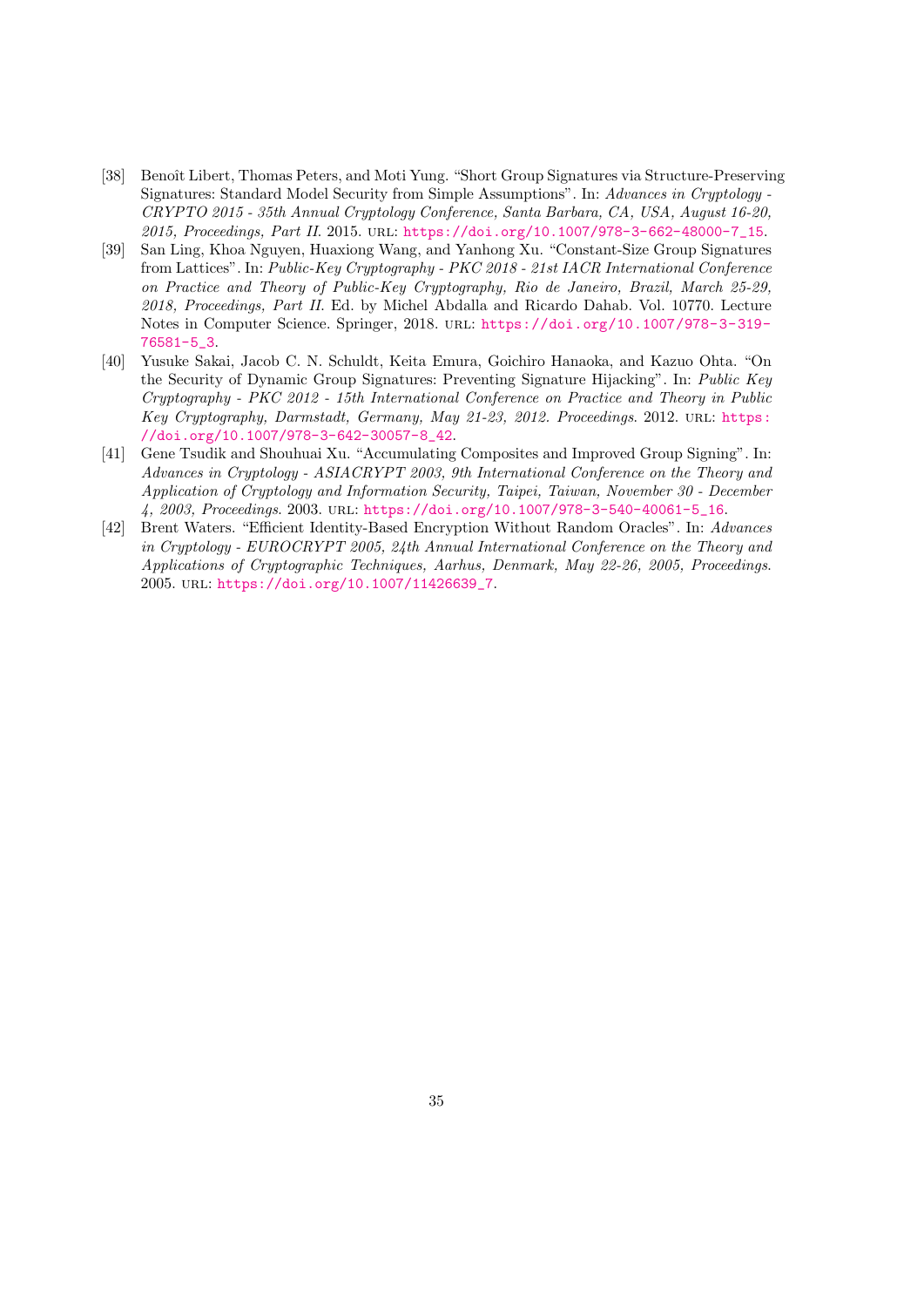[38] Benoît Libert, Thomas Peters, and Moti Yung. “Short Group Signatures via Structure-Preserving Signatures: Standard Model Security from Simple Assumptions”. In: *Advances in Cryptology - CRYPTO 2015 - 35th Annual Cryptology Conference, Santa Barbara, CA, USA, August 16-20, 2015, Proceedings, Part II*. 2015. URL: https://doi.org/10.1007/978-3-662-48000-7_15.

[39] San Ling, Khoa Nguyen, Huaxiong Wang, and Yanhong Xu. “Constant-Size Group Signatures from Lattices”. In: *Public-Key Cryptography - PKC 2018 - 21st IACR International Conference on Practice and Theory of Public-Key Cryptography, Rio de Janeiro, Brazil, March 25-29, 2018, Proceedings, Part II*. Ed. by Michel Abdalla and Ricardo Dahab. Vol. 10770. Lecture Notes in Computer Science. Springer, 2018. URL: https://doi.org/10.1007/978-3-319-76581-5_3.

[40] Yusuke Sakai, Jacob C. N. Schuldt, Keita Emura, Goichiro Hanaoka, and Kazuo Ohta. “On the Security of Dynamic Group Signatures: Preventing Signature Hijacking”. In: *Public Key Cryptography - PKC 2012 - 15th International Conference on Practice and Theory in Public Key Cryptography, Darmstadt, Germany, May 21-23, 2012. Proceedings*. 2012. URL: https://doi.org/10.1007/978-3-642-30057-8_42.

[41] Gene Tsudik and Shouhuai Xu. “Accumulating Composites and Improved Group Signing”. In: *Advances in Cryptology - ASIACRYPT 2003, 9th International Conference on the Theory and Application of Cryptology and Information Security, Taipei, Taiwan, November 30 - December 4, 2003, Proceedings*. 2003. URL: https://doi.org/10.1007/978-3-540-40061-5_16.

[42] Brent Waters. “Efficient Identity-Based Encryption Without Random Oracles”. In: *Advances in Cryptology - EUROCRYPT 2005, 24th Annual International Conference on the Theory and Applications of Cryptographic Techniques, Aarhus, Denmark, May 22-26, 2005, Proceedings*. 2005. URL: https://doi.org/10.1007/11426639_7.